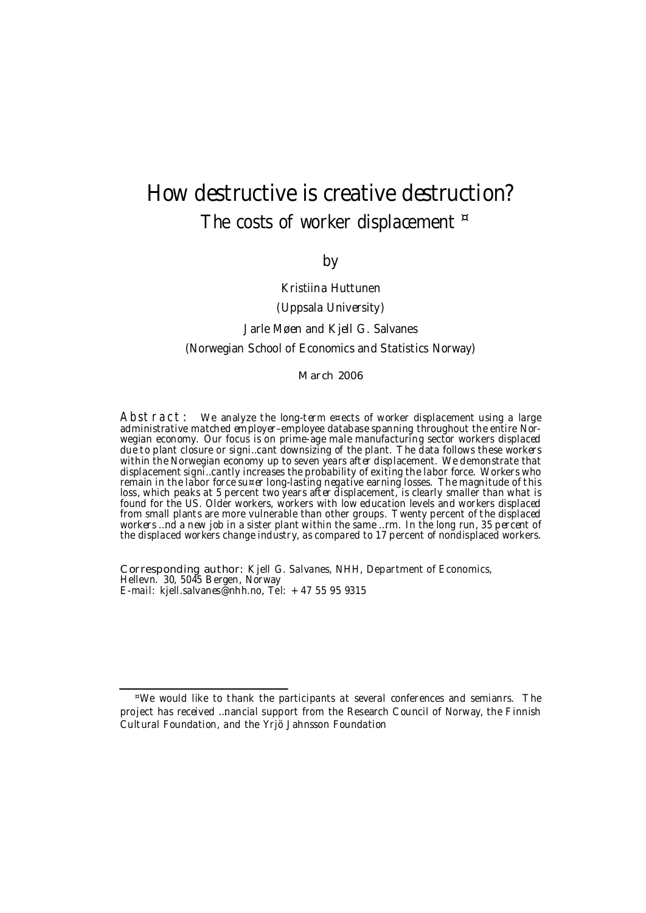# How destructive is creative destruction?

## The costs of worker displacement [*]

by

Kristiina Huttunen

(Uppsala University)

Jarle Møen and Kjell G. Salvanes

(Norwegian School of Economics and Statistics Norway)

March 2006

**Abstract:** We analyze the long-term effects of worker displacement using a large administrative matched employer–employee database spanning throughout the entire Norwegian economy. Our focus is on prime-age male manufacturing sector workers displaced due to plant closure or significant downsizing of the plant. The data follows these workers within the Norwegian economy up to seven years after displacement. We demonstrate that displacement significantly increases the probability of exiting the labor force. Workers who remain in the labor force suffer long-lasting negative earning losses. The magnitude of this loss, which peaks at 5 percent two years after displacement, is clearly smaller than what is found for the US. Older workers, workers with low education levels and workers displaced from small plants are more vulnerable than other groups. Twenty percent of the displaced workers find a new job in a sister plant within the same firm. In the long run, 35 percent of the displaced workers change industry, as compared to 17 percent of nondisplaced workers.

**Corresponding author:** Kjell G. Salvanes, NHH, Department of Economics, Hellevn. 30, 5045 Bergen, Norway
E-mail: kjell.salvanes@nhh.no, Tel: +47 55 95 9315

[*] We would like to thank the participants at several conferences and semianrs. The project has received financial support from the Research Council of Norway, the Finnish Cultural Foundation, and the Yrjö Jahnsson Foundation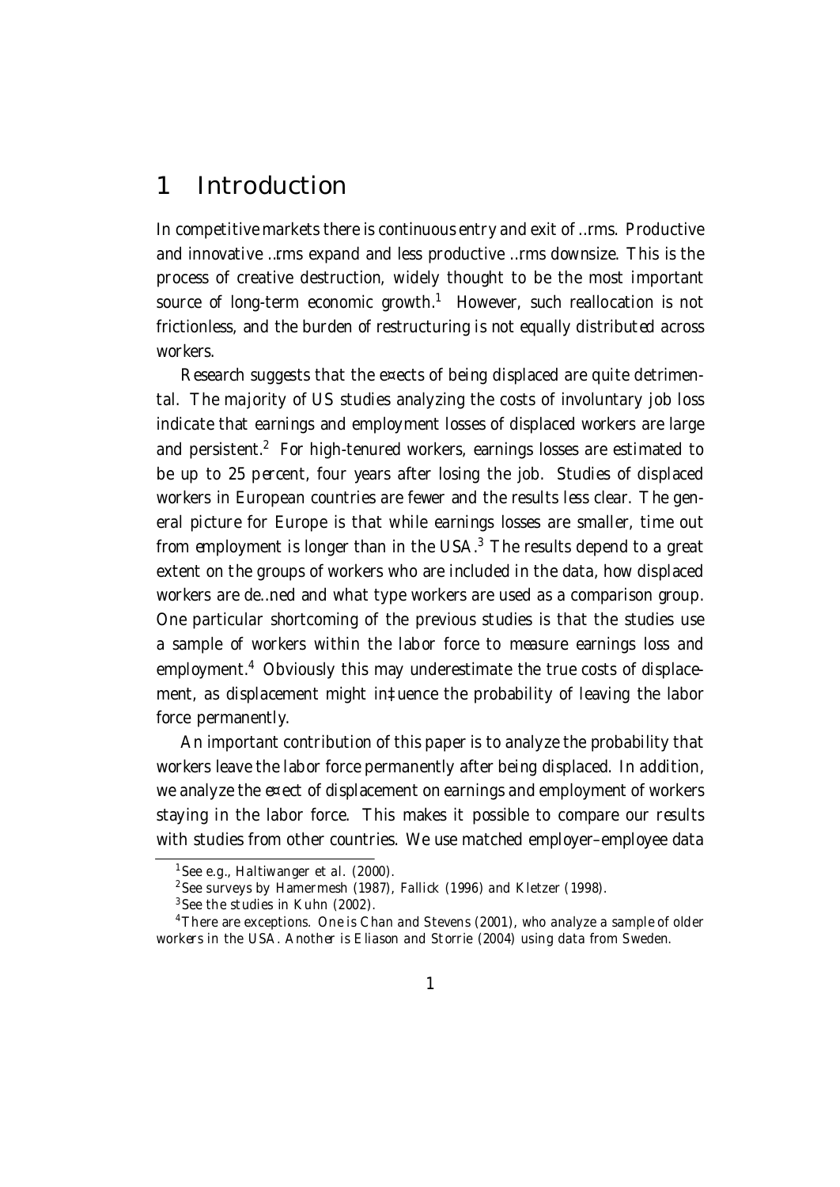# 1 Introduction

In competitive markets there is continuous entry and exit of firms. Productive and innovative firms expand and less productive firms downsize. This is the process of creative destruction, widely thought to be the most important source of long-term economic growth.[1] However, such reallocation is not frictionless, and the burden of restructuring is not equally distributed across workers.

Research suggests that the effects of being displaced are quite detrimental. The majority of US studies analyzing the costs of involuntary job loss indicate that earnings and employment losses of displaced workers are large and persistent.[2] For high-tenured workers, earnings losses are estimated to be up to 25 percent, four years after losing the job. Studies of displaced workers in European countries are fewer and the results less clear. The general picture for Europe is that while earnings losses are smaller, time out from employment is longer than in the USA.[3] The results depend to a great extent on the groups of workers who are included in the data, how displaced workers are defined and what type workers are used as a comparison group. One particular shortcoming of the previous studies is that the studies use a sample of workers within the labor force to measure earnings loss and employment.[4] Obviously this may underestimate the true costs of displacement, as displacement might influence the probability of leaving the labor force permanently.

An important contribution of this paper is to analyze the probability that workers leave the labor force permanently after being displaced. In addition, we analyze the effect of displacement on earnings and employment of workers staying in the labor force. This makes it possible to compare our results with studies from other countries. We use matched employer–employee data

[1] See e.g., Haltiwanger et al. (2000).

[2] See surveys by Hamermesh (1987), Fallick (1996) and Kletzer (1998).

[3] See the studies in Kuhn (2002).

[4] There are exceptions. One is Chan and Stevens (2001), who analyze a sample of older workers in the USA. Another is Eliason and Storrie (2004) using data from Sweden.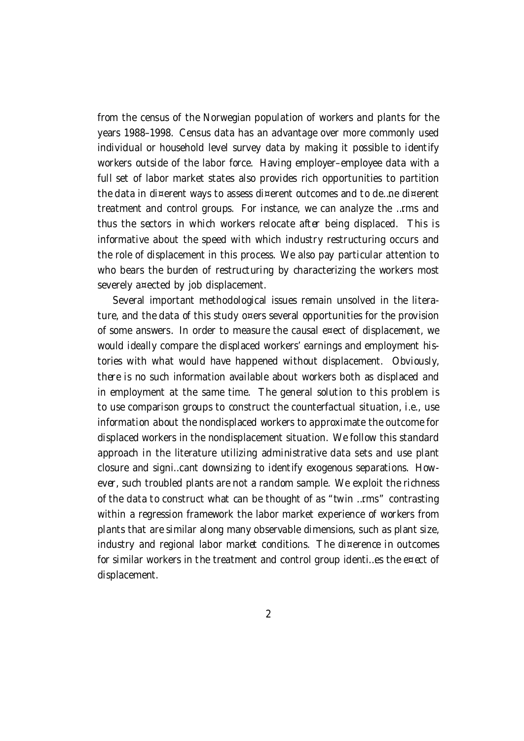from the census of the Norwegian population of workers and plants for the years 1988–1998. Census data has an advantage over more commonly used individual or household level survey data by making it possible to identify workers outside of the labor force. Having employer–employee data with a full set of labor market states also provides rich opportunities to partition the data in different ways to assess different outcomes and to define different treatment and control groups. For instance, we can analyze the firms and thus the sectors in which workers relocate *after* being displaced. This is informative about the speed with which industry restructuring occurs and the role of displacement in this process. We also pay particular attention to who bears the burden of restructuring by characterizing the workers most severely affected by job displacement.

Several important methodological issues remain unsolved in the literature, and the data of this study offers several opportunities for the provision of some answers. In order to measure the causal effect of displacement, we would ideally compare the displaced workers' earnings and employment histories with what would have happened without displacement. Obviously, there is no such information available about workers both as displaced and in employment at the same time. The general solution to this problem is to use comparison groups to construct the counterfactual situation, i.e., use information about the nondisplaced workers to approximate the outcome for displaced workers in the nondisplacement situation. We follow this standard approach in the literature utilizing administrative data sets and use plant closure and significant downsizing to identify exogenous separations. However, such troubled plants are not a random sample. We exploit the richness of the data to construct what can be thought of as "twin firms" contrasting within a regression framework the labor market experience of workers from plants that are similar along many observable dimensions, such as plant size, industry and regional labor market conditions. The difference in outcomes for similar workers in the treatment and control group identifies the effect of displacement.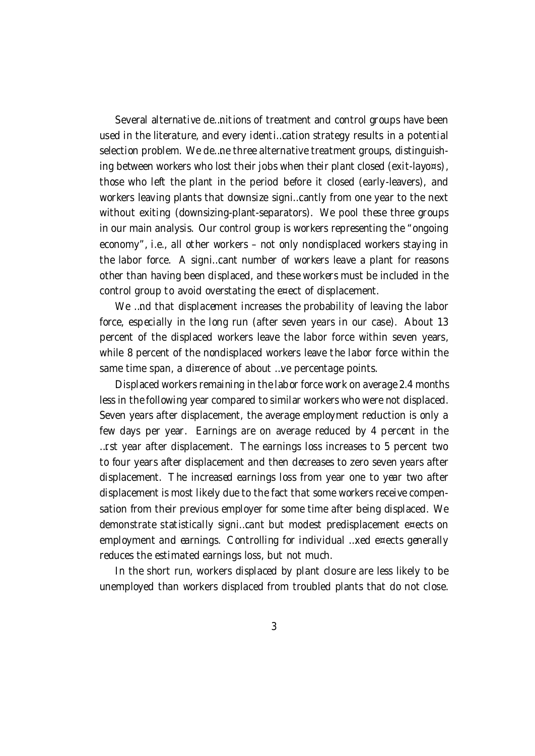Several alternative definitions of treatment and control groups have been used in the literature, and every identification strategy results in a potential selection problem. We define three alternative treatment groups, distinguishing between workers who lost their jobs when their plant closed (exit-layoffs), those who left the plant in the period before it closed (early-leavers), and workers leaving plants that downsize significantly from one year to the next without exiting (downsizing-plant-separators). We pool these three groups in our main analysis. Our control group is workers representing the "ongoing economy", i.e., all other workers – not only nondisplaced workers staying in the labor force. A significant number of workers leave a plant for reasons other than having been displaced, and these workers must be included in the control group to avoid overstating the effect of displacement.

We find that displacement increases the probability of leaving the labor force, especially in the long run (after seven years in our case). About 13 percent of the displaced workers leave the labor force within seven years, while 8 percent of the nondisplaced workers leave the labor force within the same time span, a difference of about five percentage points.

Displaced workers remaining in the labor force work on average 2.4 months less in the following year compared to similar workers who were not displaced. Seven years after displacement, the average employment reduction is only a few days per year. Earnings are on average reduced by 4 percent in the first year after displacement. The earnings loss increases to 5 percent two to four years after displacement and then decreases to zero seven years after displacement. The increased earnings loss from year one to year two after displacement is most likely due to the fact that some workers receive compensation from their previous employer for some time after being displaced. We demonstrate statistically significant but modest predisplacement effects on employment and earnings. Controlling for individual fixed effects generally reduces the estimated earnings loss, but not much.

In the short run, workers displaced by plant closure are less likely to be unemployed than workers displaced from troubled plants that do not close.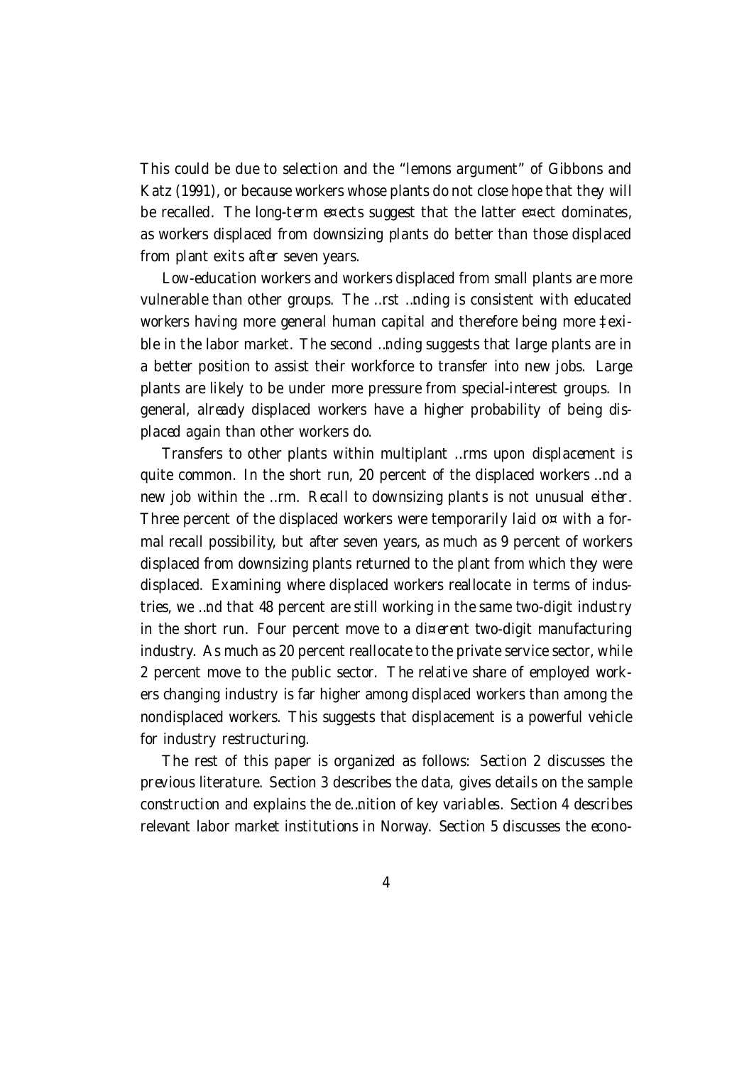This could be due to selection and the "lemons argument" of Gibbons and Katz (1991), or because workers whose plants do not close hope that they will be recalled. The long-term effects suggest that the latter effect dominates, as workers displaced from downsizing plants do better than those displaced from plant exits after seven years.

Low-education workers and workers displaced from small plants are more vulnerable than other groups. The first finding is consistent with educated workers having more general human capital and therefore being more flexible in the labor market. The second finding suggests that large plants are in a better position to assist their workforce to transfer into new jobs. Large plants are likely to be under more pressure from special-interest groups. In general, already displaced workers have a higher probability of being displaced again than other workers do.

Transfers to other plants within multiplant firms upon displacement is quite common. In the short run, 20 percent of the displaced workers find a new job within the firm. Recall to downsizing plants is not unusual either. Three percent of the displaced workers were temporarily laid off with a formal recall possibility, but after seven years, as much as 9 percent of workers displaced from downsizing plants returned to the plant from which they were displaced. Examining where displaced workers reallocate in terms of industries, we find that 48 percent are still working in the same two-digit industry in the short run. Four percent move to a different two-digit manufacturing industry. As much as 20 percent reallocate to the private service sector, while 2 percent move to the public sector. The relative share of employed workers changing industry is far higher among displaced workers than among the nondisplaced workers. This suggests that displacement is a powerful vehicle for industry restructuring.

The rest of this paper is organized as follows: Section 2 discusses the previous literature. Section 3 describes the data, gives details on the sample construction and explains the definition of key variables. Section 4 describes relevant labor market institutions in Norway. Section 5 discusses the econo-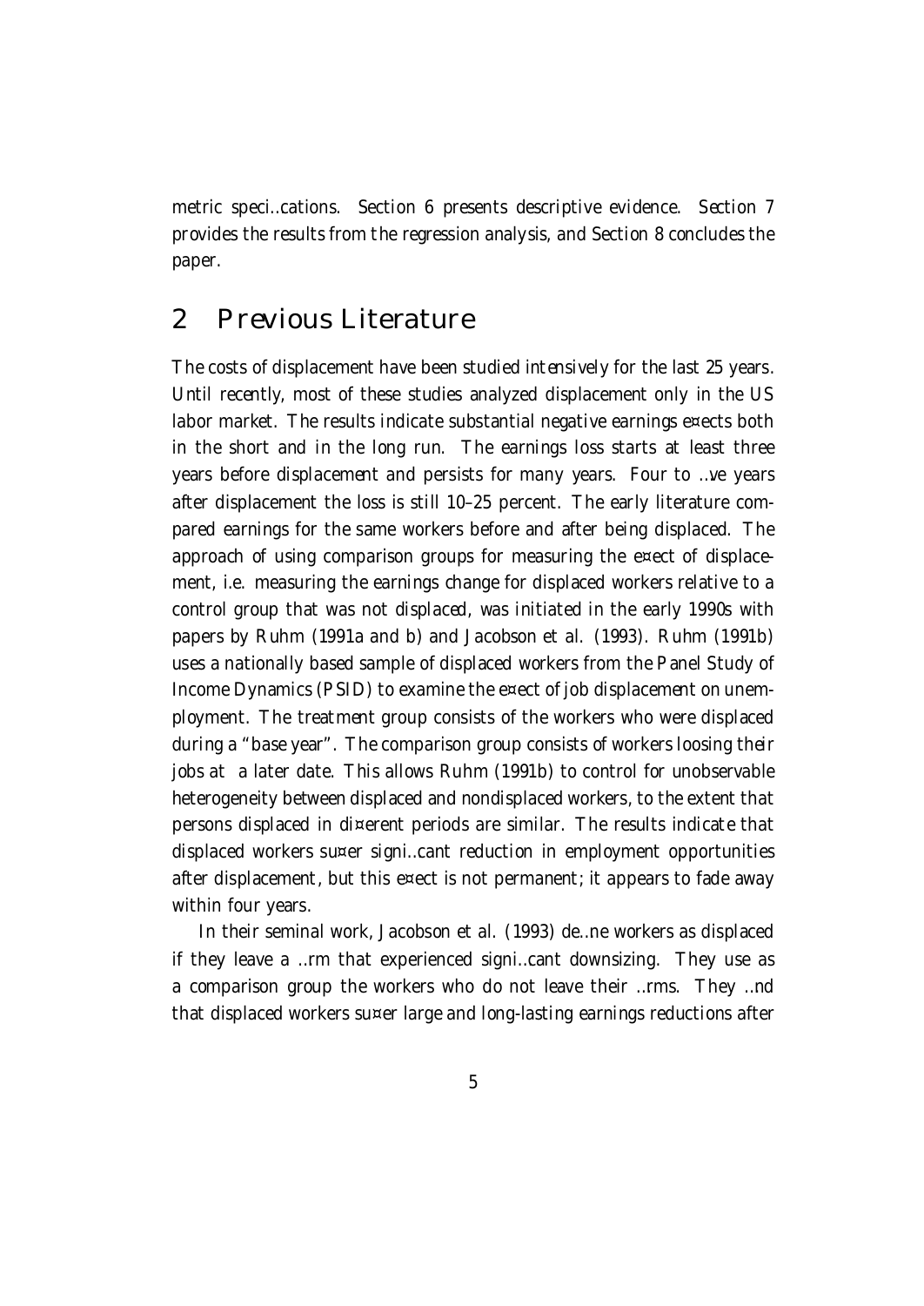metric specifications. Section 6 presents descriptive evidence. Section 7 provides the results from the regression analysis, and Section 8 concludes the paper.

## 2 Previous Literature

The costs of displacement have been studied intensively for the last 25 years. Until recently, most of these studies analyzed displacement only in the US labor market. The results indicate substantial negative earnings effects both in the short and in the long run. The earnings loss starts at least three years before displacement and persists for many years. Four to five years after displacement the loss is still 10–25 percent. The early literature compared earnings for the same workers before and after being displaced. The approach of using comparison groups for measuring the effect of displacement, i.e. measuring the earnings change for displaced workers relative to a control group that was not displaced, was initiated in the early 1990s with papers by Ruhm (1991a and b) and Jacobson et al. (1993). Ruhm (1991b) uses a nationally based sample of displaced workers from the Panel Study of Income Dynamics (PSID) to examine the effect of job displacement on unemployment. The treatment group consists of the workers who were displaced during a "base year". The comparison group consists of workers loosing their jobs at a later date. This allows Ruhm (1991b) to control for unobservable heterogeneity between displaced and nondisplaced workers, to the extent that persons displaced in different periods are similar. The results indicate that displaced workers suffer significant reduction in employment opportunities after displacement, but this effect is not permanent; it appears to fade away within four years.

In their seminal work, Jacobson et al. (1993) define workers as displaced if they leave a firm that experienced significant downsizing. They use as a comparison group the workers who do not leave their firms. They find that displaced workers suffer large and long-lasting earnings reductions after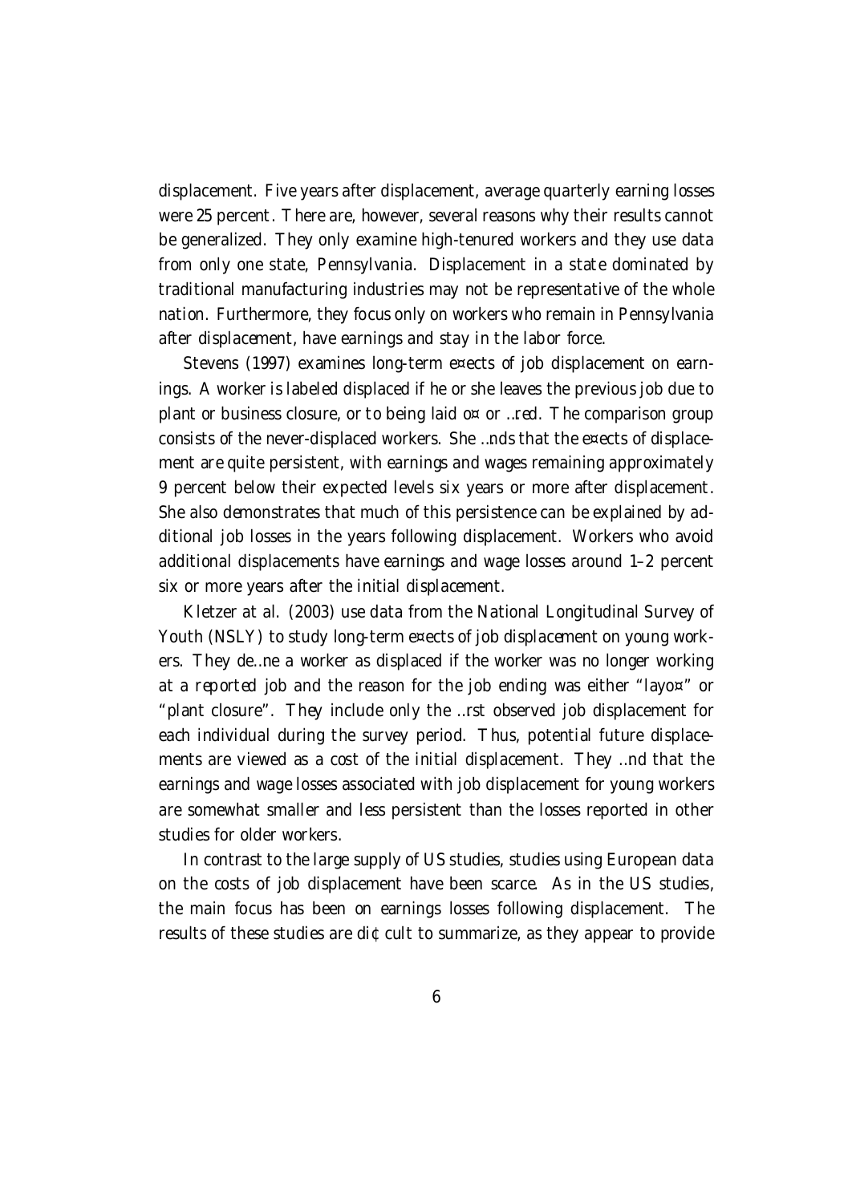displacement. Five years after displacement, average quarterly earning losses were 25 percent. There are, however, several reasons why their results cannot be generalized. They only examine high-tenured workers and they use data from only one state, Pennsylvania. Displacement in a state dominated by traditional manufacturing industries may not be representative of the whole nation. Furthermore, they focus only on workers who remain in Pennsylvania after displacement, have earnings and stay in the labor force.

Stevens (1997) examines long-term effects of job displacement on earnings. A worker is labeled displaced if he or she leaves the previous job due to plant or business closure, or to being laid off or fired. The comparison group consists of the never-displaced workers. She finds that the effects of displacement are quite persistent, with earnings and wages remaining approximately 9 percent below their expected levels six years or more after displacement. She also demonstrates that much of this persistence can be explained by additional job losses in the years following displacement. Workers who avoid additional displacements have earnings and wage losses around 1–2 percent six or more years after the initial displacement.

Kletzer at al. (2003) use data from the National Longitudinal Survey of Youth (NSLY) to study long-term effects of job displacement on young workers. They define a worker as displaced if the worker was no longer working at a *reported* job and the reason for the job ending was either "layoff" or "plant closure". They include only the first observed job displacement for each individual during the survey period. Thus, potential future displacements are viewed as a cost of the initial displacement. They find that the earnings and wage losses associated with job displacement for young workers are somewhat smaller and less persistent than the losses reported in other studies for older workers.

In contrast to the large supply of US studies, studies using European data on the costs of job displacement have been scarce. As in the US studies, the main focus has been on earnings losses following displacement. The results of these studies are difficult to summarize, as they appear to provide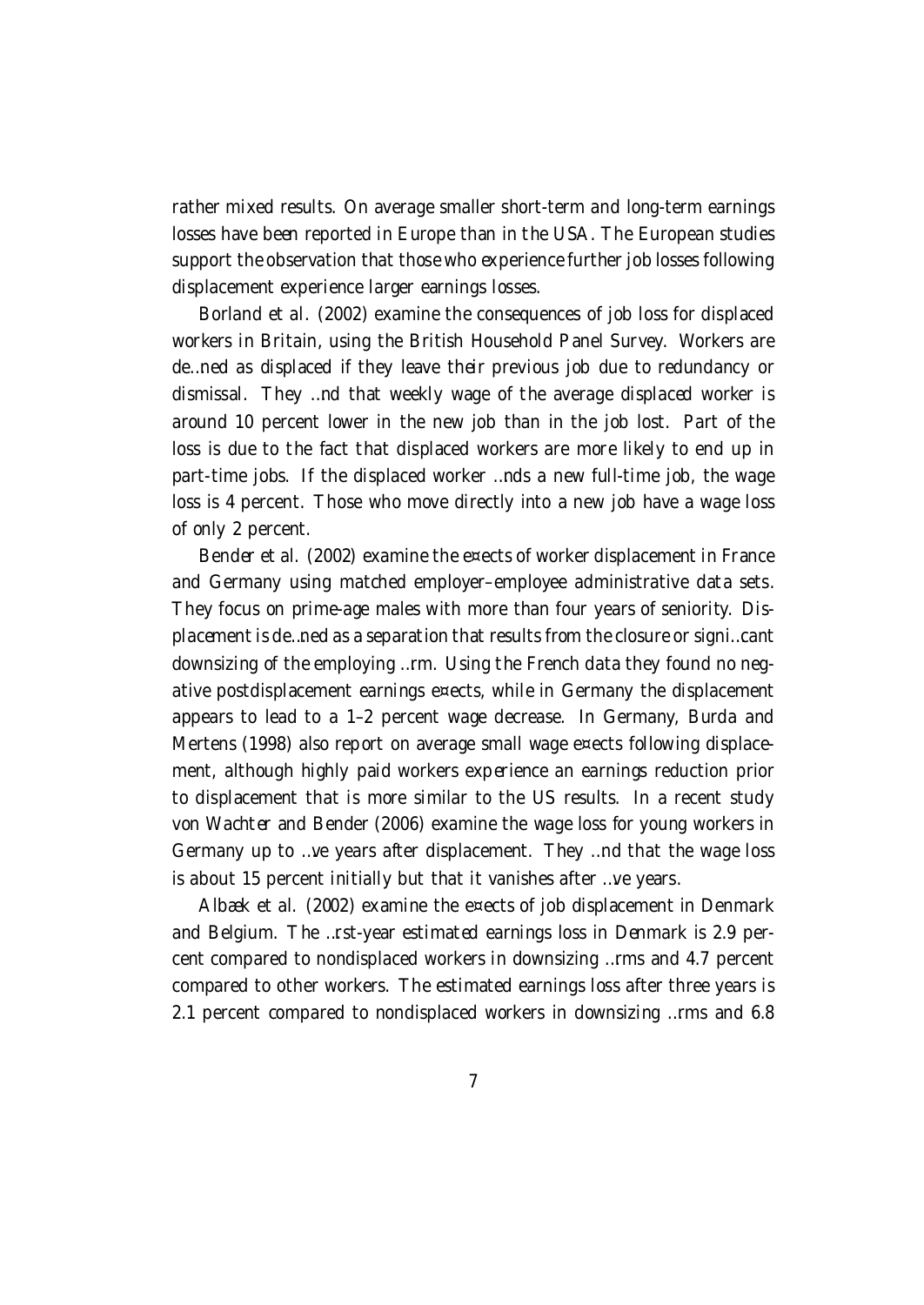rather mixed results. On average smaller short-term and long-term earnings losses have been reported in Europe than in the USA. The European studies support the observation that those who experience further job losses following displacement experience larger earnings losses.

Borland et al. (2002) examine the consequences of job loss for displaced workers in Britain, using the British Household Panel Survey. Workers are defined as displaced if they leave their previous job due to redundancy or dismissal. They find that weekly wage of the average displaced worker is around 10 percent lower in the new job than in the job lost. Part of the loss is due to the fact that displaced workers are more likely to end up in part-time jobs. If the displaced worker finds a new full-time job, the wage loss is 4 percent. Those who move directly into a new job have a wage loss of only 2 percent.

Bender et al. (2002) examine the effects of worker displacement in France and Germany using matched employer–employee administrative data sets. They focus on prime-age males with more than four years of seniority. Displacement is defined as a separation that results from the closure or significant downsizing of the employing firm. Using the French data they found no negative postdisplacement earnings effects, while in Germany the displacement appears to lead to a 1–2 percent wage decrease. In Germany, Burda and Mertens (1998) also report on average small wage effects following displacement, although highly paid workers experience an earnings reduction prior to displacement that is more similar to the US results. In a recent study von Wachter and Bender (2006) examine the wage loss for young workers in Germany up to five years after displacement. They find that the wage loss is about 15 percent initially but that it vanishes after five years.

Albæk et al. (2002) examine the effects of job displacement in Denmark and Belgium. The first-year estimated earnings loss in Denmark is 2.9 percent compared to nondisplaced workers in downsizing firms and 4.7 percent compared to other workers. The estimated earnings loss after three years is 2.1 percent compared to nondisplaced workers in downsizing firms and 6.8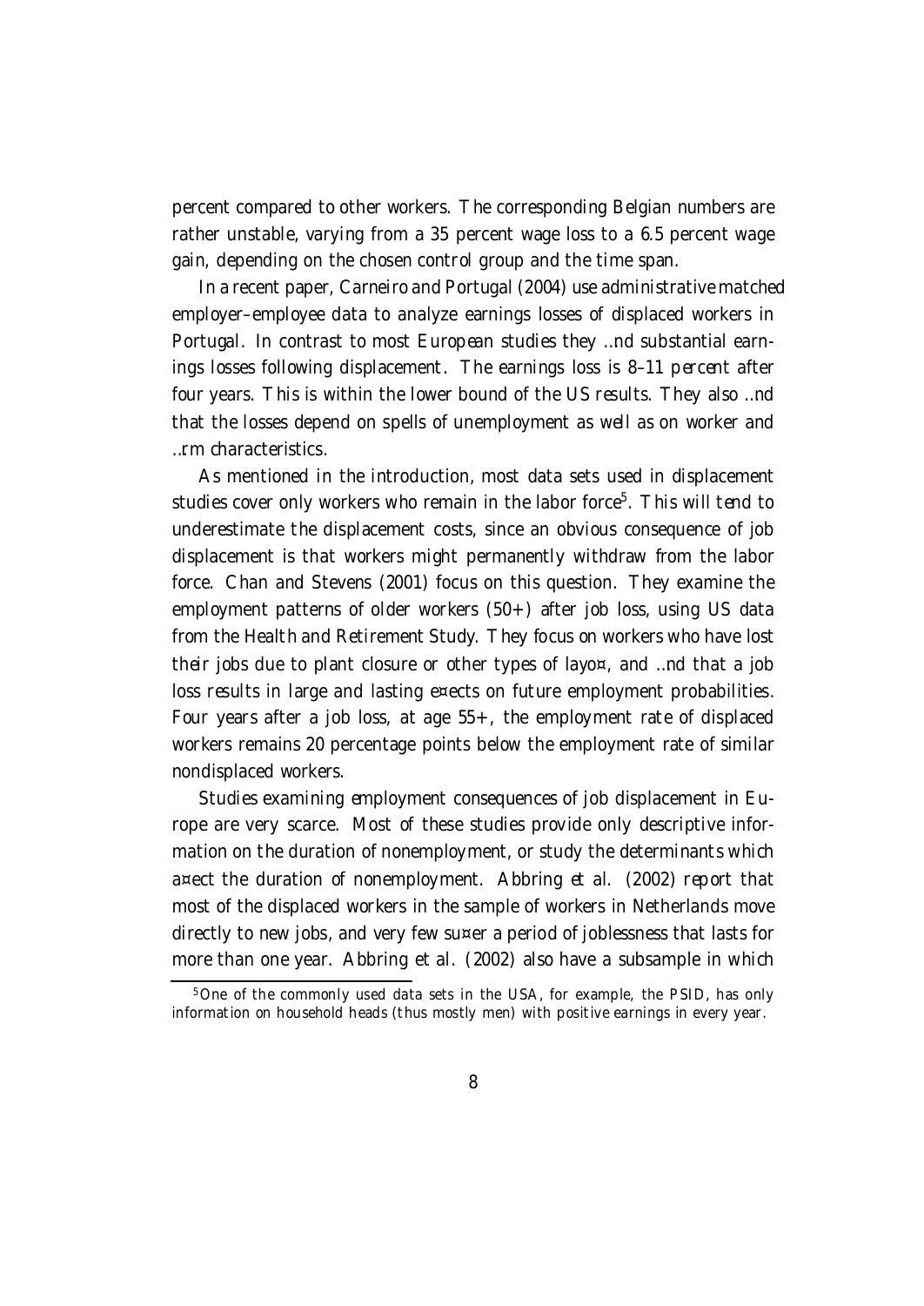percent compared to other workers. The corresponding Belgian numbers are rather unstable, varying from a 35 percent wage loss to a 6.5 percent wage gain, depending on the chosen control group and the time span.

In a recent paper, Carneiro and Portugal (2004) use administrative matched employer–employee data to analyze earnings losses of displaced workers in Portugal. In contrast to most European studies they find substantial earnings losses following displacement. The earnings loss is 8–11 percent after four years. This is within the lower bound of the US results. They also find that the losses depend on spells of unemployment as well as on worker and firm characteristics.

As mentioned in the introduction, most data sets used in displacement studies cover only workers who remain in the labor force[5]. This will tend to underestimate the displacement costs, since an obvious consequence of job displacement is that workers might permanently withdraw from the labor force. Chan and Stevens (2001) focus on this question. They examine the employment patterns of older workers (50+) after job loss, using US data from the Health and Retirement Study. They focus on workers who have lost their jobs due to plant closure or other types of layoff, and find that a job loss results in large and lasting effects on future employment probabilities. Four years after a job loss, at age 55+, the employment rate of displaced workers remains 20 percentage points below the employment rate of similar nondisplaced workers.

Studies examining employment consequences of job displacement in Europe are very scarce. Most of these studies provide only descriptive information on the duration of nonemployment, or study the determinants which affect the duration of nonemployment. Abbring et al. (2002) report that most of the displaced workers in the sample of workers in Netherlands move directly to new jobs, and very few suffer a period of joblessness that lasts for more than one year. Abbring et al. (2002) also have a subsample in which

[5] One of the commonly used data sets in the USA, for example, the PSID, has only information on household heads (thus mostly men) with positive earnings in every year.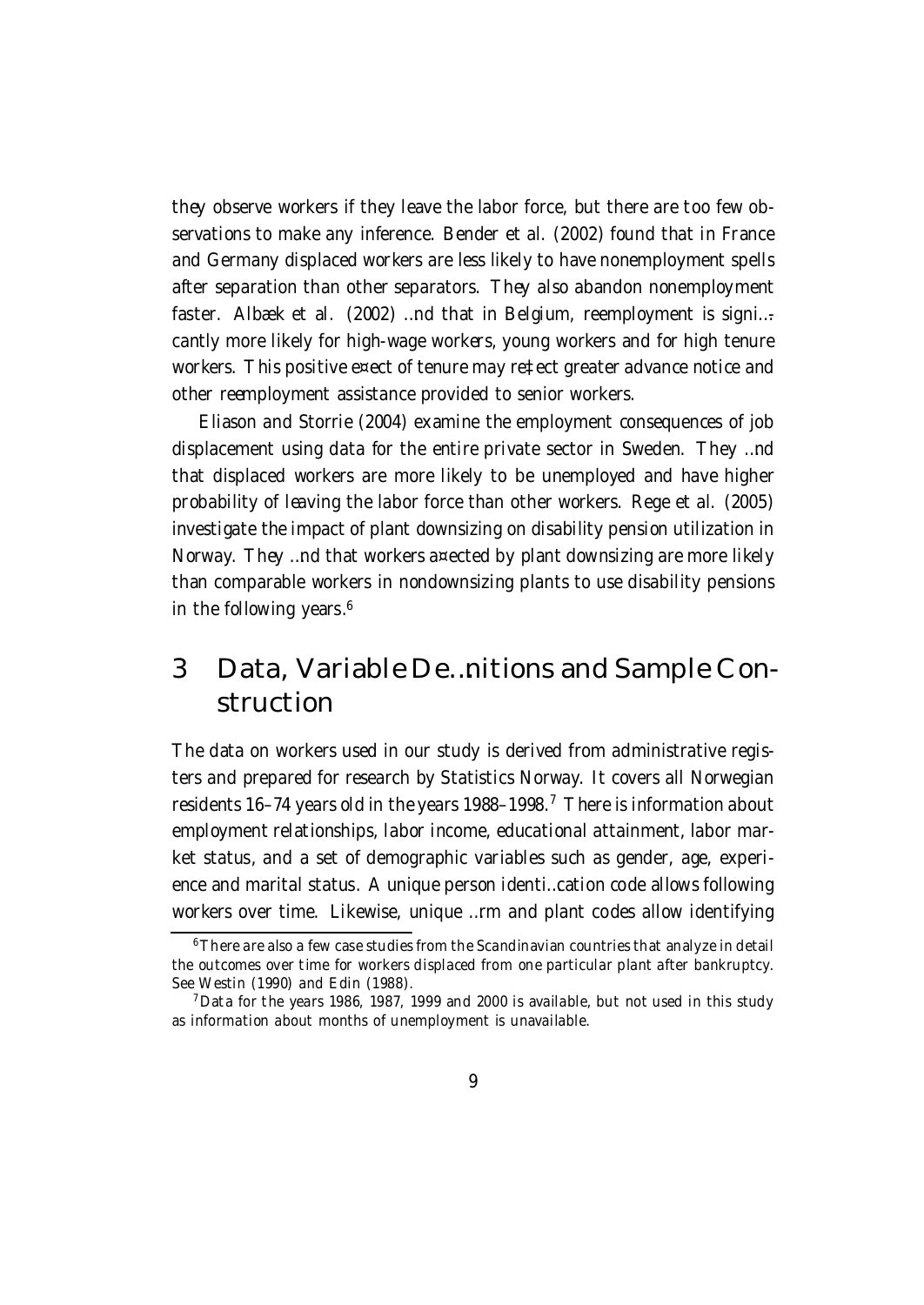they observe workers if they leave the labor force, but there are too few observations to make any inference. Bender et al. (2002) found that in France and Germany displaced workers are less likely to have nonemployment spells after separation than other separators. They also abandon nonemployment faster. Albæk et al. (2002) find that in Belgium, reemployment is significantly more likely for high-wage workers, young workers and for high tenure workers. This positive effect of tenure may reflect greater advance notice and other reemployment assistance provided to senior workers.

Eliason and Storrie (2004) examine the employment consequences of job displacement using data for the entire private sector in Sweden. They find that displaced workers are more likely to be unemployed and have higher probability of leaving the labor force than other workers. Rege et al. (2005) investigate the impact of plant downsizing on disability pension utilization in Norway. They find that workers affected by plant downsizing are more likely than comparable workers in nondownsizing plants to use disability pensions in the following years.[6]

# 3 Data, Variable Definitions and Sample Construction

The data on workers used in our study is derived from administrative registers and prepared for research by Statistics Norway. It covers all Norwegian residents 16–74 years old in the years 1988–1998.[7] There is information about employment relationships, labor income, educational attainment, labor market status, and a set of demographic variables such as gender, age, experience and marital status. A unique person identification code allows following workers over time. Likewise, unique firm and plant codes allow identifying

[6] There are also a few case studies from the Scandinavian countries that analyze in detail the outcomes over time for workers displaced from one particular plant after bankruptcy. See Westin (1990) and Edin (1988).

[7] Data for the years 1986, 1987, 1999 and 2000 is available, but not used in this study as information about months of unemployment is unavailable.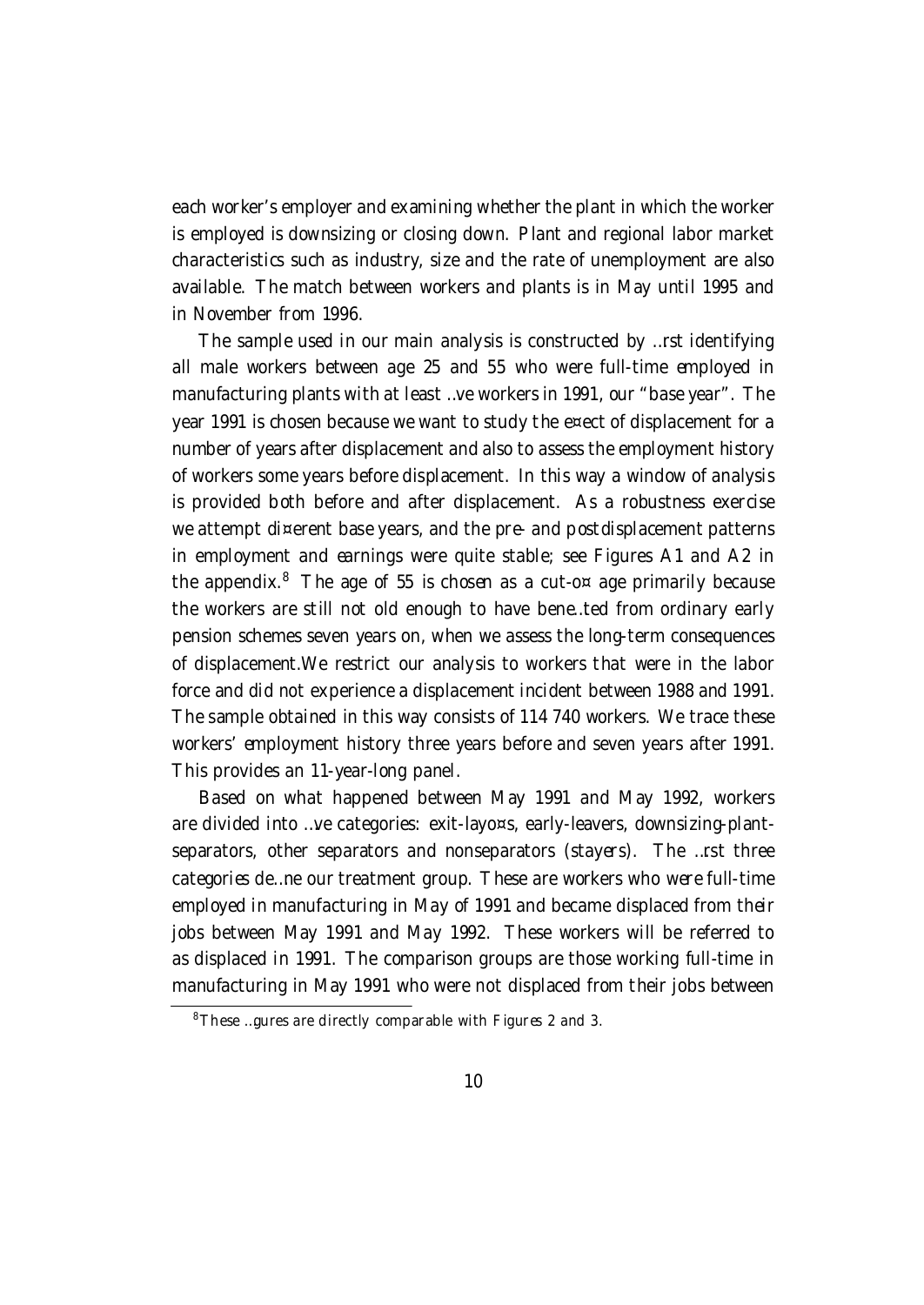each worker's employer and examining whether the plant in which the worker is employed is downsizing or closing down. Plant and regional labor market characteristics such as industry, size and the rate of unemployment are also available. The match between workers and plants is in May until 1995 and in November from 1996.

The sample used in our main analysis is constructed by first identifying all male workers between age 25 and 55 who were full-time employed in manufacturing plants with at least five workers in 1991, our "base year". The year 1991 is chosen because we want to study the effect of displacement for a number of years after displacement and also to assess the employment history of workers some years before displacement. In this way a window of analysis is provided both before and after displacement. As a robustness exercise we attempt different base years, and the pre- and postdisplacement patterns in employment and earnings were quite stable; see Figures A1 and A2 in the appendix.[8] The age of 55 is chosen as a cut-off age primarily because the workers are still not old enough to have benefited from ordinary early pension schemes seven years on, when we assess the long-term consequences of displacement.We restrict our analysis to workers that were in the labor force and did not experience a displacement incident between 1988 and 1991. The sample obtained in this way consists of 114 740 workers. We trace these workers' employment history three years before and seven years after 1991. This provides an 11-year-long panel.

Based on what happened between May 1991 and May 1992, workers are divided into five categories: exit-layoffs, early-leavers, downsizing-plant-separators, other separators and nonseparators (stayers). The first three categories define our treatment group. These are workers who were full-time employed in manufacturing in May of 1991 and became displaced from their jobs between May 1991 and May 1992. These workers will be referred to as displaced in 1991. The comparison groups are those working full-time in manufacturing in May 1991 who were not displaced from their jobs between

[8] These figures are directly comparable with Figures 2 and 3.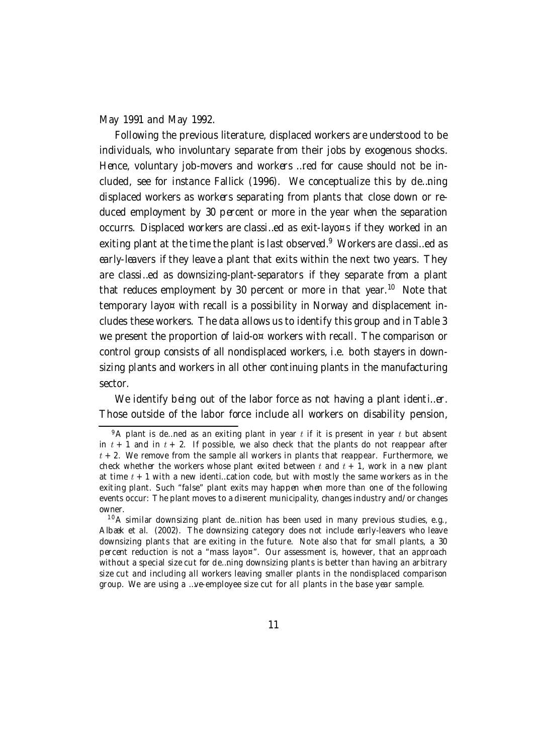May 1991 and May 1992.

Following the previous literature, displaced workers are understood to be individuals, who involuntary separate from their jobs by exogenous shocks. Hence, voluntary job-movers and workers fired for cause should not be included, see for instance Fallick (1996). We conceptualize this by defining displaced workers as workers separating from plants that close down or reduced employment by 30 percent or more in the year when the separation occurrs. Displaced workers are classified as *exit-layoffs* if they worked in an exiting plant at the time the plant is last observed.[9] Workers are classified as *early-leavers* if they leave a plant that exits within the next two years. They are classified as *downsizing-plant-separators* if they separate from a plant that reduces employment by 30 percent or more in that year.[10] Note that temporary layoff with recall is a possibility in Norway and displacement includes these workers. The data allows us to identify this group and in Table 3 we present the proportion of laid-off workers with recall. The comparison or control group consists of all nondisplaced workers, i.e. both stayers in downsizing plants and workers in all other continuing plants in the manufacturing sector.

We identify being out of the labor force as not having a plant identifier. Those outside of the labor force include all workers on disability pension,

---

[9] A plant is defined as an exiting plant in year $t$ if it is present in year $t$ but absent in $t + 1$ and in $t + 2$. If possible, we also check that the plants do not reappear after $t + 2$. We remove from the sample all workers in plants that reappear. Furthermore, we check whether the workers whose plant exited between $t$ and $t + 1$, work in a new plant at time $t + 1$ with a new identification code, but with mostly the same workers as in the exiting plant. Such "false" plant exits may happen when more than one of the following events occur: The plant moves to a different municipality, changes industry and/or changes owner.

[10] A similar downsizing plant definition has been used in many previous studies, e.g., Albæk et al. (2002). The downsizing category does not include early-leavers who leave downsizing plants that are exiting in the future. Note also that for small plants, a 30 percent reduction is not a "mass layoff". Our assessment is, however, that an approach without a special size cut for defining downsizing plants is better than having an arbitrary size cut and including all workers leaving smaller plants in the nondisplaced comparison group. We are using a five-employee size cut for all plants in the base year sample.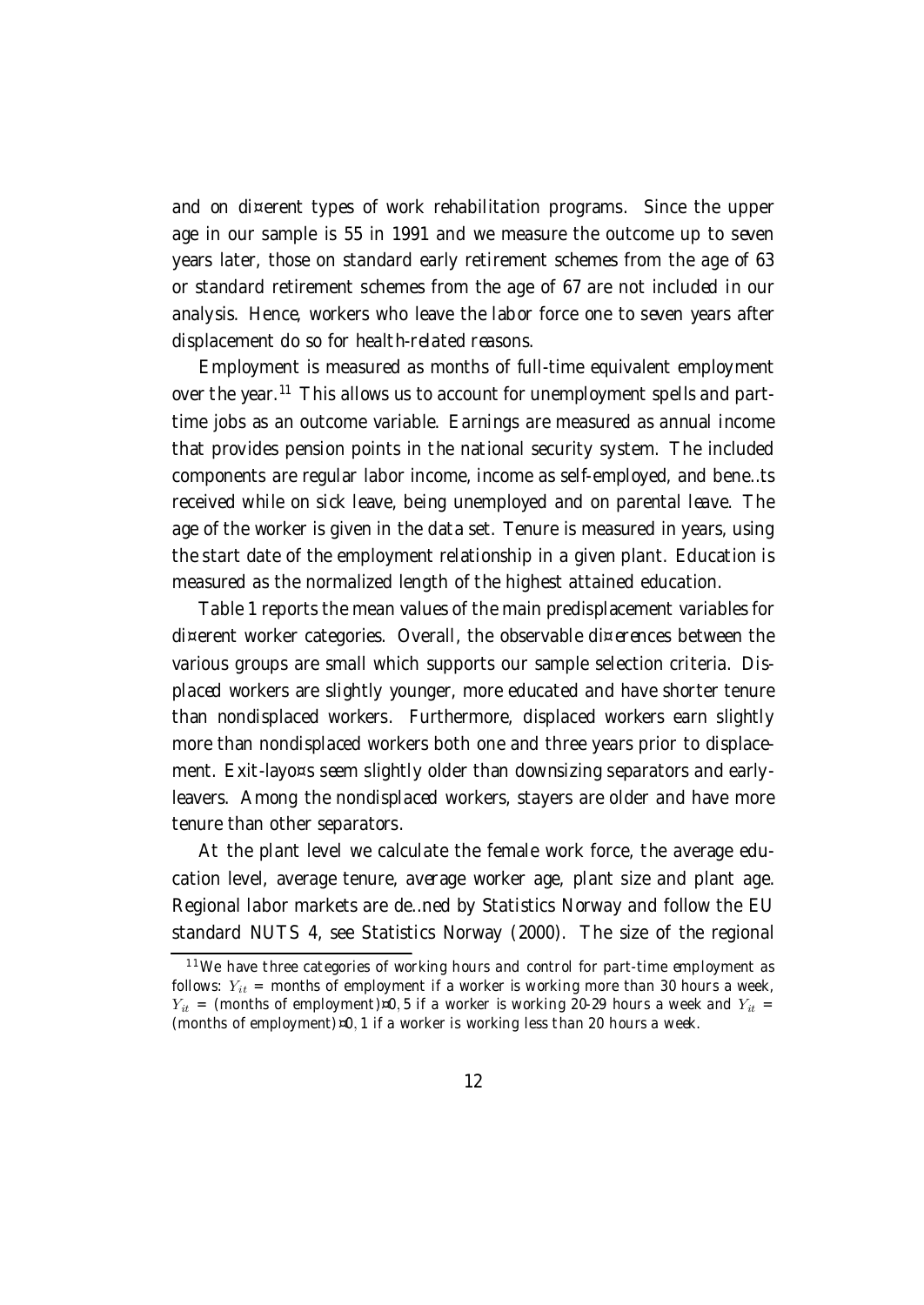and on different types of work rehabilitation programs. Since the upper age in our sample is 55 in 1991 and we measure the outcome up to seven years later, those on standard early retirement schemes from the age of 63 or standard retirement schemes from the age of 67 are not included in our analysis. Hence, workers who leave the labor force one to seven years after displacement do so for health-related reasons.

Employment is measured as months of full-time equivalent employment over the year.[11] This allows us to account for unemployment spells and part-time jobs as an outcome variable. Earnings are measured as annual income that provides pension points in the national security system. The included components are regular labor income, income as self-employed, and benefits received while on sick leave, being unemployed and on parental leave. The age of the worker is given in the data set. Tenure is measured in years, using the start date of the employment relationship in a given plant. Education is measured as the normalized length of the highest attained education.

Table 1 reports the mean values of the main predisplacement variables for different worker categories. Overall, the observable differences between the various groups are small which supports our sample selection criteria. Displaced workers are slightly younger, more educated and have shorter tenure than nondisplaced workers. Furthermore, displaced workers earn slightly more than nondisplaced workers both one and three years prior to displacement. Exit-layoffs seem slightly older than downsizing separators and early-leavers. Among the nondisplaced workers, stayers are older and have more tenure than other separators.

At the plant level we calculate the female work force, the average education level, average tenure, average worker age, plant size and plant age. Regional labor markets are defined by Statistics Norway and follow the EU standard NUTS 4, see Statistics Norway (2000). The size of the regional

[11] We have three categories of working hours and control for part-time employment as follows: $Y_{it}$ = months of employment if a worker is working more than 30 hours a week, $Y_{it}$ = (months of employment)$\times 0.5$ if a worker is working 20-29 hours a week and $Y_{it}$ = (months of employment)$\times 0.1$ if a worker is working less than 20 hours a week.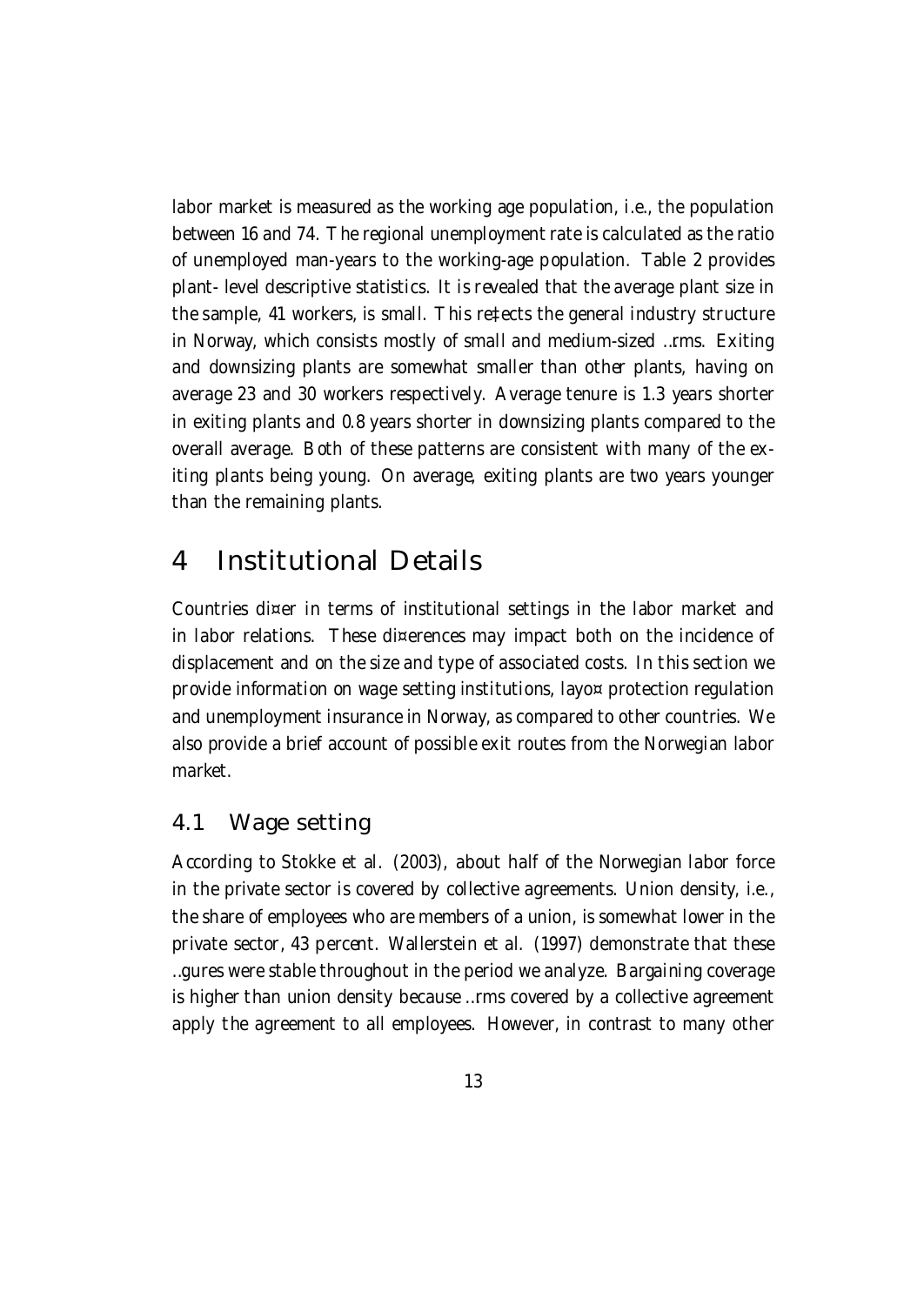labor market is measured as the working age population, i.e., the population between 16 and 74. The regional unemployment rate is calculated as the ratio of unemployed man-years to the working-age population. Table 2 provides plant- level descriptive statistics. It is revealed that the average plant size in the sample, 41 workers, is small. This reflects the general industry structure in Norway, which consists mostly of small and medium-sized firms. Exiting and downsizing plants are somewhat smaller than other plants, having on average 23 and 30 workers respectively. Average tenure is 1.3 years shorter in exiting plants and 0.8 years shorter in downsizing plants compared to the overall average. Both of these patterns are consistent with many of the exiting plants being young. On average, exiting plants are two years younger than the remaining plants.

# 4 Institutional Details

Countries differ in terms of institutional settings in the labor market and in labor relations. These differences may impact both on the incidence of displacement and on the size and type of associated costs. In this section we provide information on wage setting institutions, layoff protection regulation and unemployment insurance in Norway, as compared to other countries. We also provide a brief account of possible exit routes from the Norwegian labor market.

## 4.1 Wage setting

According to Stokke et al. (2003), about half of the Norwegian labor force in the private sector is covered by collective agreements. Union density, i.e., the share of employees who are members of a union, is somewhat lower in the private sector, 43 percent. Wallerstein et al. (1997) demonstrate that these figures were stable throughout in the period we analyze. Bargaining coverage is higher than union density because firms covered by a collective agreement apply the agreement to all employees. However, in contrast to many other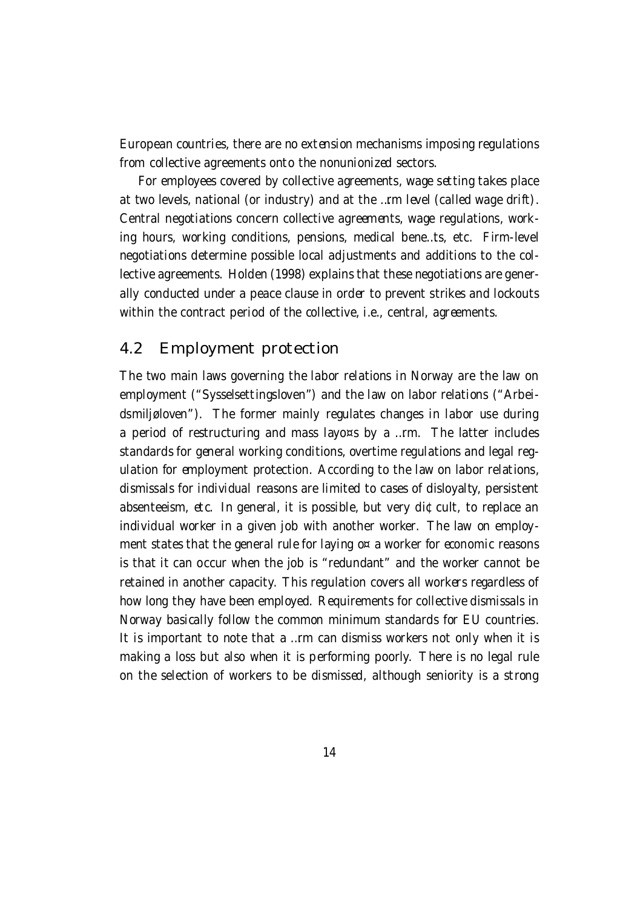European countries, there are no extension mechanisms imposing regulations from collective agreements onto the nonunionized sectors.

For employees covered by collective agreements, wage setting takes place at two levels, national (or industry) and at the firm level (called wage drift). Central negotiations concern collective agreements, wage regulations, working hours, working conditions, pensions, medical benefits, etc. Firm-level negotiations determine possible local adjustments and additions to the collective agreements. Holden (1998) explains that these negotiations are generally conducted under a peace clause in order to prevent strikes and lockouts within the contract period of the collective, i.e., central, agreements.

## 4.2 Employment protection

The two main laws governing the labor relations in Norway are the law on employment ("Sysselsettingsloven") and the law on labor relations ("Arbeidsmiljøloven"). The former mainly regulates changes in labor use during a period of restructuring and mass layoffs by a firm. The latter includes standards for general working conditions, overtime regulations and legal regulation for employment protection. According to the law on labor relations, dismissals for individual reasons are limited to cases of disloyalty, persistent absenteeism, etc. In general, it is possible, but very difficult, to replace an individual worker in a given job with another worker. The law on employment states that the general rule for laying off a worker for economic reasons is that it can occur when the job is "redundant" and the worker cannot be retained in another capacity. This regulation covers all workers regardless of how long they have been employed. Requirements for collective dismissals in Norway basically follow the common minimum standards for EU countries. It is important to note that a firm can dismiss workers not only when it is making a loss but also when it is performing poorly. There is no legal rule on the selection of workers to be dismissed, although seniority is a strong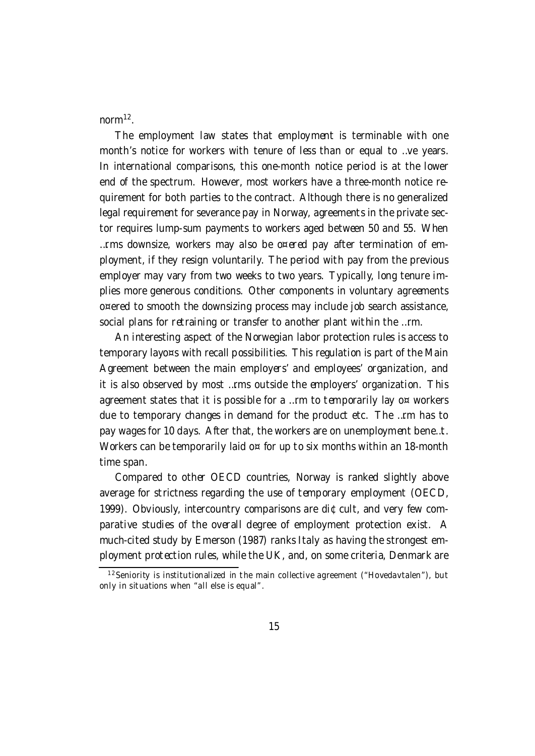norm[12].

The employment law states that employment is terminable with one month's notice for workers with tenure of less than or equal to five years. In international comparisons, this one-month notice period is at the lower end of the spectrum. However, most workers have a three-month notice requirement for both parties to the contract. Although there is no generalized legal requirement for severance pay in Norway, agreements in the private sector requires lump-sum payments to workers aged between 50 and 55. When firms downsize, workers may also be offered pay after termination of employment, if they resign voluntarily. The period with pay from the previous employer may vary from two weeks to two years. Typically, long tenure implies more generous conditions. Other components in voluntary agreements offered to smooth the downsizing process may include job search assistance, social plans for retraining or transfer to another plant within the firm.

An interesting aspect of the Norwegian labor protection rules is access to temporary layoffs with recall possibilities. This regulation is part of the Main Agreement between the main employers' and employees' organization, and it is also observed by most firms outside the employers' organization. This agreement states that it is possible for a firm to temporarily lay off workers due to temporary changes in demand for the product etc. The firm has to pay wages for 10 days. After that, the workers are on unemployment benefit. Workers can be temporarily laid off for up to six months within an 18-month time span.

Compared to other OECD countries, Norway is ranked slightly above average for strictness regarding the use of temporary employment (OECD, 1999). Obviously, intercountry comparisons are difficult, and very few comparative studies of the overall degree of employment protection exist. A much-cited study by Emerson (1987) ranks Italy as having the strongest employment protection rules, while the UK, and, on some criteria, Denmark are

[12] Seniority is institutionalized in the main collective agreement ("Hovedavtalen"), but only in situations when "all else is equal".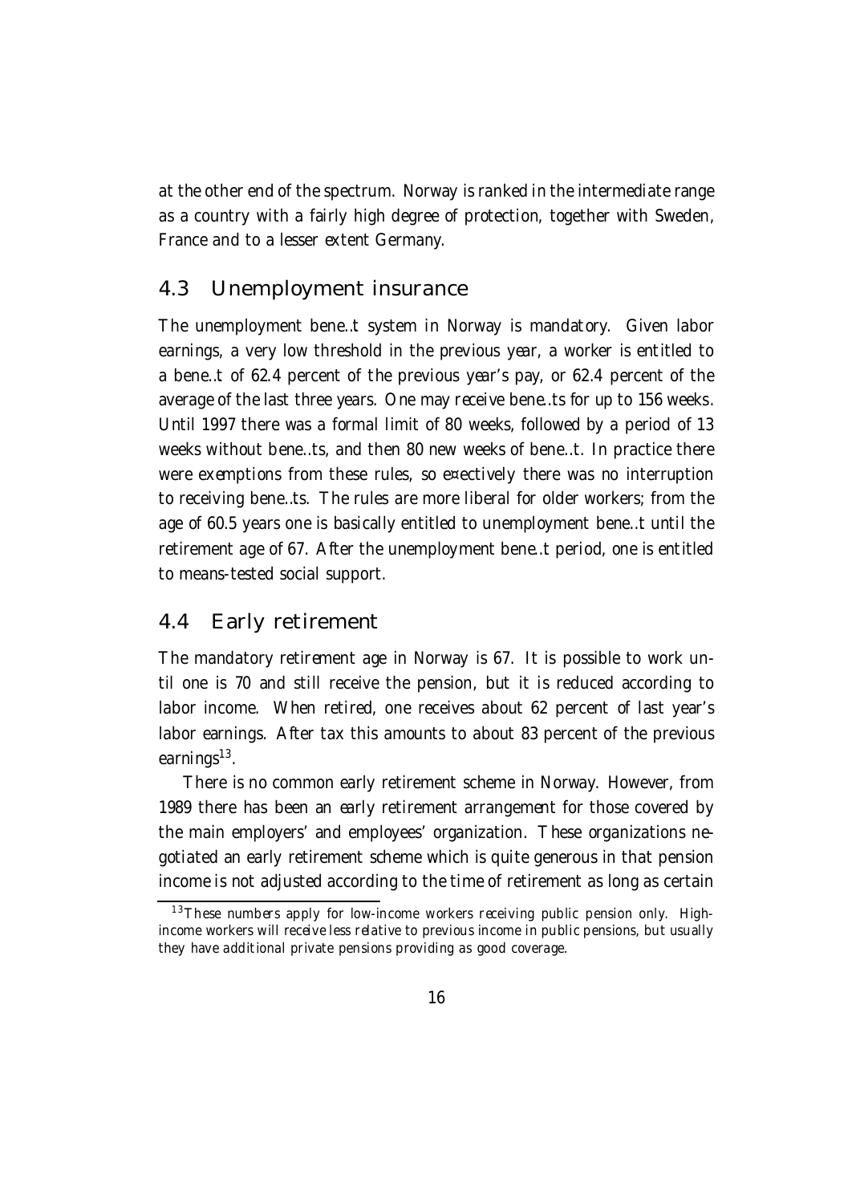at the other end of the spectrum. Norway is ranked in the intermediate range as a country with a fairly high degree of protection, together with Sweden, France and to a lesser extent Germany.

## 4.3 Unemployment insurance

The unemployment benefit system in Norway is mandatory. Given labor earnings, a very low threshold in the previous year, a worker is entitled to a benefit of 62.4 percent of the previous year's pay, or 62.4 percent of the average of the last three years. One may receive benefits for up to 156 weeks. Until 1997 there was a formal limit of 80 weeks, followed by a period of 13 weeks without benefits, and then 80 new weeks of benefit. In practice there were exemptions from these rules, so effectively there was no interruption to receiving benefits. The rules are more liberal for older workers; from the age of 60.5 years one is basically entitled to unemployment benefit until the retirement age of 67. After the unemployment benefit period, one is entitled to means-tested social support.

## 4.4 Early retirement

The mandatory retirement age in Norway is 67. It is possible to work until one is 70 and still receive the pension, but it is reduced according to labor income. When retired, one receives about 62 percent of last year's labor earnings. After tax this amounts to about 83 percent of the previous earnings[13].

There is no common early retirement scheme in Norway. However, from 1989 there has been an early retirement arrangement for those covered by the main employers' and employees' organization. These organizations negotiated an early retirement scheme which is quite generous in that pension income is not adjusted according to the time of retirement as long as certain

[13] These numbers apply for low-income workers receiving public pension only. High-income workers will receive less relative to previous income in public pensions, but usually they have additional private pensions providing as good coverage.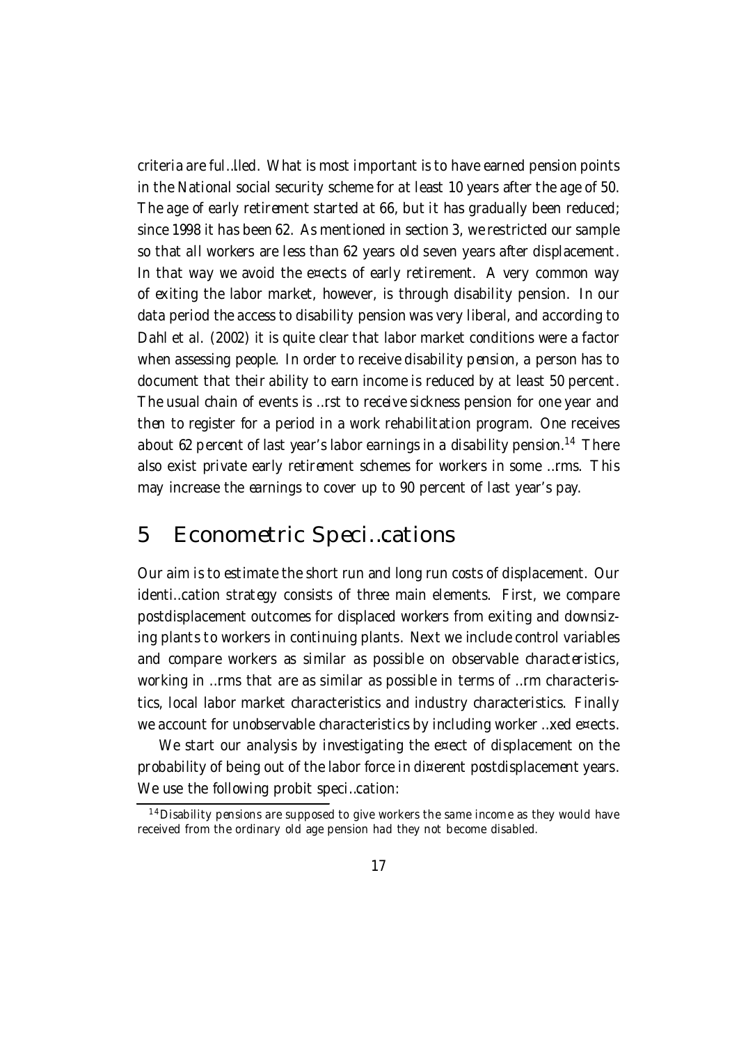criteria are fulfilled. What is most important is to have earned pension points in the National social security scheme for at least 10 years after the age of 50. The age of early retirement started at 66, but it has gradually been reduced; since 1998 it has been 62. As mentioned in section 3, we restricted our sample so that all workers are less than 62 years old seven years after displacement. In that way we avoid the effects of early retirement. A very common way of exiting the labor market, however, is through disability pension. In our data period the access to disability pension was very liberal, and according to Dahl et al. (2002) it is quite clear that labor market conditions were a factor when assessing people. In order to receive disability pension, a person has to document that their ability to earn income is reduced by at least 50 percent. The usual chain of events is first to receive sickness pension for one year and then to register for a period in a work rehabilitation program. One receives about 62 percent of last year's labor earnings in a disability pension.[14] There also exist private early retirement schemes for workers in some firms. This may increase the earnings to cover up to 90 percent of last year's pay.

# 5 Econometric Specifications

Our aim is to estimate the short run and long run costs of displacement. Our identification strategy consists of three main elements. First, we compare postdisplacement outcomes for displaced workers from exiting and downsizing plants to workers in continuing plants. Next we include control variables and compare workers as similar as possible on observable characteristics, working in firms that are as similar as possible in terms of firm characteristics, local labor market characteristics and industry characteristics. Finally we account for unobservable characteristics by including worker fixed effects.

We start our analysis by investigating the effect of displacement on the probability of being out of the labor force in different postdisplacement years. We use the following probit specification:

[14] Disability pensions are supposed to give workers the same income as they would have received from the ordinary old age pension had they not become disabled.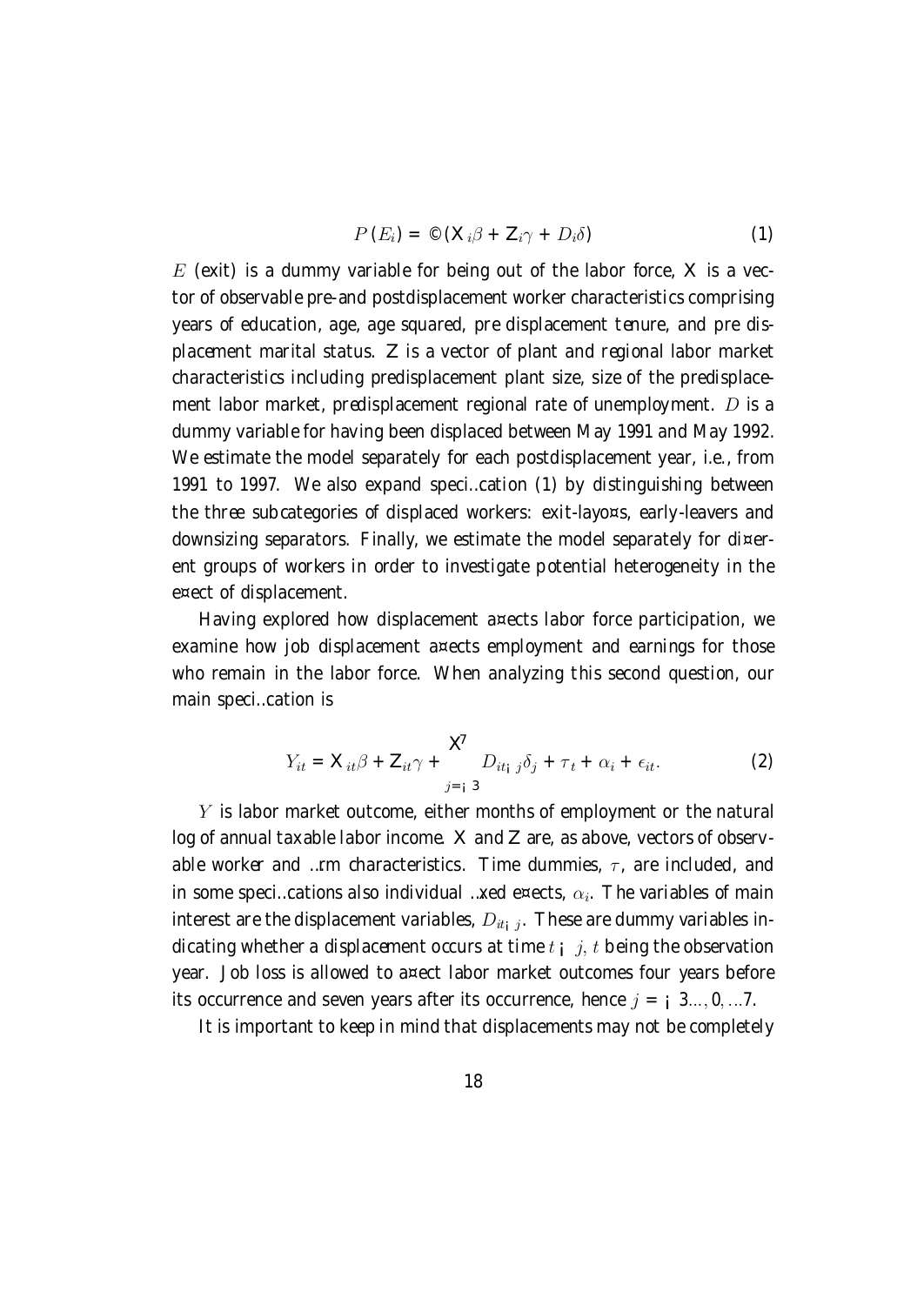$$P(E_i) = \Phi(\mathbf{X}_i\beta + \mathbf{Z}_i\gamma + D_i\delta) \tag{1}$$

$E$ (exit) is a dummy variable for being out of the labor force, $\mathbf{X}$ is a vector of observable pre-and postdisplacement worker characteristics comprising years of education, age, age squared, pre displacement tenure, and pre displacement marital status. $\mathbf{Z}$ is a vector of plant and regional labor market characteristics including predisplacement plant size, size of the predisplacement labor market, predisplacement regional rate of unemployment. $D$ is a dummy variable for having been displaced between May 1991 and May 1992. We estimate the model separately for each postdisplacement year, i.e., from 1991 to 1997. We also expand specification (1) by distinguishing between the three subcategories of displaced workers: exit-layoffs, early-leavers and downsizing separators. Finally, we estimate the model separately for different groups of workers in order to investigate potential heterogeneity in the effect of displacement.

Having explored how displacement affects labor force participation, we examine how job displacement affects employment and earnings for those who remain in the labor force. When analyzing this second question, our main specification is

$$Y_{it} = \mathbf{X}_{it}\beta + \mathbf{Z}_{it}\gamma + \sum_{j=-3}^{7} D_{it-j}\delta_j + \tau_t + \alpha_i + \epsilon_{it}. \tag{2}$$

$Y$ is labor market outcome, either months of employment or the natural log of annual taxable labor income. $\mathbf{X}$ and $\mathbf{Z}$ are, as above, vectors of observable worker and firm characteristics. Time dummies, $\tau$, are included, and in some specifications also individual fixed effects, $\alpha_i$. The variables of main interest are the displacement variables, $D_{it-j}$. These are dummy variables indicating whether a displacement occurs at time $t-j$, $t$ being the observation year. Job loss is allowed to affect labor market outcomes four years before its occurrence and seven years after its occurrence, hence $j = -3 \ldots, 0, \ldots 7$.

It is important to keep in mind that displacements may not be completely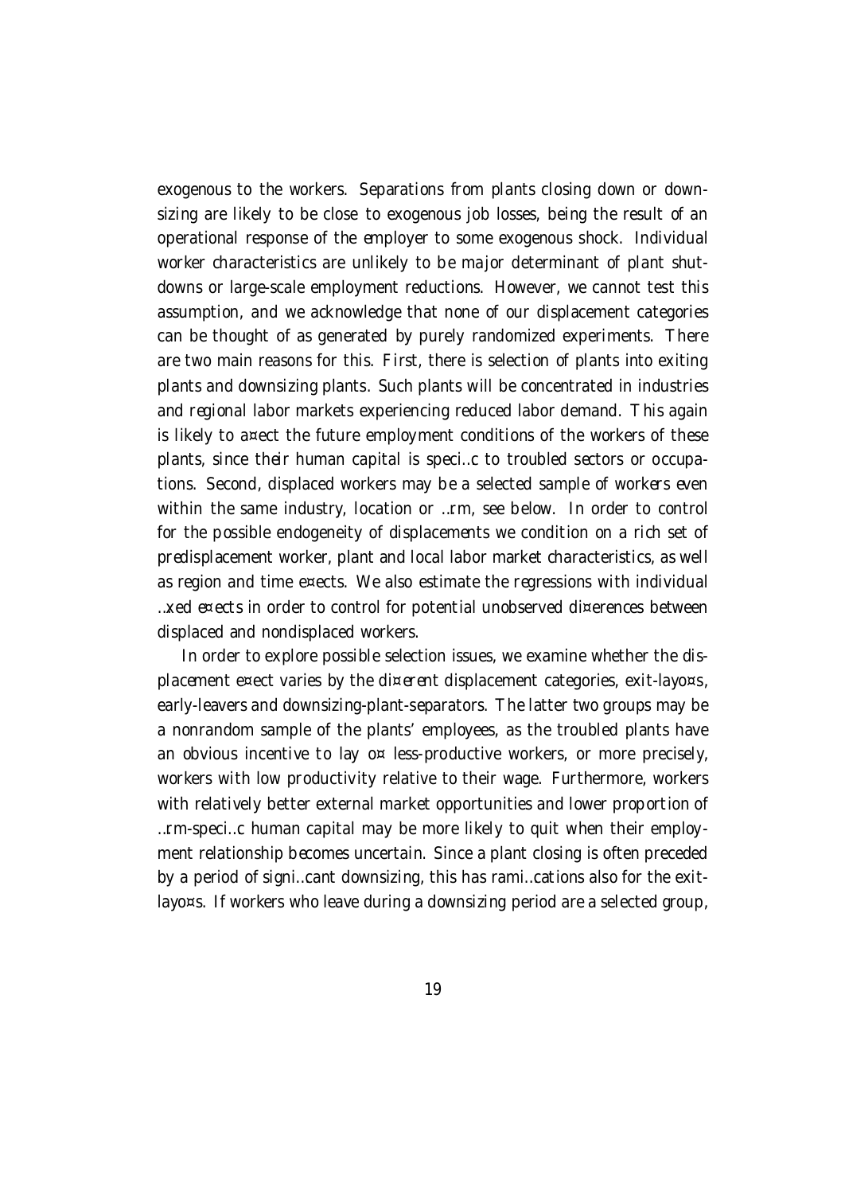exogenous to the workers. Separations from plants closing down or downsizing are likely to be close to exogenous job losses, being the result of an operational response of the employer to some exogenous shock. Individual worker characteristics are unlikely to be major determinant of plant shutdowns or large-scale employment reductions. However, we cannot test this assumption, and we acknowledge that none of our displacement categories can be thought of as generated by purely randomized experiments. There are two main reasons for this. First, there is selection of plants into exiting plants and downsizing plants. Such plants will be concentrated in industries and regional labor markets experiencing reduced labor demand. This again is likely to affect the future employment conditions of the workers of these plants, since their human capital is specific to troubled sectors or occupations. Second, displaced workers may be a selected sample of workers even within the same industry, location or firm, see below. In order to control for the possible endogeneity of displacements we condition on a rich set of predisplacement worker, plant and local labor market characteristics, as well as region and time effects. We also estimate the regressions with individual fixed effects in order to control for potential unobserved differences between displaced and nondisplaced workers.

In order to explore possible selection issues, we examine whether the displacement effect varies by the different displacement categories, exit-layoffs, early-leavers and downsizing-plant-separators. The latter two groups may be a nonrandom sample of the plants' employees, as the troubled plants have an obvious incentive to lay off less-productive workers, or more precisely, workers with low productivity relative to their wage. Furthermore, workers with relatively better external market opportunities and lower proportion of firm-specific human capital may be more likely to quit when their employment relationship becomes uncertain. Since a plant closing is often preceded by a period of significant downsizing, this has ramifications also for the exit-layoffs. If workers who leave during a downsizing period are a selected group,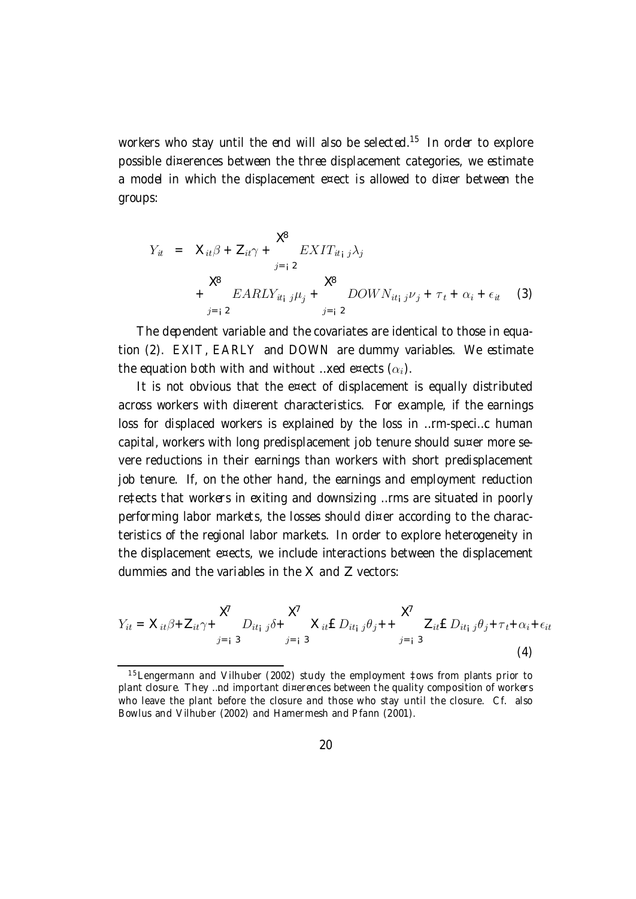workers who stay until the end will also be selected.[15] In order to explore possible differences between the three displacement categories, we estimate a model in which the displacement effect is allowed to differ between the groups:

$$
\begin{aligned}
Y_{it} \;=\; & \mathbf{X}_{it}\beta + \mathbf{Z}_{it}\gamma + \sum_{j=-2}^{8} EXIT_{it-j}\lambda_j \\
& + \sum_{j=-2}^{8} EARLY_{it-j}\mu_j + \sum_{j=-2}^{8} DOWN_{it-j}\nu_j + \tau_t + \alpha_i + \epsilon_{it} \qquad (3)
\end{aligned}
$$

The dependent variable and the covariates are identical to those in equation (2). EXIT, EARLY and DOWN are dummy variables. We estimate the equation both with and without fixed effects ($\alpha_i$).

It is not obvious that the effect of displacement is equally distributed across workers with different characteristics. For example, if the earnings loss for displaced workers is explained by the loss in firm-specific human capital, workers with long predisplacement job tenure should suffer more severe reductions in their earnings than workers with short predisplacement job tenure. If, on the other hand, the earnings and employment reduction reflects that workers in exiting and downsizing firms are situated in poorly performing labor markets, the losses should differ according to the characteristics of the regional labor markets. In order to explore heterogeneity in the displacement effects, we include interactions between the displacement dummies and the variables in the $\mathbf{X}$ and $\mathbf{Z}$ vectors:

$$
Y_{it} = \mathbf{X}_{it}\beta + \mathbf{Z}_{it}\gamma + \sum_{j=-3}^{7} D_{it-j}\delta + \sum_{j=-3}^{7} \mathbf{X}_{it} \times D_{it-j}\theta_j + + \sum_{j=-3}^{7} \mathbf{Z}_{it} \times D_{it-j}\theta_j + \tau_t + \alpha_i + \epsilon_{it} \qquad (4)
$$

[15] Lengermann and Vilhuber (2002) study the employment flows from plants prior to plant closure. They find important differences between the quality composition of workers who leave the plant before the closure and those who stay until the closure. Cf. also Bowlus and Vilhuber (2002) and Hamermesh and Pfann (2001).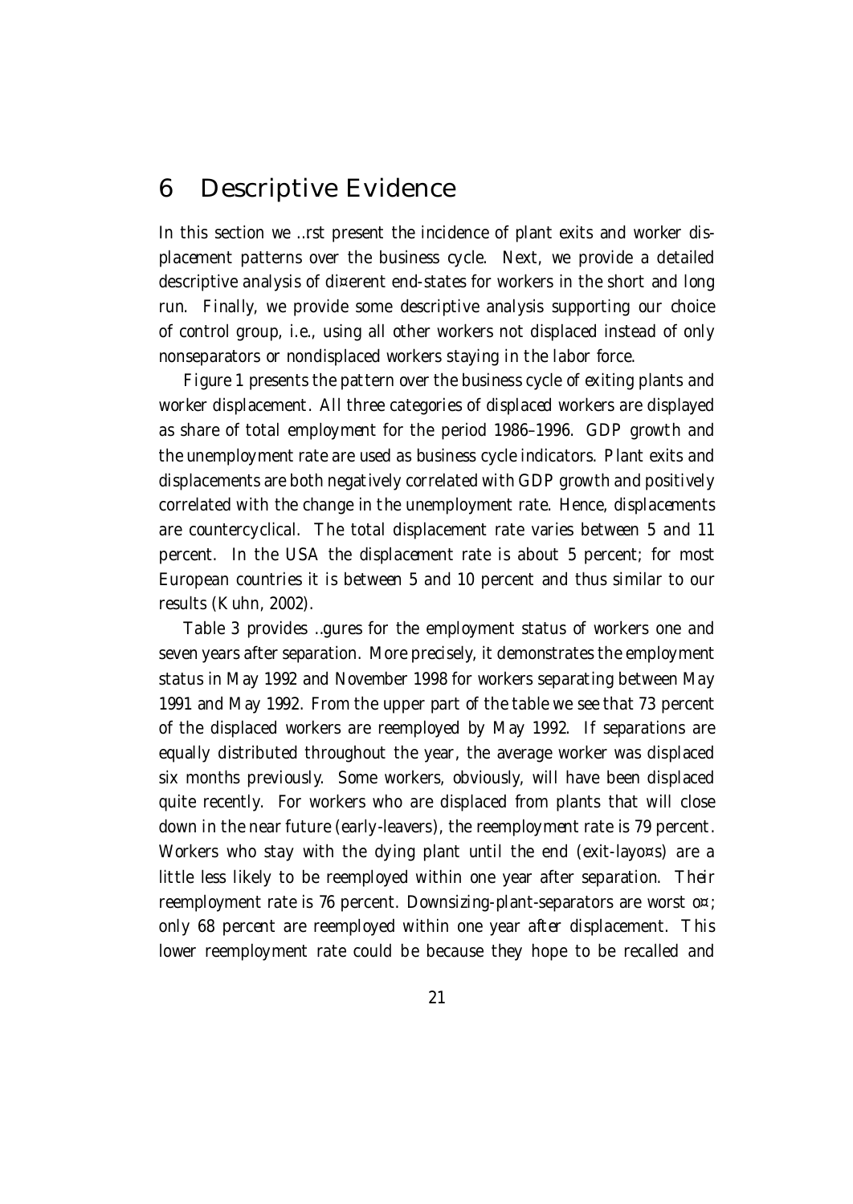# 6 Descriptive Evidence

In this section we first present the incidence of plant exits and worker displacement patterns over the business cycle. Next, we provide a detailed descriptive analysis of different end-states for workers in the short and long run. Finally, we provide some descriptive analysis supporting our choice of control group, i.e., using all other workers not displaced instead of only nonseparators or nondisplaced workers staying in the labor force.

Figure 1 presents the pattern over the business cycle of exiting plants and worker displacement. All three categories of displaced workers are displayed as share of total employment for the period 1986–1996. GDP growth and the unemployment rate are used as business cycle indicators. Plant exits and displacements are both negatively correlated with GDP growth and positively correlated with the change in the unemployment rate. Hence, displacements are countercyclical. The total displacement rate varies between 5 and 11 percent. In the USA the displacement rate is about 5 percent; for most European countries it is between 5 and 10 percent and thus similar to our results (Kuhn, 2002).

Table 3 provides figures for the employment status of workers one and seven years after separation. More precisely, it demonstrates the employment status in May 1992 and November 1998 for workers separating between May 1991 and May 1992. From the upper part of the table we see that 73 percent of the displaced workers are reemployed by May 1992. If separations are equally distributed throughout the year, the average worker was displaced six months previously. Some workers, obviously, will have been displaced quite recently. For workers who are displaced from plants that will close down in the near future (early-leavers), the reemployment rate is 79 percent. Workers who stay with the dying plant until the end (exit-layoffs) are a little less likely to be reemployed within one year after separation. Their reemployment rate is 76 percent. Downsizing-plant-separators are worst off; only 68 percent are reemployed within one year after displacement. This lower reemployment rate could be because they hope to be recalled and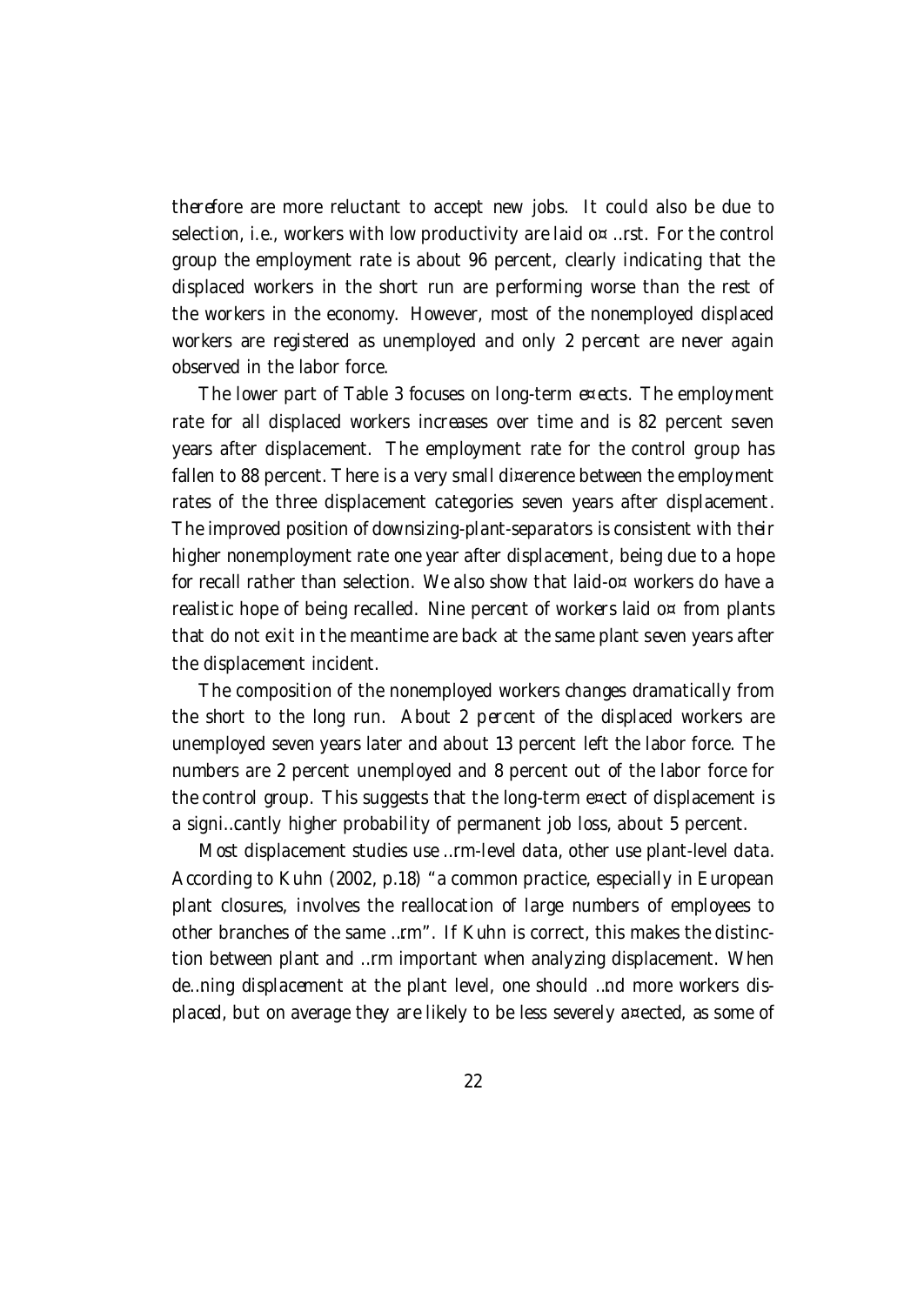therefore are more reluctant to accept new jobs. It could also be due to selection, i.e., workers with low productivity are laid off first. For the control group the employment rate is about 96 percent, clearly indicating that the displaced workers in the short run are performing worse than the rest of the workers in the economy. However, most of the nonemployed displaced workers are registered as unemployed and only 2 percent are never again observed in the labor force.

The lower part of Table 3 focuses on long-term effects. The employment rate for all displaced workers increases over time and is 82 percent seven years after displacement. The employment rate for the control group has fallen to 88 percent. There is a very small difference between the employment rates of the three displacement categories seven years after displacement. The improved position of downsizing-plant-separators is consistent with their higher nonemployment rate one year after displacement, being due to a hope for recall rather than selection. We also show that laid-off workers do have a realistic hope of being recalled. Nine percent of workers laid off from plants that do not exit in the meantime are back at the same plant seven years after the displacement incident.

The composition of the nonemployed workers changes dramatically from the short to the long run. About 2 percent of the displaced workers are unemployed seven years later and about 13 percent left the labor force. The numbers are 2 percent unemployed and 8 percent out of the labor force for the control group. This suggests that the long-term effect of displacement is a significantly higher probability of permanent job loss, about 5 percent.

Most displacement studies use firm-level data, other use plant-level data. According to Kuhn (2002, p.18) "a common practice, especially in European plant closures, involves the reallocation of large numbers of employees to other branches of the same firm". If Kuhn is correct, this makes the distinction between plant and firm important when analyzing displacement. When defining displacement at the plant level, one should find more workers displaced, but on average they are likely to be less severely affected, as some of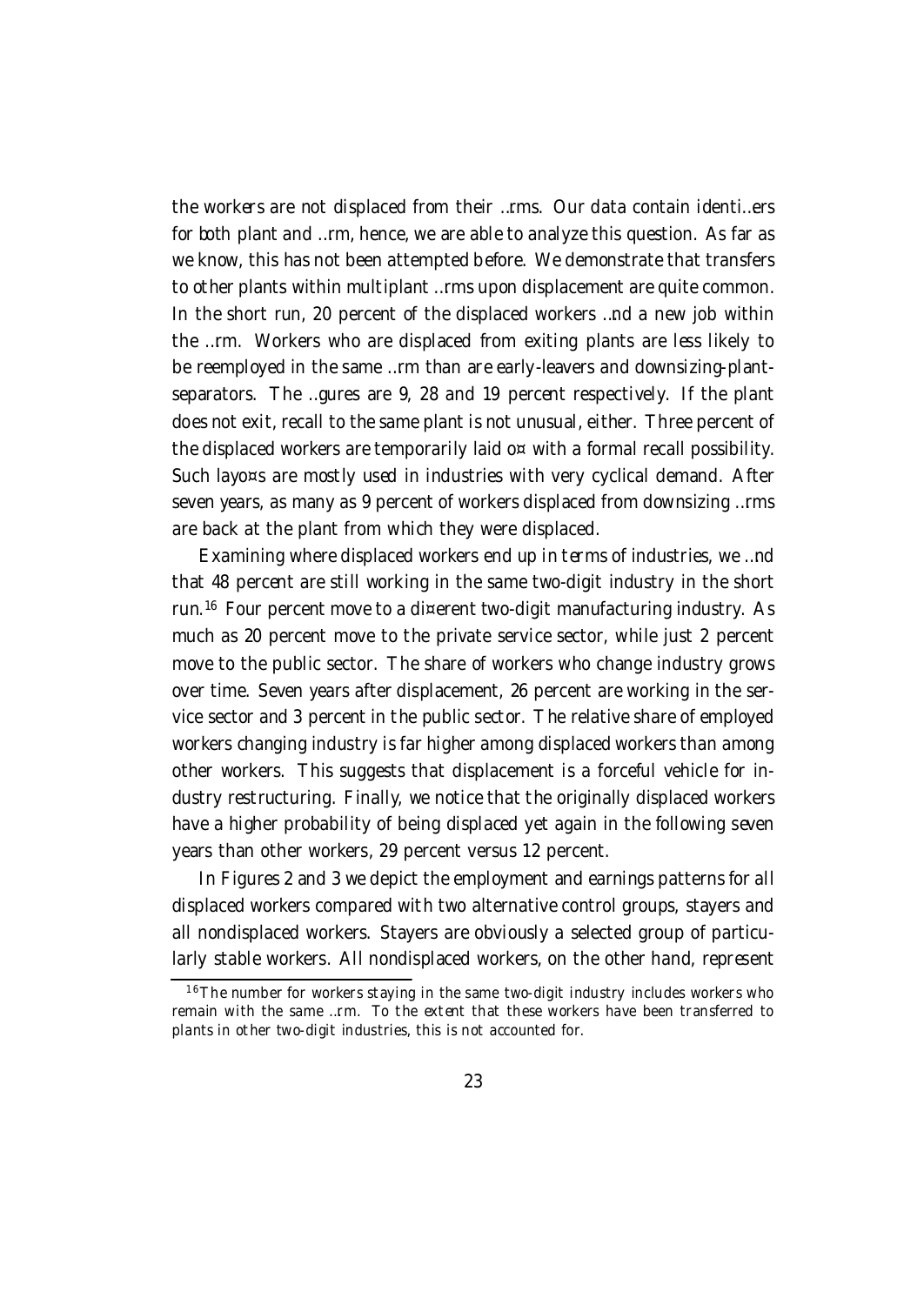the workers are not displaced from their firms. Our data contain identifiers for both plant and firm, hence, we are able to analyze this question. As far as we know, this has not been attempted before. We demonstrate that transfers to other plants within multiplant firms upon displacement are quite common. In the short run, 20 percent of the displaced workers find a new job within the firm. Workers who are displaced from exiting plants are less likely to be reemployed in the same firm than are early-leavers and downsizing-plant-separators. The figures are 9, 28 and 19 percent respectively. If the plant does not exit, recall to the same plant is not unusual, either. Three percent of the displaced workers are temporarily laid off with a formal recall possibility. Such layoffs are mostly used in industries with very cyclical demand. After seven years, as many as 9 percent of workers displaced from downsizing firms are back at the plant from which they were displaced.

Examining where displaced workers end up in terms of industries, we find that 48 percent are still working in the same two-digit industry in the short run.[16] Four percent move to a different two-digit manufacturing industry. As much as 20 percent move to the private service sector, while just 2 percent move to the public sector. The share of workers who change industry grows over time. Seven years after displacement, 26 percent are working in the service sector and 3 percent in the public sector. The relative share of employed workers changing industry is far higher among displaced workers than among other workers. This suggests that displacement is a forceful vehicle for industry restructuring. Finally, we notice that the originally displaced workers have a higher probability of being displaced yet again in the following seven years than other workers, 29 percent versus 12 percent.

In Figures 2 and 3 we depict the employment and earnings patterns for all displaced workers compared with two alternative control groups, stayers and all nondisplaced workers. Stayers are obviously a selected group of particularly stable workers. All nondisplaced workers, on the other hand, represent

[16] The number for workers staying in the same two-digit industry includes workers who remain with the same firm. To the extent that these workers have been transferred to plants in other two-digit industries, this is not accounted for.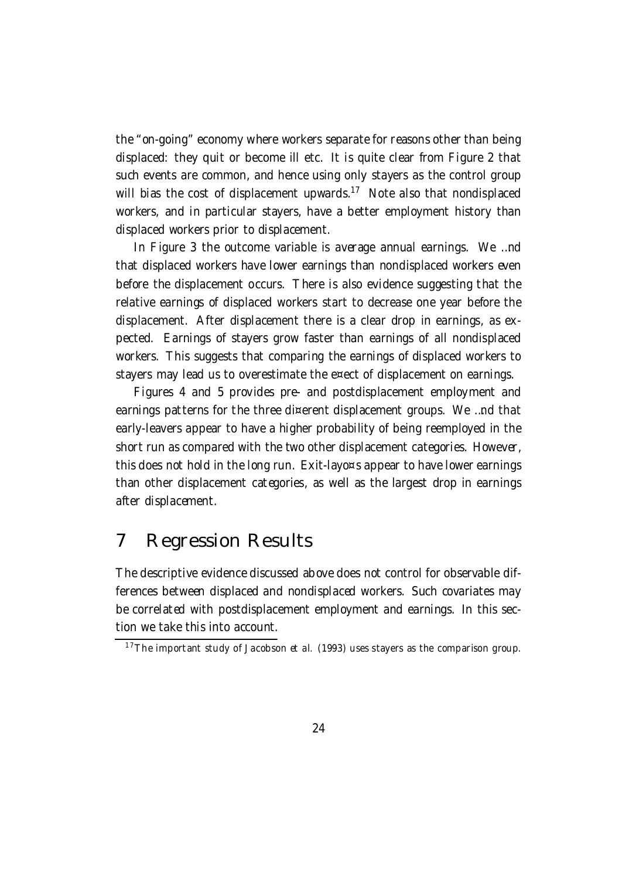the "on-going" economy where workers separate for reasons other than being displaced: they quit or become ill etc. It is quite clear from Figure 2 that such events are common, and hence using only stayers as the control group will bias the cost of displacement upwards.[17] Note also that nondisplaced workers, and in particular stayers, have a better employment history than displaced workers prior to displacement.

In Figure 3 the outcome variable is average annual earnings. We find that displaced workers have lower earnings than nondisplaced workers even before the displacement occurs. There is also evidence suggesting that the relative earnings of displaced workers start to decrease one year before the displacement. After displacement there is a clear drop in earnings, as expected. Earnings of stayers grow faster than earnings of all nondisplaced workers. This suggests that comparing the earnings of displaced workers to stayers may lead us to overestimate the effect of displacement on earnings.

Figures 4 and 5 provides pre- and postdisplacement employment and earnings patterns for the three different displacement groups. We find that early-leavers appear to have a higher probability of being reemployed in the short run as compared with the two other displacement categories. However, this does not hold in the long run. Exit-layoffs appear to have lower earnings than other displacement categories, as well as the largest drop in earnings after displacement.

# 7 Regression Results

The descriptive evidence discussed above does not control for observable differences between displaced and nondisplaced workers. Such covariates may be correlated with postdisplacement employment and earnings. In this section we take this into account.

[17] The important study of Jacobson et al. (1993) uses stayers as the comparison group.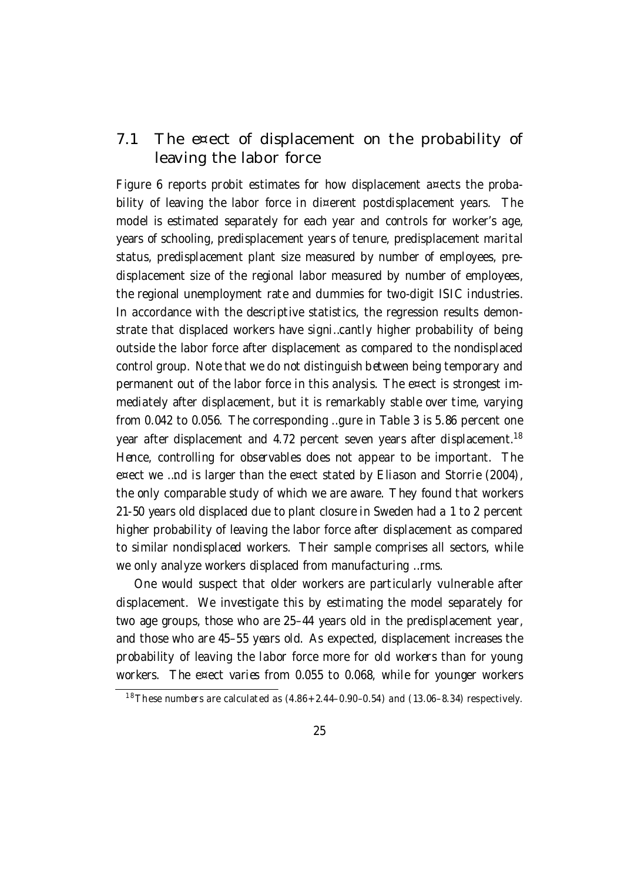## 7.1 The effect of displacement on the probability of leaving the labor force

Figure 6 reports probit estimates for how displacement affects the probability of leaving the labor force in different postdisplacement years. The model is estimated separately for each year and controls for worker's age, years of schooling, predisplacement years of tenure, predisplacement marital status, predisplacement plant size measured by number of employees, predisplacement size of the regional labor measured by number of employees, the regional unemployment rate and dummies for two-digit ISIC industries. In accordance with the descriptive statistics, the regression results demonstrate that displaced workers have significantly higher probability of being outside the labor force after displacement as compared to the nondisplaced control group. Note that we do not distinguish between being temporary and permanent out of the labor force in this analysis. The effect is strongest immediately after displacement, but it is remarkably stable over time, varying from 0.042 to 0.056. The corresponding figure in Table 3 is 5.86 percent one year after displacement and 4.72 percent seven years after displacement.[18] Hence, controlling for observables does not appear to be important. The effect we find is larger than the effect stated by Eliason and Storrie (2004), the only comparable study of which we are aware. They found that workers 21-50 years old displaced due to plant closure in Sweden had a 1 to 2 percent higher probability of leaving the labor force after displacement as compared to similar nondisplaced workers. Their sample comprises all sectors, while we only analyze workers displaced from manufacturing firms.

One would suspect that older workers are particularly vulnerable after displacement. We investigate this by estimating the model separately for two age groups, those who are 25–44 years old in the predisplacement year, and those who are 45–55 years old. As expected, displacement increases the probability of leaving the labor force more for old workers than for young workers. The effect varies from 0.055 to 0.068, while for younger workers

[18] These numbers are calculated as (4.86+2.44–0.90–0.54) and (13.06–8.34) respectively.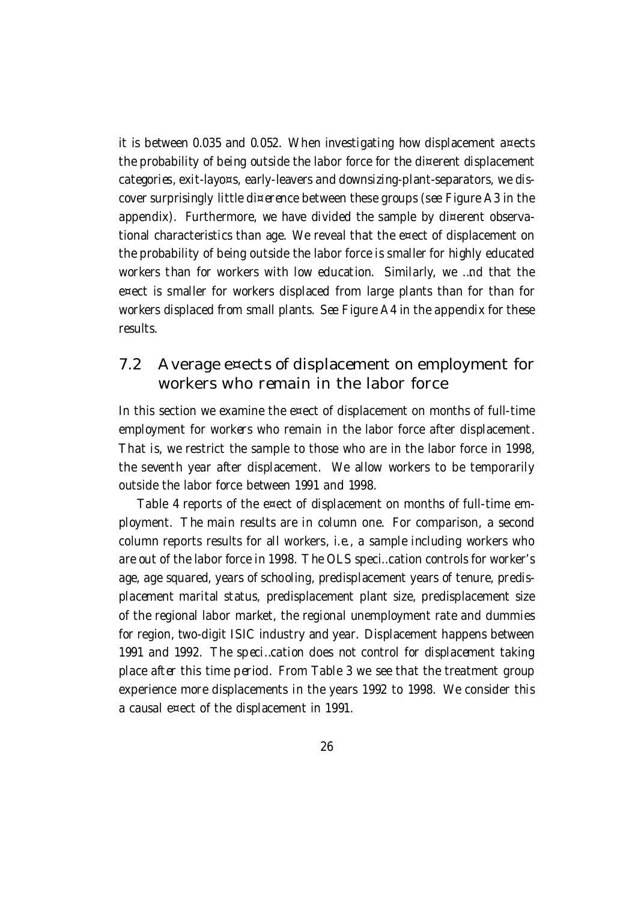it is between 0.035 and 0.052. When investigating how displacement affects the probability of being outside the labor force for the different displacement categories, exit-layoffs, early-leavers and downsizing-plant-separators, we discover surprisingly little difference between these groups (see Figure A3 in the appendix). Furthermore, we have divided the sample by different observational characteristics than age. We reveal that the effect of displacement on the probability of being outside the labor force is smaller for highly educated workers than for workers with low education. Similarly, we find that the effect is smaller for workers displaced from large plants than for than for workers displaced from small plants. See Figure A4 in the appendix for these results.

## 7.2 Average effects of displacement on employment for workers who remain in the labor force

In this section we examine the effect of displacement on months of full-time employment for workers who remain in the labor force after displacement. That is, we restrict the sample to those who are in the labor force in 1998, the seventh year after displacement. We allow workers to be temporarily outside the labor force between 1991 and 1998.

Table 4 reports of the effect of displacement on months of full-time employment. The main results are in column one. For comparison, a second column reports results for all workers, i.e., a sample including workers who are out of the labor force in 1998. The OLS specification controls for worker's age, age squared, years of schooling, predisplacement years of tenure, predisplacement marital status, predisplacement plant size, predisplacement size of the regional labor market, the regional unemployment rate and dummies for region, two-digit ISIC industry and year. Displacement happens between 1991 and 1992. The specification does not control for displacement taking place *after* this time period. From Table 3 we see that the treatment group experience more displacements in the years 1992 to 1998. We consider this a causal effect of the displacement in 1991.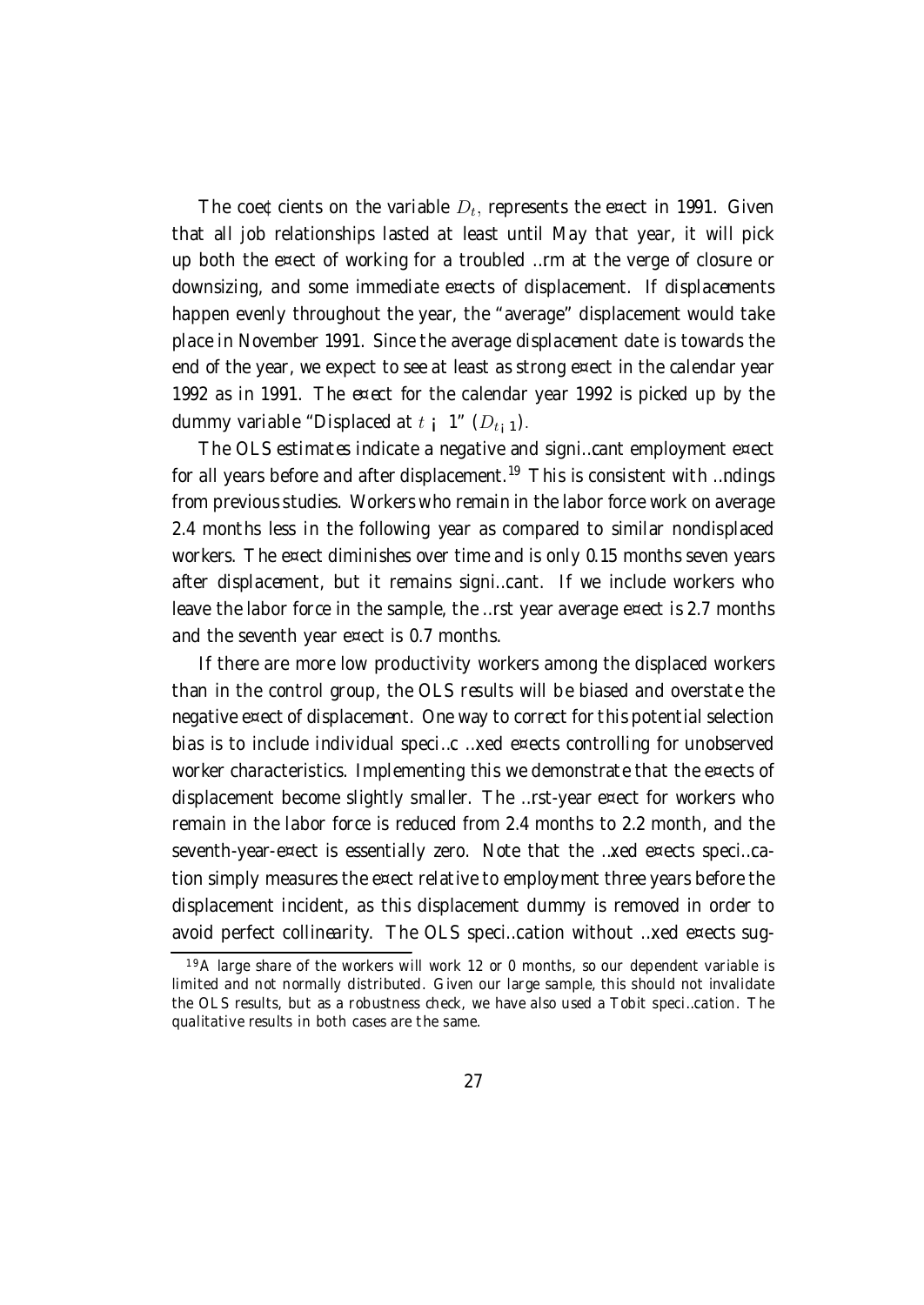The coefficients on the variable $D_t$, represents the effect in 1991. Given that all job relationships lasted at least until May that year, it will pick up both the effect of working for a troubled firm at the verge of closure or downsizing, and some immediate effects of displacement. If displacements happen evenly throughout the year, the "average" displacement would take place in November 1991. Since the average displacement date is towards the end of the year, we expect to see at least as strong effect in the calendar year 1992 as in 1991. The effect for the calendar year 1992 is picked up by the dummy variable "Displaced at $t - 1$" ($D_{t-1}$).

The OLS estimates indicate a negative and significant employment effect for all years before and after displacement.[19] This is consistent with findings from previous studies. Workers who remain in the labor force work on average 2.4 months less in the following year as compared to similar nondisplaced workers. The effect diminishes over time and is only 0.15 months seven years after displacement, but it remains significant. If we include workers who leave the labor force in the sample, the first year average effect is 2.7 months and the seventh year effect is 0.7 months.

If there are more low productivity workers among the displaced workers than in the control group, the OLS results will be biased and overstate the negative effect of displacement. One way to correct for this potential selection bias is to include individual specific fixed effects controlling for unobserved worker characteristics. Implementing this we demonstrate that the effects of displacement become slightly smaller. The first-year effect for workers who remain in the labor force is reduced from 2.4 months to 2.2 month, and the seventh-year-effect is essentially zero. Note that the fixed effects specification simply measures the effect relative to employment three years before the displacement incident, as this displacement dummy is removed in order to avoid perfect collinearity. The OLS specification without fixed effects sug-

[19] A large share of the workers will work 12 or 0 months, so our dependent variable is limited and not normally distributed. Given our large sample, this should not invalidate the OLS results, but as a robustness check, we have also used a Tobit specification. The qualitative results in both cases are the same.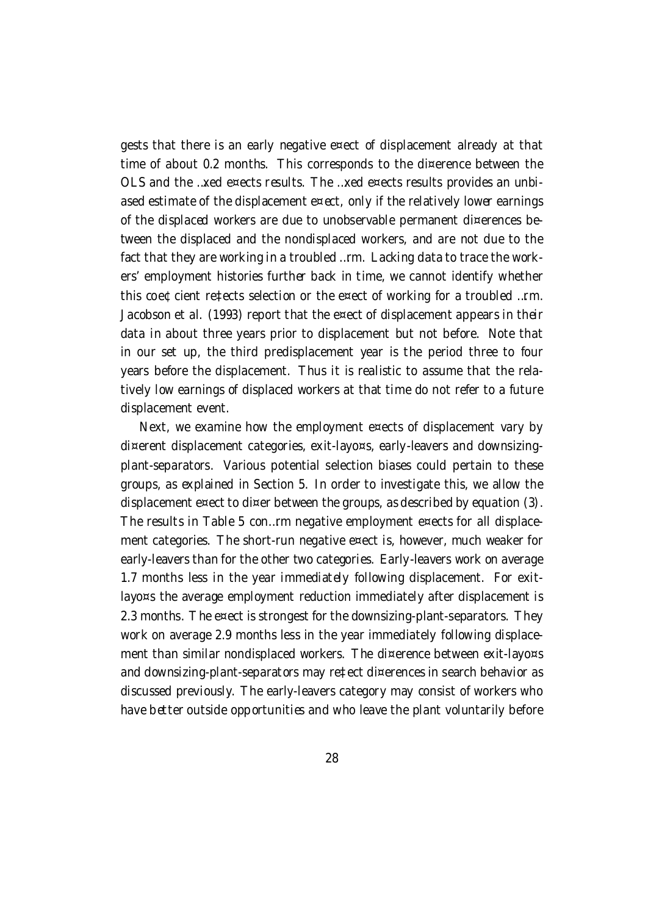gests that there is an early negative effect of displacement already at that time of about 0.2 months. This corresponds to the difference between the OLS and the fixed effects results. The fixed effects results provides an unbiased estimate of the displacement effect, only if the relatively lower earnings of the displaced workers are due to unobservable permanent differences between the displaced and the nondisplaced workers, and are not due to the fact that they are working in a troubled firm. Lacking data to trace the workers' employment histories further back in time, we cannot identify whether this coefficient reflects selection or the effect of working for a troubled firm. Jacobson et al. (1993) report that the effect of displacement appears in their data in about three years prior to displacement but not before. Note that in our set up, the third predisplacement year is the period three to four years before the displacement. Thus it is realistic to assume that the relatively low earnings of displaced workers at that time do not refer to a future displacement event.

Next, we examine how the employment effects of displacement vary by different displacement categories, exit-layoffs, early-leavers and downsizing-plant-separators. Various potential selection biases could pertain to these groups, as explained in Section 5. In order to investigate this, we allow the displacement effect to differ between the groups, as described by equation (3). The results in Table 5 confirm negative employment effects for all displacement categories. The short-run negative effect is, however, much weaker for early-leavers than for the other two categories. Early-leavers work on average 1.7 months less in the year immediately following displacement. For exit-layoffs the average employment reduction immediately after displacement is 2.3 months. The effect is strongest for the downsizing-plant-separators. They work on average 2.9 months less in the year immediately following displacement than similar nondisplaced workers. The difference between exit-layoffs and downsizing-plant-separators may reflect differences in search behavior as discussed previously. The early-leavers category may consist of workers who have better outside opportunities and who leave the plant voluntarily before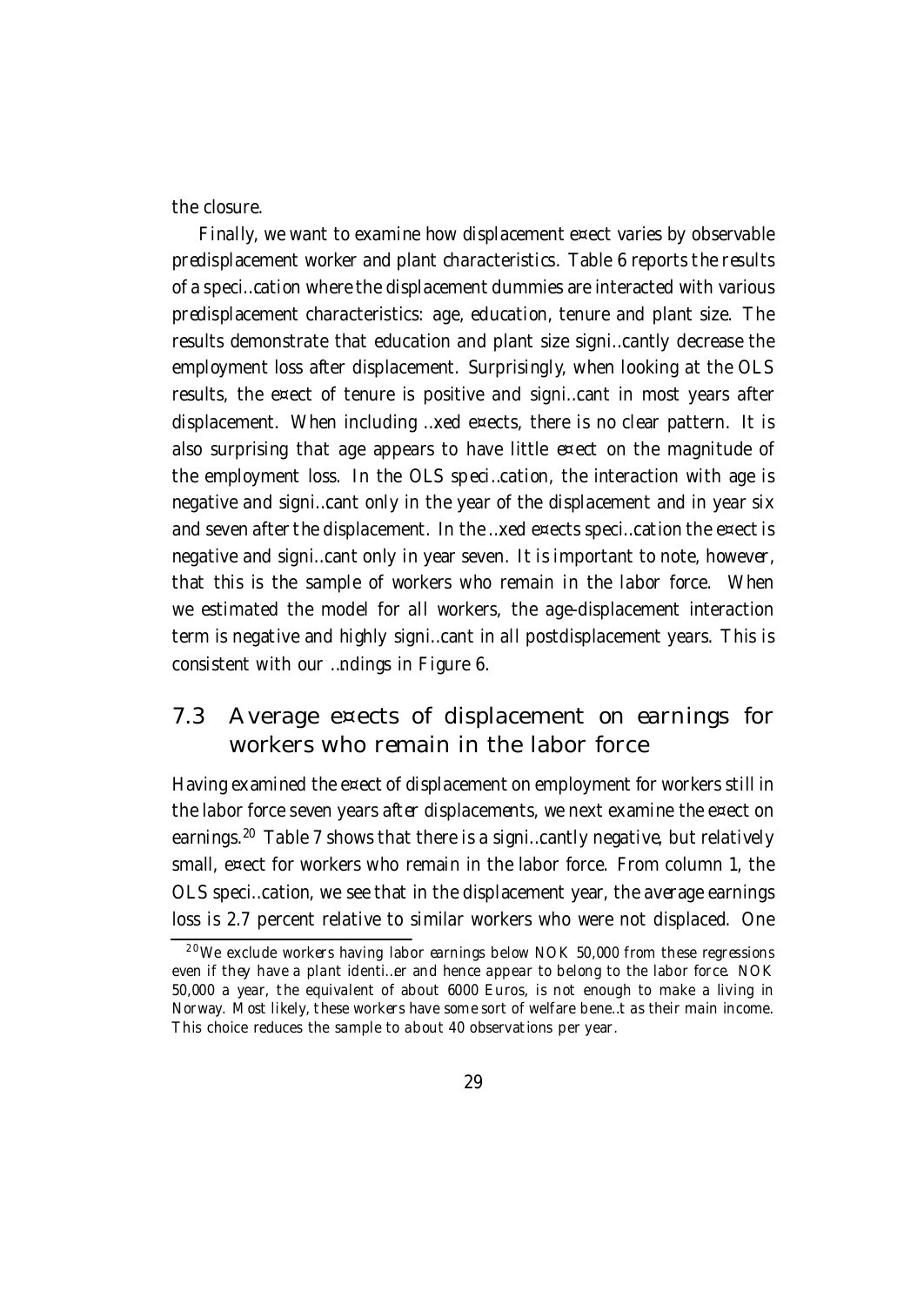the closure.

Finally, we want to examine how displacement effect varies by observable predisplacement worker and plant characteristics. Table 6 reports the results of a specification where the displacement dummies are interacted with various predisplacement characteristics: age, education, tenure and plant size. The results demonstrate that education and plant size significantly decrease the employment loss after displacement. Surprisingly, when looking at the OLS results, the effect of tenure is positive and significant in most years after displacement. When including fixed effects, there is no clear pattern. It is also surprising that age appears to have little effect on the magnitude of the employment loss. In the OLS specification, the interaction with age is negative and significant only in the year of the displacement and in year six and seven after the displacement. In the fixed effects specification the effect is negative and significant only in year seven. It is important to note, however, that this is the sample of workers who remain in the labor force. When we estimated the model for all workers, the age-displacement interaction term is negative and highly significant in all postdisplacement years. This is consistent with our findings in Figure 6.

## 7.3 Average effects of displacement on earnings for workers who remain in the labor force

Having examined the effect of displacement on employment for workers still in the labor force seven years after displacements, we next examine the effect on earnings.[20] Table 7 shows that there is a significantly negative, but relatively small, effect for workers who remain in the labor force. From column 1, the OLS specification, we see that in the displacement year, the average earnings loss is 2.7 percent relative to similar workers who were not displaced. One

[20] We exclude workers having labor earnings below NOK 50,000 from these regressions even if they have a plant identifier and hence appear to belong to the labor force. NOK 50,000 a year, the equivalent of about 6000 Euros, is not enough to make a living in Norway. Most likely, these workers have some sort of welfare benefit as their main income. This choice reduces the sample to about 40 observations per year.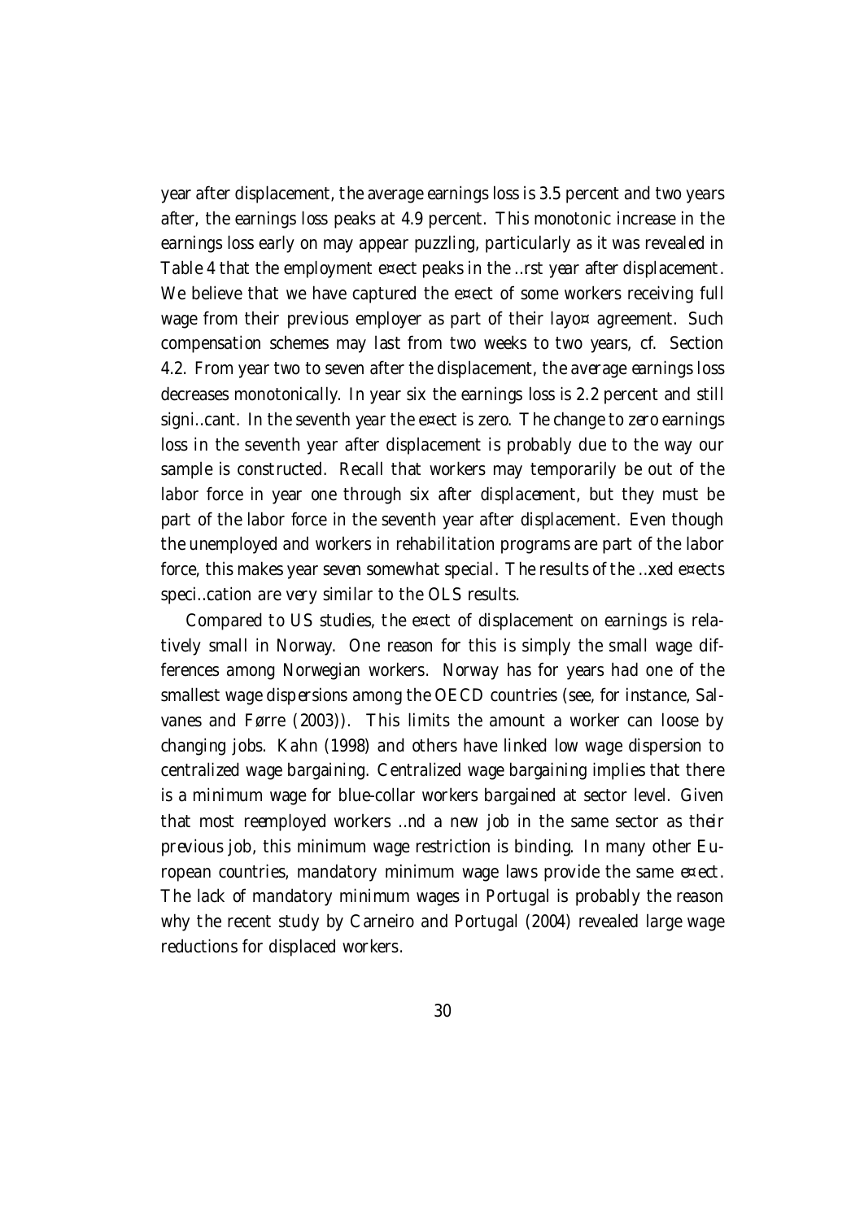year after displacement, the average earnings loss is 3.5 percent and two years after, the earnings loss peaks at 4.9 percent. This monotonic increase in the earnings loss early on may appear puzzling, particularly as it was revealed in Table 4 that the employment effect peaks in the first year after displacement. We believe that we have captured the effect of some workers receiving full wage from their previous employer as part of their layoff agreement. Such compensation schemes may last from two weeks to two years, cf. Section 4.2. From year two to seven after the displacement, the average earnings loss decreases monotonically. In year six the earnings loss is 2.2 percent and still significant. In the seventh year the effect is zero. The change to zero earnings loss in the seventh year after displacement is probably due to the way our sample is constructed. Recall that workers may temporarily be out of the labor force in year one through six after displacement, but they must be part of the labor force in the seventh year after displacement. Even though the unemployed and workers in rehabilitation programs are part of the labor force, this makes year seven somewhat special. The results of the fixed effects specification are very similar to the OLS results.

Compared to US studies, the effect of displacement on earnings is relatively small in Norway. One reason for this is simply the small wage differences among Norwegian workers. Norway has for years had one of the smallest wage dispersions among the OECD countries (see, for instance, Salvanes and Førre (2003)). This limits the amount a worker can loose by changing jobs. Kahn (1998) and others have linked low wage dispersion to centralized wage bargaining. Centralized wage bargaining implies that there is a minimum wage for blue-collar workers bargained at sector level. Given that most reemployed workers find a new job in the same sector as their previous job, this minimum wage restriction is binding. In many other European countries, mandatory minimum wage laws provide the same effect. The lack of mandatory minimum wages in Portugal is probably the reason why the recent study by Carneiro and Portugal (2004) revealed large wage reductions for displaced workers.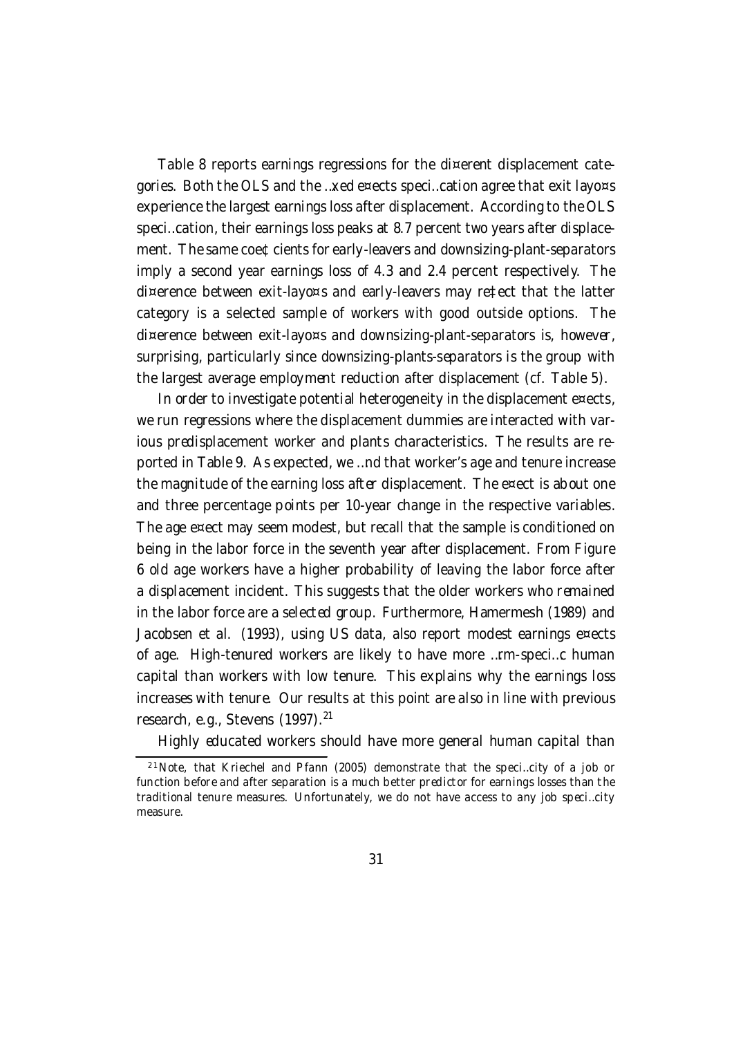Table 8 reports earnings regressions for the different displacement categories. Both the OLS and the fixed effects specification agree that exit layoffs experience the largest earnings loss after displacement. According to the OLS specification, their earnings loss peaks at 8.7 percent two years after displacement. The same coefficients for early-leavers and downsizing-plant-separators imply a second year earnings loss of 4.3 and 2.4 percent respectively. The difference between exit-layoffs and early-leavers may reflect that the latter category is a selected sample of workers with good outside options. The difference between exit-layoffs and downsizing-plant-separators is, however, surprising, particularly since downsizing-plants-separators is the group with the largest average employment reduction after displacement (cf. Table 5).

In order to investigate potential heterogeneity in the displacement effects, we run regressions where the displacement dummies are interacted with various predisplacement worker and plants characteristics. The results are reported in Table 9. As expected, we find that worker's age and tenure increase the magnitude of the earning loss after displacement. The effect is about one and three percentage points per 10-year change in the respective variables. The age effect may seem modest, but recall that the sample is conditioned on being in the labor force in the seventh year after displacement. From Figure 6 old age workers have a higher probability of leaving the labor force after a displacement incident. This suggests that the older workers who remained in the labor force are a selected group. Furthermore, Hamermesh (1989) and Jacobsen et al. (1993), using US data, also report modest earnings effects of age. High-tenured workers are likely to have more firm-specific human capital than workers with low tenure. This explains why the earnings loss increases with tenure. Our results at this point are also in line with previous research, e.g., Stevens (1997).[21]

Highly educated workers should have more general human capital than

[21] Note, that Kriechel and Pfann (2005) demonstrate that the specificity of a job or function before and after separation is a much better predictor for earnings losses than the traditional tenure measures. Unfortunately, we do not have access to any job specificity measure.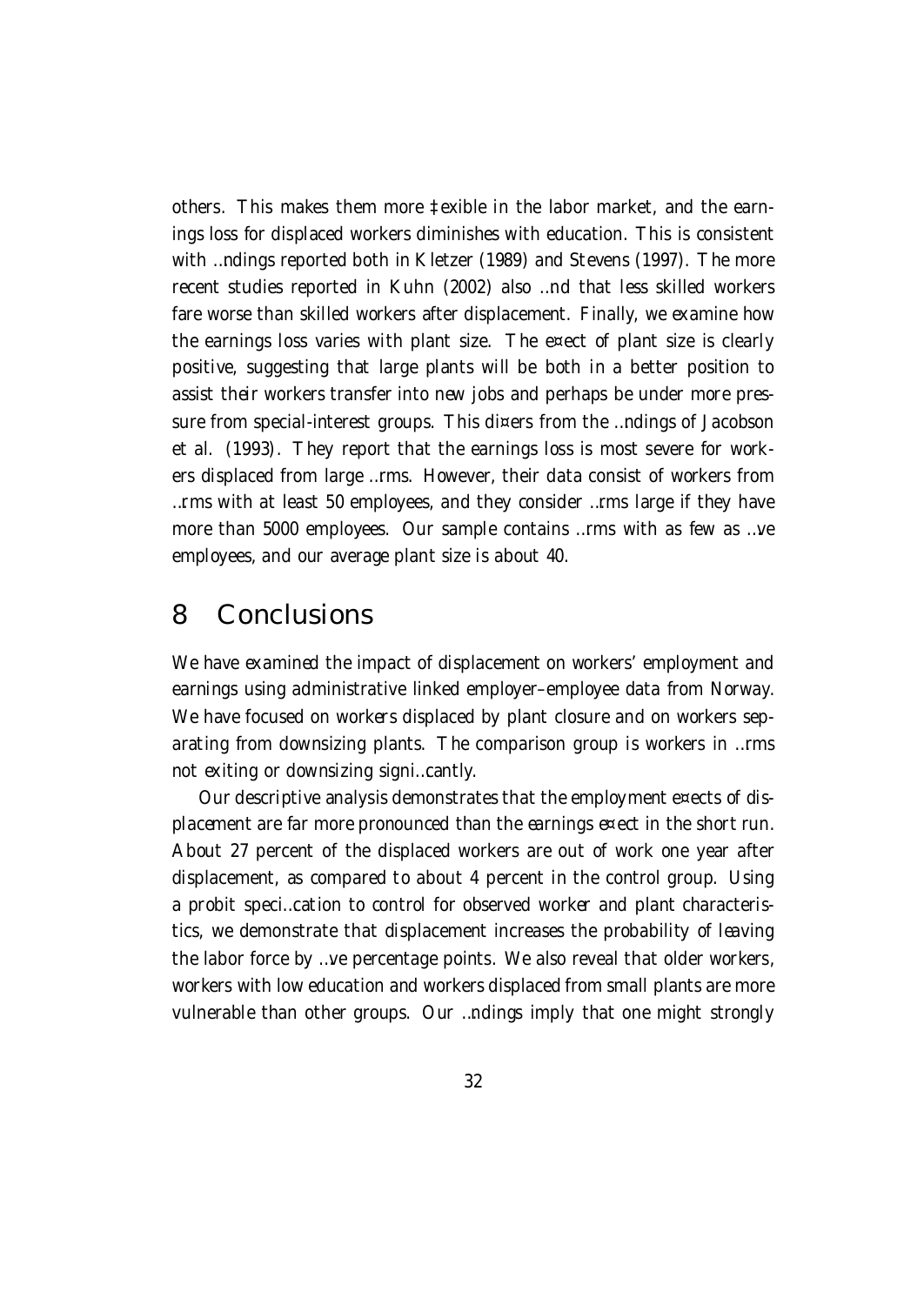others. This makes them more flexible in the labor market, and the earnings loss for displaced workers diminishes with education. This is consistent with findings reported both in Kletzer (1989) and Stevens (1997). The more recent studies reported in Kuhn (2002) also find that less skilled workers fare worse than skilled workers after displacement. Finally, we examine how the earnings loss varies with plant size. The effect of plant size is clearly positive, suggesting that large plants will be both in a better position to assist their workers transfer into new jobs and perhaps be under more pressure from special-interest groups. This differs from the findings of Jacobson et al. (1993). They report that the earnings loss is most severe for workers displaced from large firms. However, their data consist of workers from firms with at least 50 employees, and they consider firms large if they have more than 5000 employees. Our sample contains firms with as few as five employees, and our average plant size is about 40.

# 8 Conclusions

We have examined the impact of displacement on workers' employment and earnings using administrative linked employer–employee data from Norway. We have focused on workers displaced by plant closure and on workers separating from downsizing plants. The comparison group is workers in firms not exiting or downsizing significantly.

Our descriptive analysis demonstrates that the employment effects of displacement are far more pronounced than the earnings effect in the short run. About 27 percent of the displaced workers are out of work one year after displacement, as compared to about 4 percent in the control group. Using a probit specification to control for observed worker and plant characteristics, we demonstrate that displacement increases the probability of leaving the labor force by five percentage points. We also reveal that older workers, workers with low education and workers displaced from small plants are more vulnerable than other groups. Our findings imply that one might strongly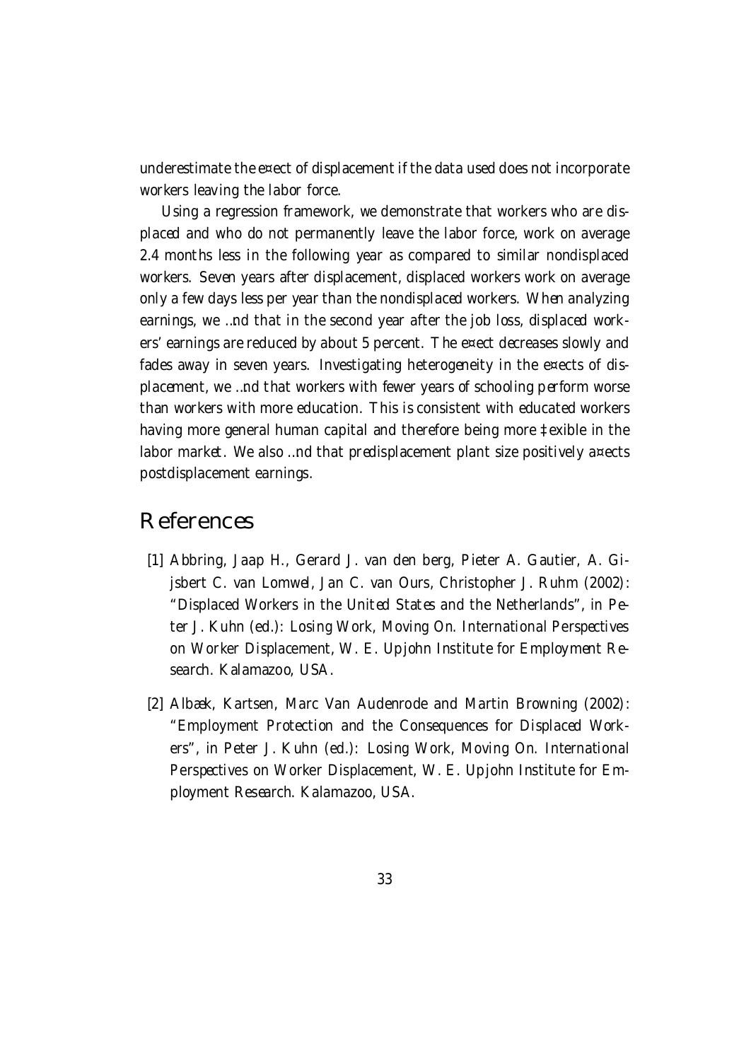underestimate the effect of displacement if the data used does not incorporate workers leaving the labor force.

Using a regression framework, we demonstrate that workers who are displaced and who do not permanently leave the labor force, work on average 2.4 months less in the following year as compared to similar nondisplaced workers. Seven years after displacement, displaced workers work on average only a few days less per year than the nondisplaced workers. When analyzing earnings, we find that in the second year after the job loss, displaced workers' earnings are reduced by about 5 percent. The effect decreases slowly and fades away in seven years. Investigating heterogeneity in the effects of displacement, we find that workers with fewer years of schooling perform worse than workers with more education. This is consistent with educated workers having more general human capital and therefore being more flexible in the labor market. We also find that predisplacement plant size positively affects postdisplacement earnings.

# References

[1] Abbring, Jaap H., Gerard J. van den berg, Pieter A. Gautier, A. Gijsbert C. van Lomwel, Jan C. van Ours, Christopher J. Ruhm (2002): "Displaced Workers in the United States and the Netherlands", in Peter J. Kuhn (ed.): Losing Work, Moving On. International Perspectives on Worker Displacement, W. E. Upjohn Institute for Employment Research. Kalamazoo, USA.

[2] Albæk, Kartsen, Marc Van Audenrode and Martin Browning (2002): "Employment Protection and the Consequences for Displaced Workers", in Peter J. Kuhn (ed.): Losing Work, Moving On. International Perspectives on Worker Displacement, W. E. Upjohn Institute for Employment Research. Kalamazoo, USA.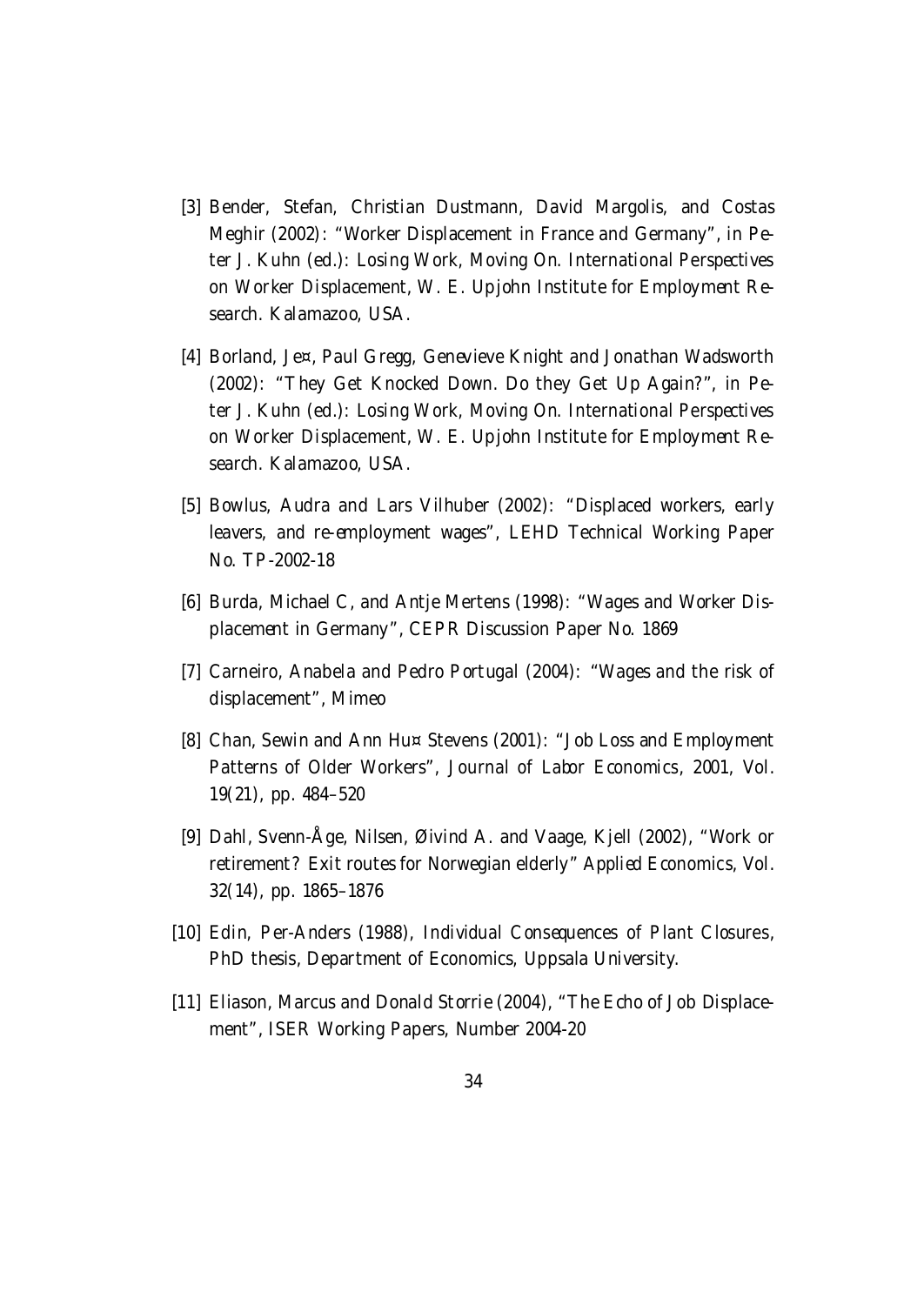[3] Bender, Stefan, Christian Dustmann, David Margolis, and Costas Meghir (2002): "Worker Displacement in France and Germany", in Peter J. Kuhn (ed.): *Losing Work, Moving On. International Perspectives on Worker Displacement*, W. E. Upjohn Institute for Employment Research. Kalamazoo, USA.

[4] Borland, Je¤, Paul Gregg, Genevieve Knight and Jonathan Wadsworth (2002): "They Get Knocked Down. Do they Get Up Again?", in Peter J. Kuhn (ed.): *Losing Work, Moving On. International Perspectives on Worker Displacement*, W. E. Upjohn Institute for Employment Research. Kalamazoo, USA.

[5] Bowlus, Audra and Lars Vilhuber (2002): "Displaced workers, early leavers, and re-employment wages", LEHD Technical Working Paper No. TP-2002-18

[6] Burda, Michael C, and Antje Mertens (1998): "Wages and Worker Displacement in Germany", CEPR Discussion Paper No. 1869

[7] Carneiro, Anabela and Pedro Portugal (2004): "Wages and the risk of displacement", Mimeo

[8] Chan, Sewin and Ann Hu¤ Stevens (2001): "Job Loss and Employment Patterns of Older Workers", *Journal of Labor Economics*, 2001, Vol. 19(21), pp. 484–520

[9] Dahl, Svenn-Åge, Nilsen, Øivind A. and Vaage, Kjell (2002), "Work or retirement? Exit routes for Norwegian elderly" *Applied Economics*, Vol. 32(14), pp. 1865–1876

[10] Edin, Per-Anders (1988), *Individual Consequences of Plant Closures*, PhD thesis, Department of Economics, Uppsala University.

[11] Eliason, Marcus and Donald Storrie (2004), "The Echo of Job Displacement", ISER Working Papers, Number 2004-20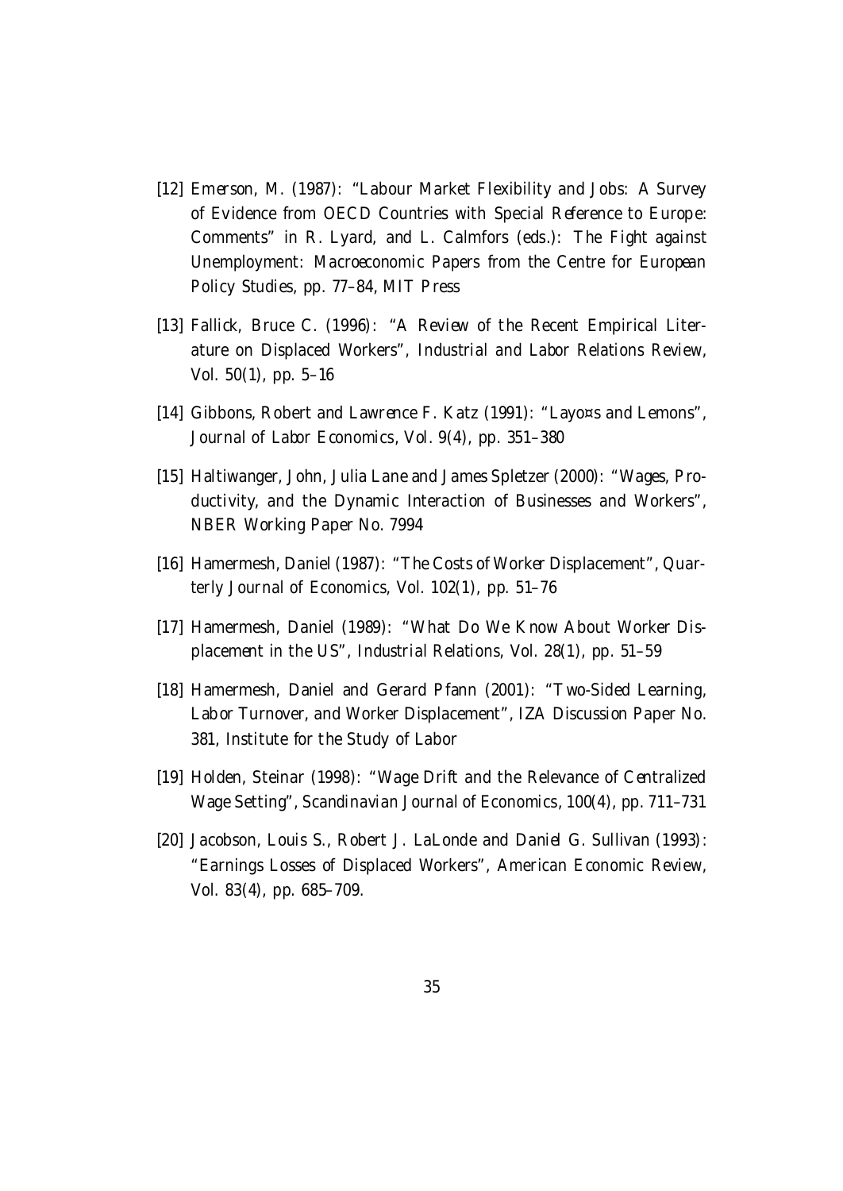[12] Emerson, M. (1987): "Labour Market Flexibility and Jobs: A Survey of Evidence from OECD Countries with Special Reference to Europe: Comments" in R. Lyard, and L. Calmfors (eds.): *The Fight against Unemployment: Macroeconomic Papers from the Centre for European Policy Studies*, pp. 77–84, MIT Press

[13] Fallick, Bruce C. (1996): "A Review of the Recent Empirical Literature on Displaced Workers", *Industrial and Labor Relations Review*, Vol. 50(1), pp. 5–16

[14] Gibbons, Robert and Lawrence F. Katz (1991): "Layo¤s and Lemons", *Journal of Labor Economics*, Vol. 9(4), pp. 351–380

[15] Haltiwanger, John, Julia Lane and James Spletzer (2000): "Wages, Productivity, and the Dynamic Interaction of Businesses and Workers", NBER Working Paper No. 7994

[16] Hamermesh, Daniel (1987): "The Costs of Worker Displacement", *Quarterly Journal of Economics*, Vol. 102(1), pp. 51–76

[17] Hamermesh, Daniel (1989): "What Do We Know About Worker Displacement in the US", *Industrial Relations*, Vol. 28(1), pp. 51–59

[18] Hamermesh, Daniel and Gerard Pfann (2001): "Two-Sided Learning, Labor Turnover, and Worker Displacement", IZA Discussion Paper No. 381, Institute for the Study of Labor

[19] Holden, Steinar (1998): "Wage Drift and the Relevance of Centralized Wage Setting", *Scandinavian Journal of Economics*, 100(4), pp. 711–731

[20] Jacobson, Louis S., Robert J. LaLonde and Daniel G. Sullivan (1993): "Earnings Losses of Displaced Workers", *American Economic Review*, Vol. 83(4), pp. 685–709.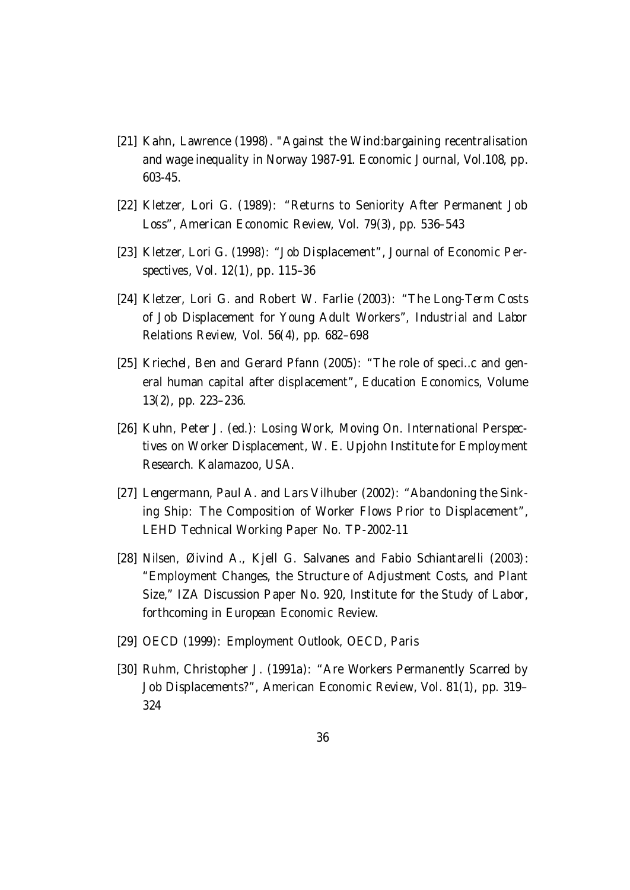[21] Kahn, Lawrence (1998). "Against the Wind:bargaining recentralisation and wage inequality in Norway 1987-91. *Economic Journal*, Vol.108, pp. 603-45.

[22] Kletzer, Lori G. (1989): "Returns to Seniority After Permanent Job Loss", *American Economic Review*, Vol. 79(3), pp. 536–543

[23] Kletzer, Lori G. (1998): "Job Displacement", *Journal of Economic Perspectives*, Vol. 12(1), pp. 115–36

[24] Kletzer, Lori G. and Robert W. Farlie (2003): "The Long-Term Costs of Job Displacement for Young Adult Workers", *Industrial and Labor Relations Review*, Vol. 56(4), pp. 682–698

[25] Kriechel, Ben and Gerard Pfann (2005): "The role of speci..c and general human capital after displacement", *Education Economics*, Volume 13(2), pp. 223–236.

[26] Kuhn, Peter J. (ed.): *Losing Work, Moving On. International Perspectives on Worker Displacement*, W. E. Upjohn Institute for Employment Research. Kalamazoo, USA.

[27] Lengermann, Paul A. and Lars Vilhuber (2002): "Abandoning the Sinking Ship: The Composition of Worker Flows Prior to Displacement", LEHD Technical Working Paper No. TP-2002-11

[28] Nilsen, Øivind A., Kjell G. Salvanes and Fabio Schiantarelli (2003): "Employment Changes, the Structure of Adjustment Costs, and Plant Size," IZA Discussion Paper No. 920, Institute for the Study of Labor, forthcoming in *European Economic Review*.

[29] OECD (1999): *Employment Outlook*, OECD, Paris

[30] Ruhm, Christopher J. (1991a): "Are Workers Permanently Scarred by Job Displacements?", *American Economic Review*, Vol. 81(1), pp. 319–324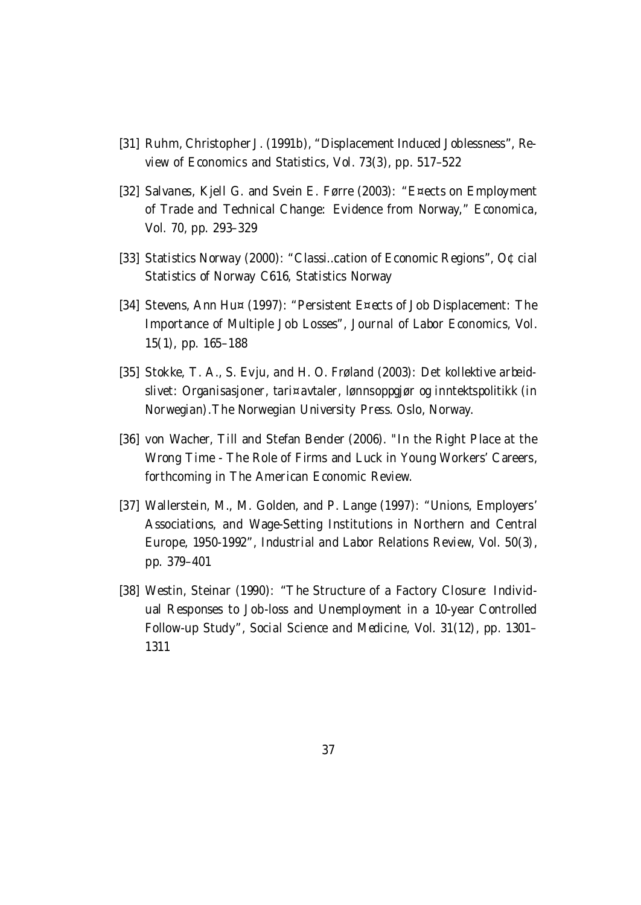[31] Ruhm, Christopher J. (1991b), "Displacement Induced Joblessness", *Review of Economics and Statistics*, Vol. 73(3), pp. 517–522

[32] Salvanes, Kjell G. and Svein E. Førre (2003): "E¤ects on Employment of Trade and Technical Change: Evidence from Norway," *Economica*, Vol. 70, pp. 293–329

[33] Statistics Norway (2000): "Classi..cation of Economic Regions", O¢ cial Statistics of Norway C616, Statistics Norway

[34] Stevens, Ann Hu¤ (1997): "Persistent E¤ects of Job Displacement: The Importance of Multiple Job Losses", *Journal of Labor Economics*, Vol. 15(1), pp. 165–188

[35] Stokke, T. A., S. Evju, and H. O. Frøland (2003): *Det kollektive arbeidslivet: Organisasjoner, tari¤avtaler, lønnsoppgjør og inntektspolitikk* (in Norwegian).The Norwegian University Press. Oslo, Norway.

[36] von Wacher, Till and Stefan Bender (2006). "In the Right Place at the Wrong Time - The Role of Firms and Luck in Young Workers' Careers, forthcoming in *The American Economic Review*.

[37] Wallerstein, M., M. Golden, and P. Lange (1997): "Unions, Employers' Associations, and Wage-Setting Institutions in Northern and Central Europe, 1950-1992", *Industrial and Labor Relations Review*, Vol. 50(3), pp. 379–401

[38] Westin, Steinar (1990): "The Structure of a Factory Closure: Individual Responses to Job-loss and Unemployment in a 10-year Controlled Follow-up Study", *Social Science and Medicine*, Vol. 31(12), pp. 1301–1311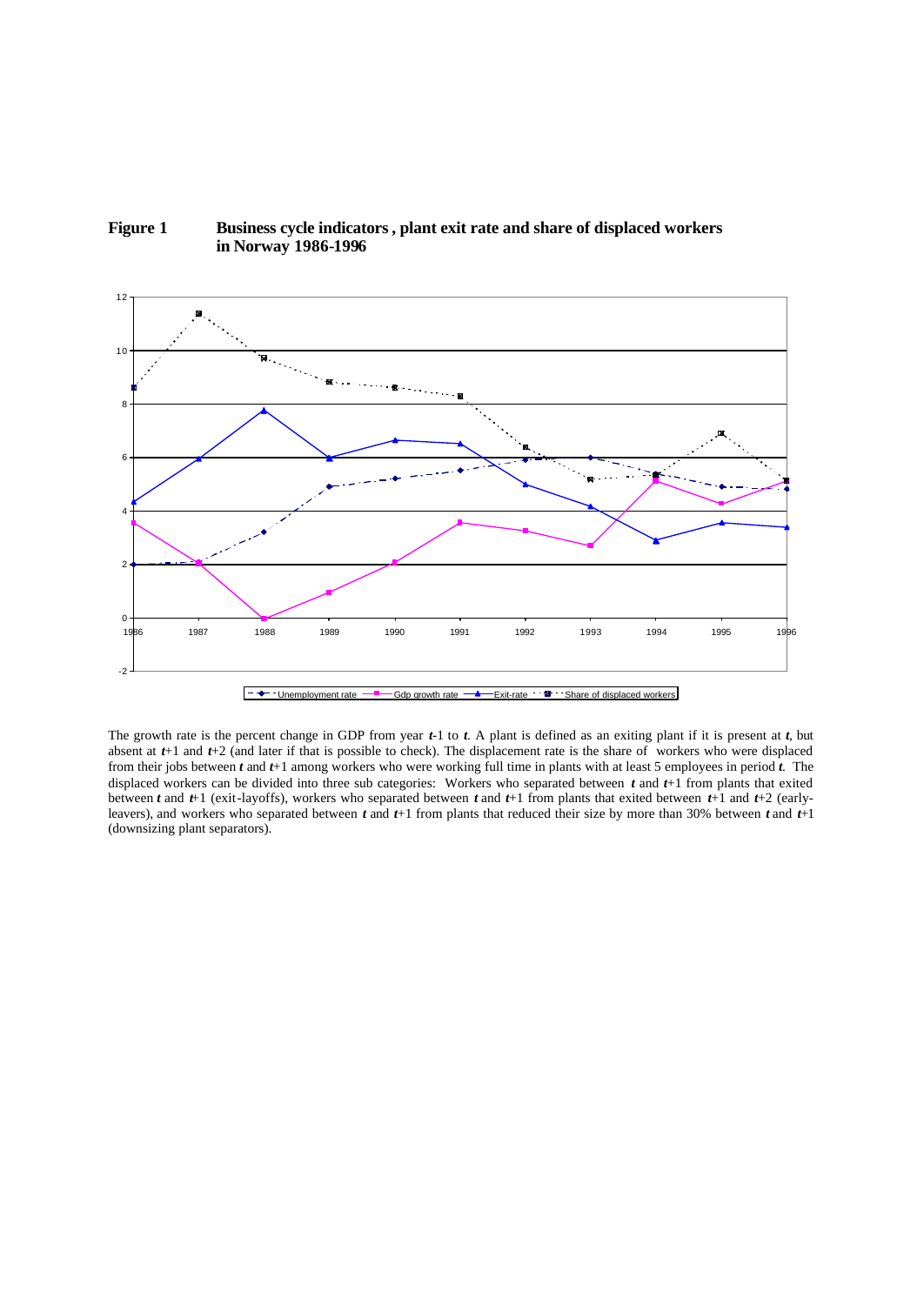**Figure 1 Business cycle indicators, plant exit rate and share of displaced workers in Norway 1986-1996**

The growth rate is the percent change in GDP from year *t*-1 to *t*. A plant is defined as an exiting plant if it is present at *t*, but absent at *t*+1 and *t*+2 (and later if that is possible to check). The displacement rate is the share of workers who were displaced from their jobs between *t* and *t*+1 among workers who were working full time in plants with at least 5 employees in period *t*. The displaced workers can be divided into three sub categories: Workers who separated between *t* and *t*+1 from plants that exited between *t* and *t*+1 (exit-layoffs), workers who separated between *t* and *t*+1 from plants that exited between *t*+1 and *t*+2 (early-leavers), and workers who separated between *t* and *t*+1 from plants that reduced their size by more than 30% between *t* and *t*+1 (downsizing plant separators).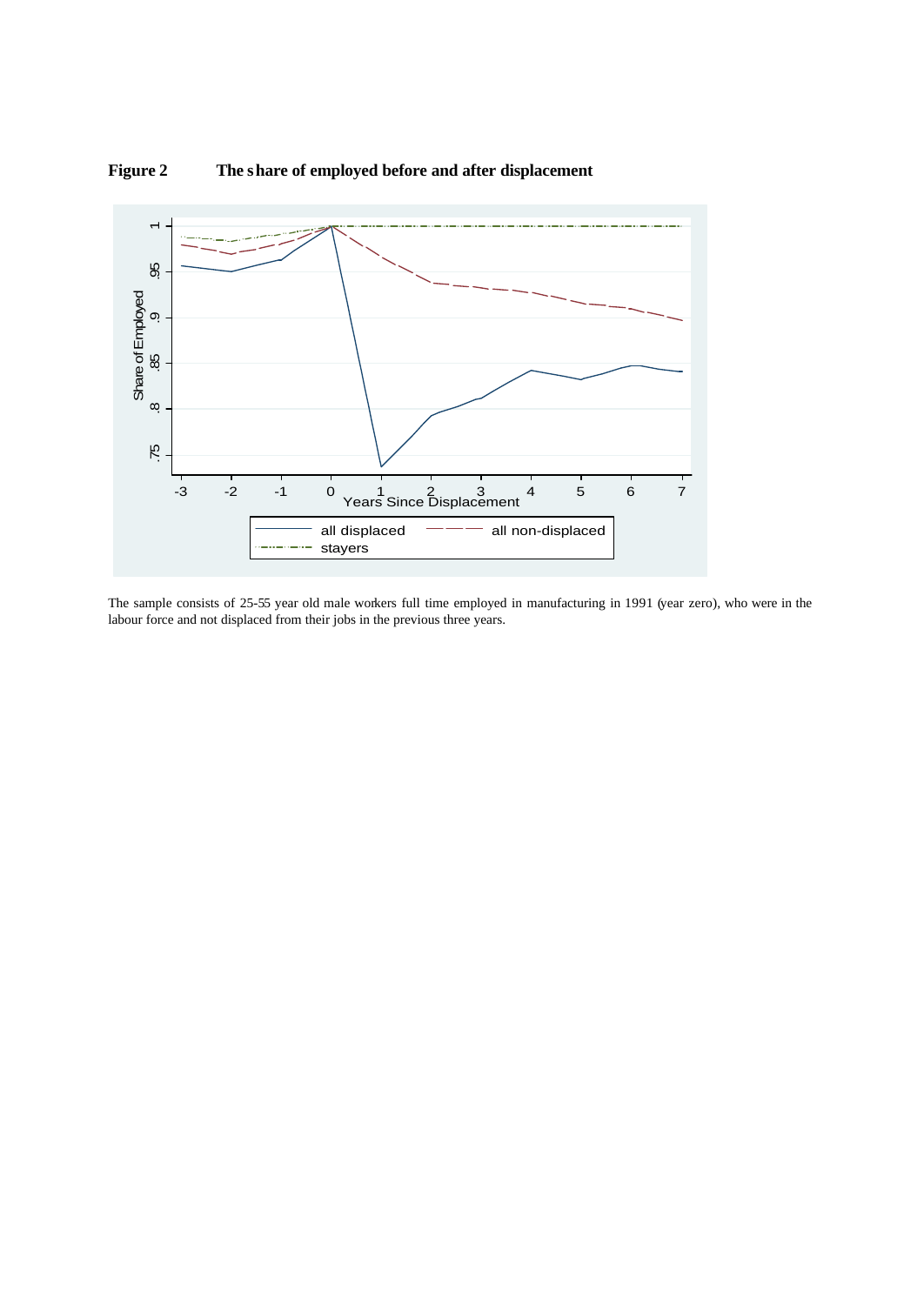**Figure 2 The share of employed before and after displacement**

The sample consists of 25-55 year old male workers full time employed in manufacturing in 1991 (year zero), who were in the labour force and not displaced from their jobs in the previous three years.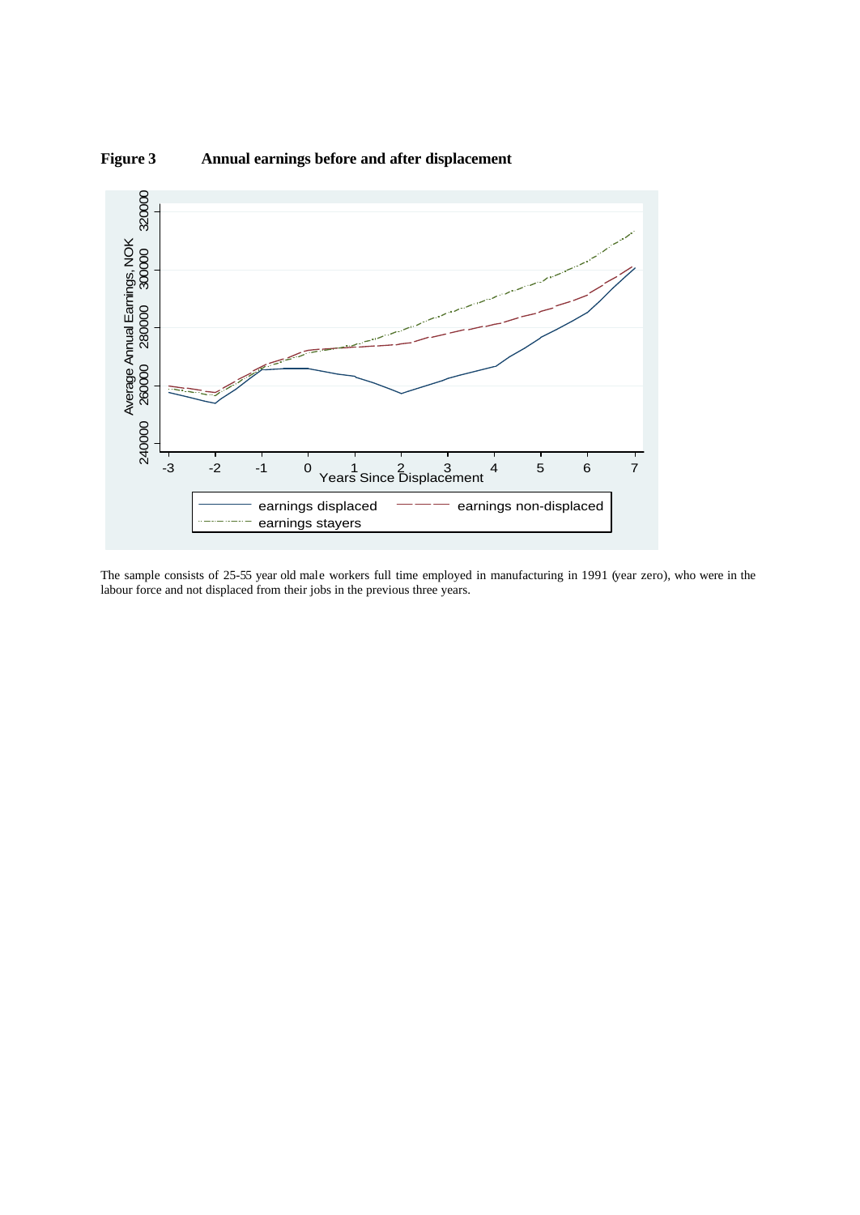**Figure 3 Annual earnings before and after displacement**

The sample consists of 25-55 year old male workers full time employed in manufacturing in 1991 (year zero), who were in the labour force and not displaced from their jobs in the previous three years.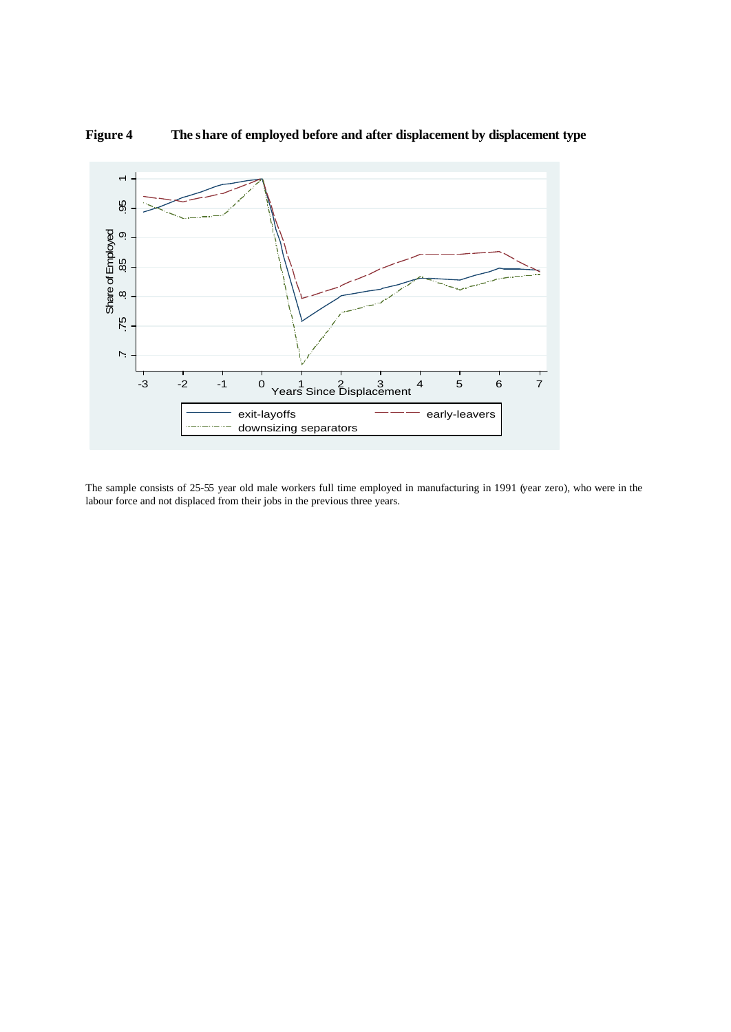**Figure 4 The share of employed before and after displacement by displacement type**

The sample consists of 25-55 year old male workers full time employed in manufacturing in 1991 (year zero), who were in the labour force and not displaced from their jobs in the previous three years.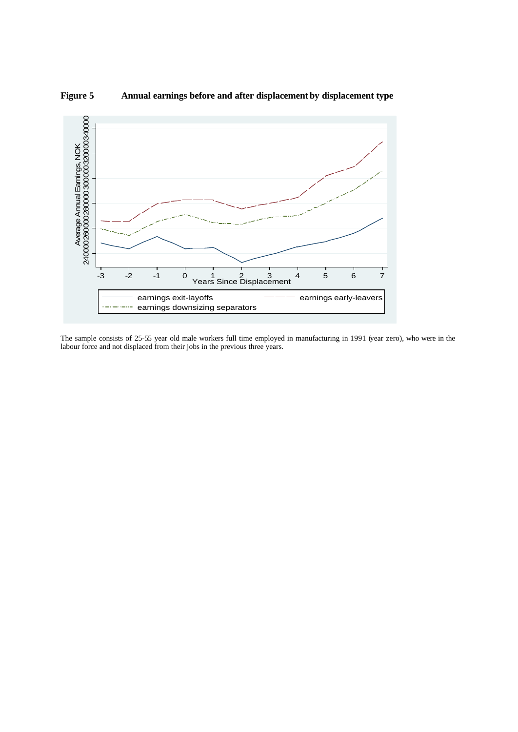**Figure 5 Annual earnings before and after displacement by displacement type**

The sample consists of 25-55 year old male workers full time employed in manufacturing in 1991 (year zero), who were in the labour force and not displaced from their jobs in the previous three years.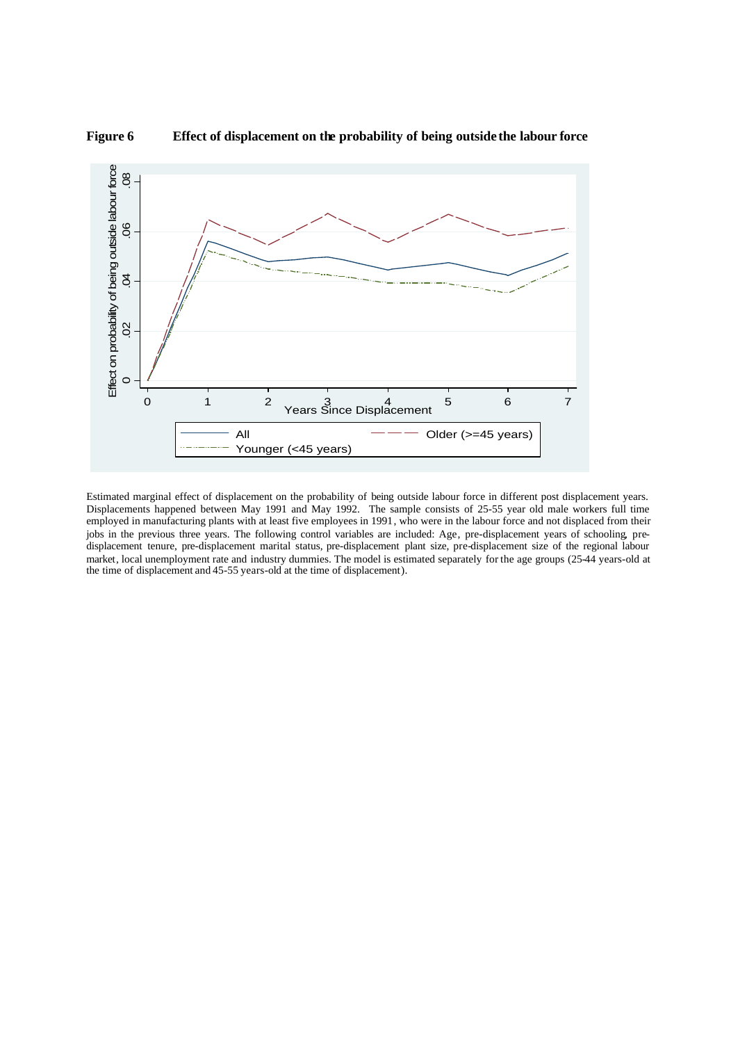**Figure 6 Effect of displacement on the probability of being outside the labour force**

Estimated marginal effect of displacement on the probability of being outside labour force in different post displacement years. Displacements happened between May 1991 and May 1992. The sample consists of 25-55 year old male workers full time employed in manufacturing plants with at least five employees in 1991, who were in the labour force and not displaced from their jobs in the previous three years. The following control variables are included: Age, pre-displacement years of schooling, pre-displacement tenure, pre-displacement marital status, pre-displacement plant size, pre-displacement size of the regional labour market, local unemployment rate and industry dummies. The model is estimated separately for the age groups (25-44 years-old at the time of displacement and 45-55 years-old at the time of displacement).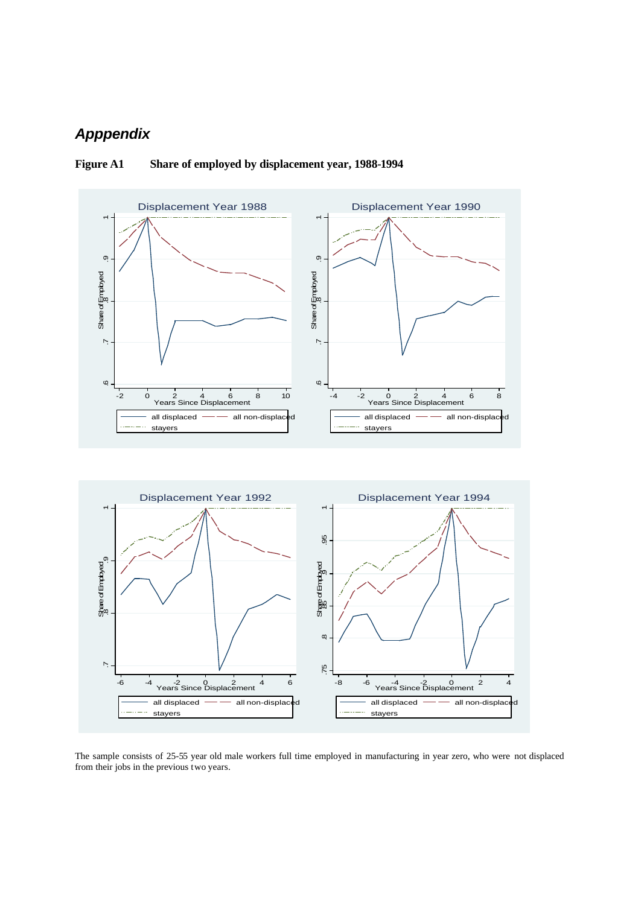# *Apppendix*

**Figure A1 Share of employed by displacement year, 1988-1994**

Displacement Year 1988

Displacement Year 1990

Displacement Year 1992

Displacement Year 1994

The sample consists of 25-55 year old male workers full time employed in manufacturing in year zero, who were not displaced from their jobs in the previous two years.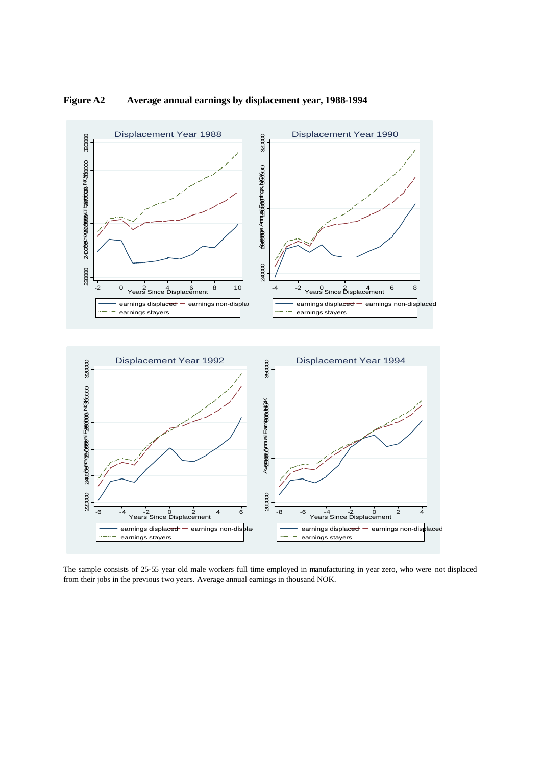**Figure A2 Average annual earnings by displacement year, 1988-1994**

The sample consists of 25-55 year old male workers full time employed in manufacturing in year zero, who were not displaced from their jobs in the previous two years. Average annual earnings in thousand NOK.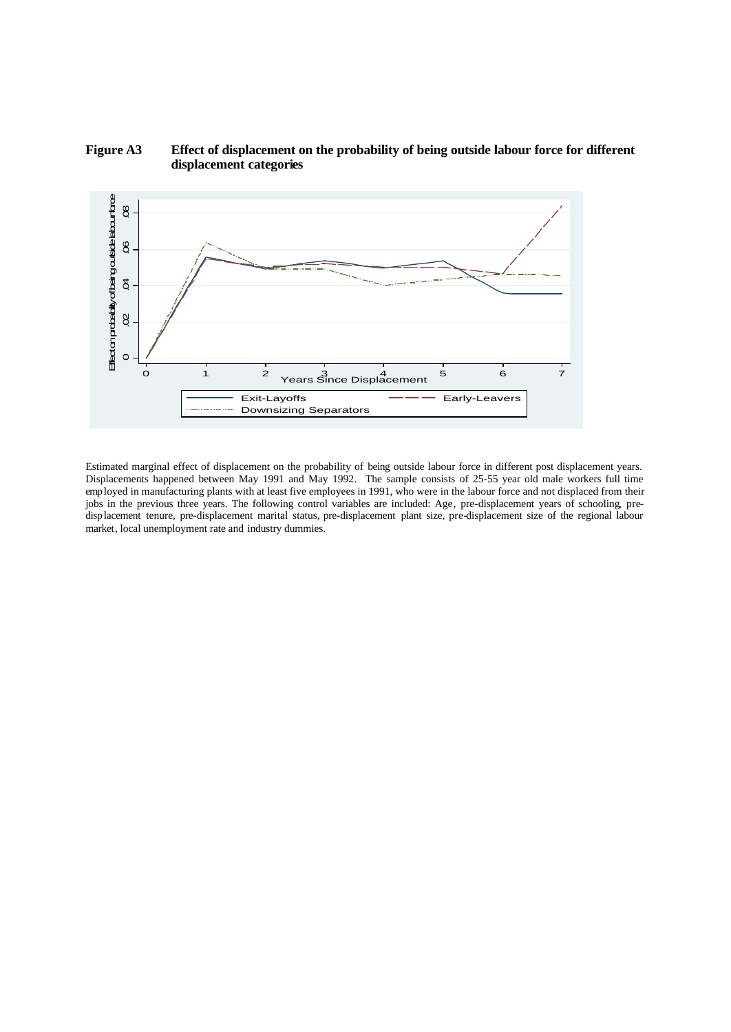**Figure A3 Effect of displacement on the probability of being outside labour force for different displacement categories**

Estimated marginal effect of displacement on the probability of being outside labour force in different post displacement years. Displacements happened between May 1991 and May 1992. The sample consists of 25-55 year old male workers full time employed in manufacturing plants with at least five employees in 1991, who were in the labour force and not displaced from their jobs in the previous three years. The following control variables are included: Age, pre-displacement years of schooling, pre-displacement tenure, pre-displacement marital status, pre-displacement plant size, pre-displacement size of the regional labour market, local unemployment rate and industry dummies.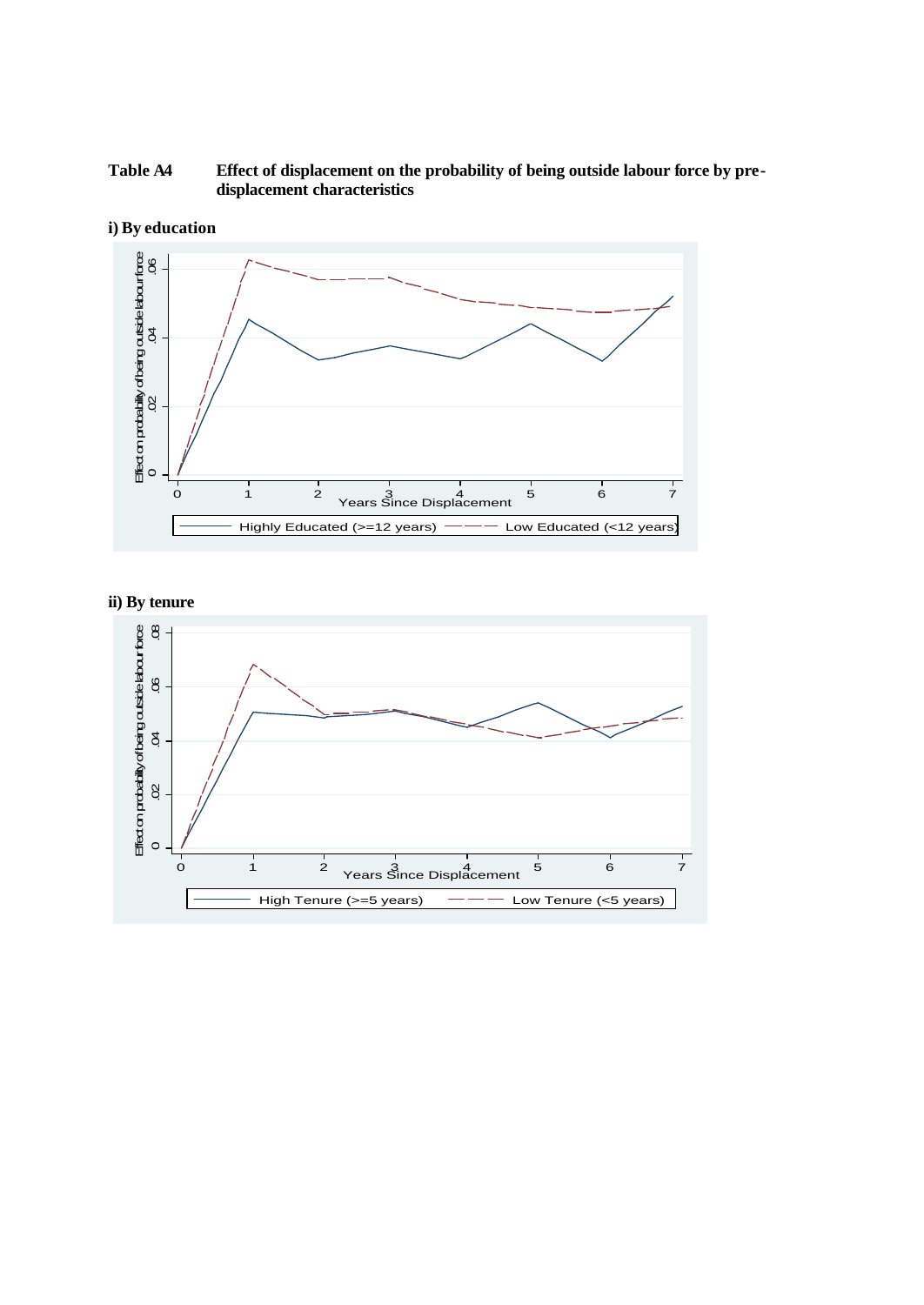**Table A4 Effect of displacement on the probability of being outside labour force by pre-displacement characteristics**

**i) By education**

**ii) By tenure**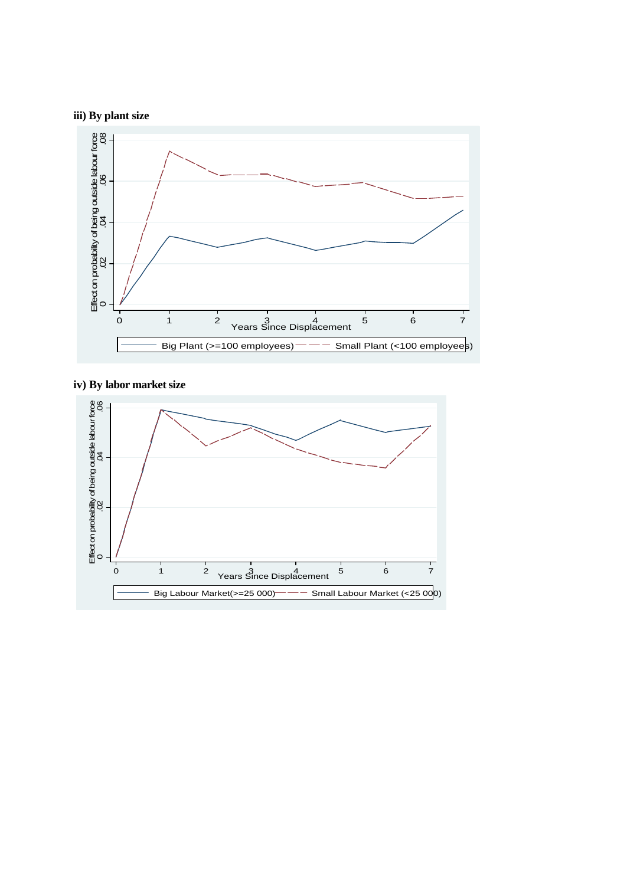**iii) By plant size**

**iv) By labor market size**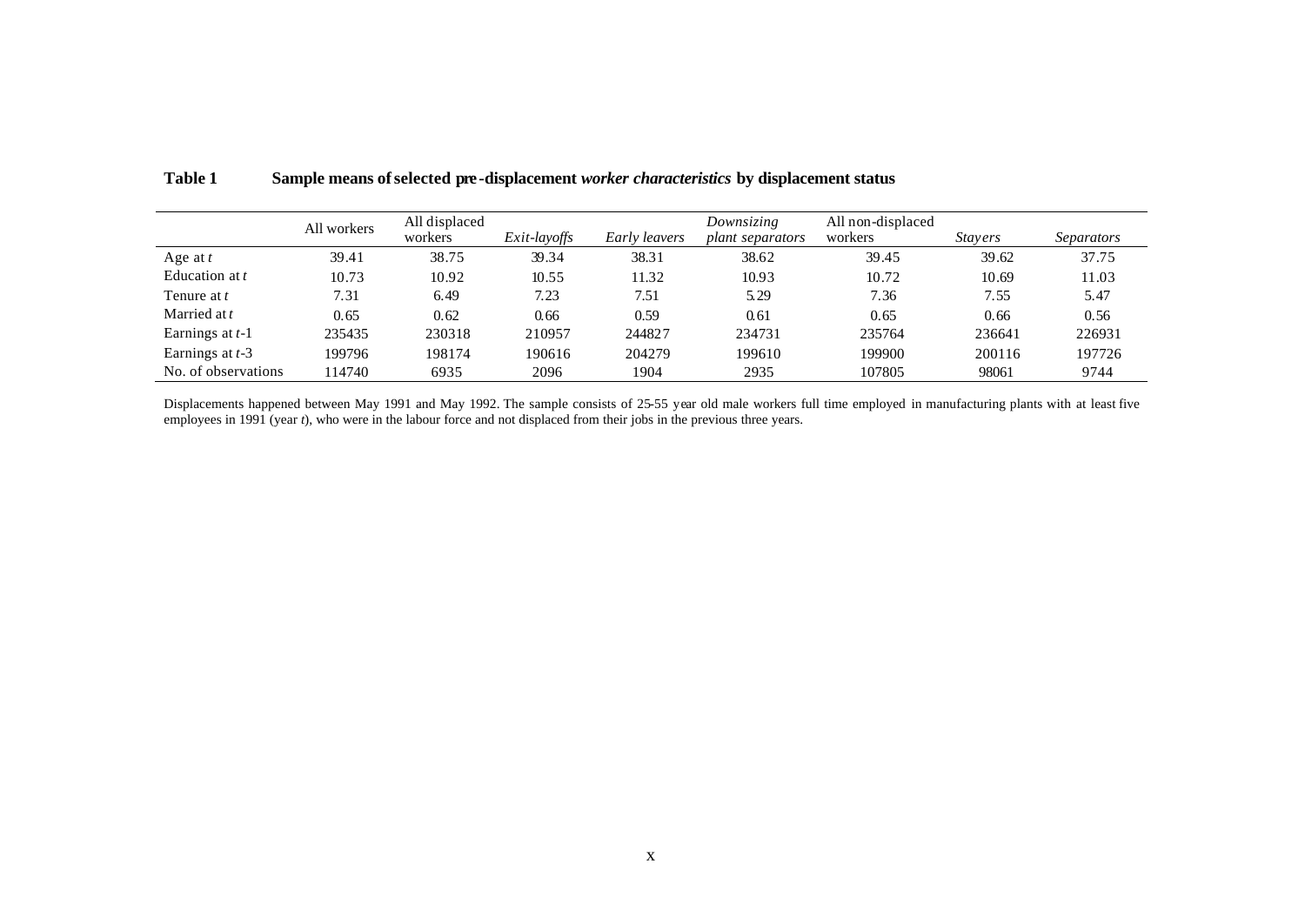**Table 1 Sample means of selected pre-displacement *worker characteristics* by displacement status**

| | All workers | All displaced workers | *Exit-layoffs* | *Early leavers* | *Downsizing plant separators* | All non-displaced workers | *Stayers* | *Separators* |
|---|---|---|---|---|---|---|---|---|
| Age at $t$ | 39.41 | 38.75 | 39.34 | 38.31 | 38.62 | 39.45 | 39.62 | 37.75 |
| Education at $t$ | 10.73 | 10.92 | 10.55 | 11.32 | 10.93 | 10.72 | 10.69 | 11.03 |
| Tenure at $t$ | 7.31 | 6.49 | 7.23 | 7.51 | 5.29 | 7.36 | 7.55 | 5.47 |
| Married at $t$ | 0.65 | 0.62 | 0.66 | 0.59 | 0.61 | 0.65 | 0.66 | 0.56 |
| Earnings at $t$-1 | 235435 | 230318 | 210957 | 244827 | 234731 | 235764 | 236641 | 226931 |
| Earnings at $t$-3 | 199796 | 198174 | 190616 | 204279 | 199610 | 199900 | 200116 | 197726 |
| No. of observations | 114740 | 6935 | 2096 | 1904 | 2935 | 107805 | 98061 | 9744 |

Displacements happened between May 1991 and May 1992. The sample consists of 25-55 year old male workers full time employed in manufacturing plants with at least five employees in 1991 (year $t$), who were in the labour force and not displaced from their jobs in the previous three years.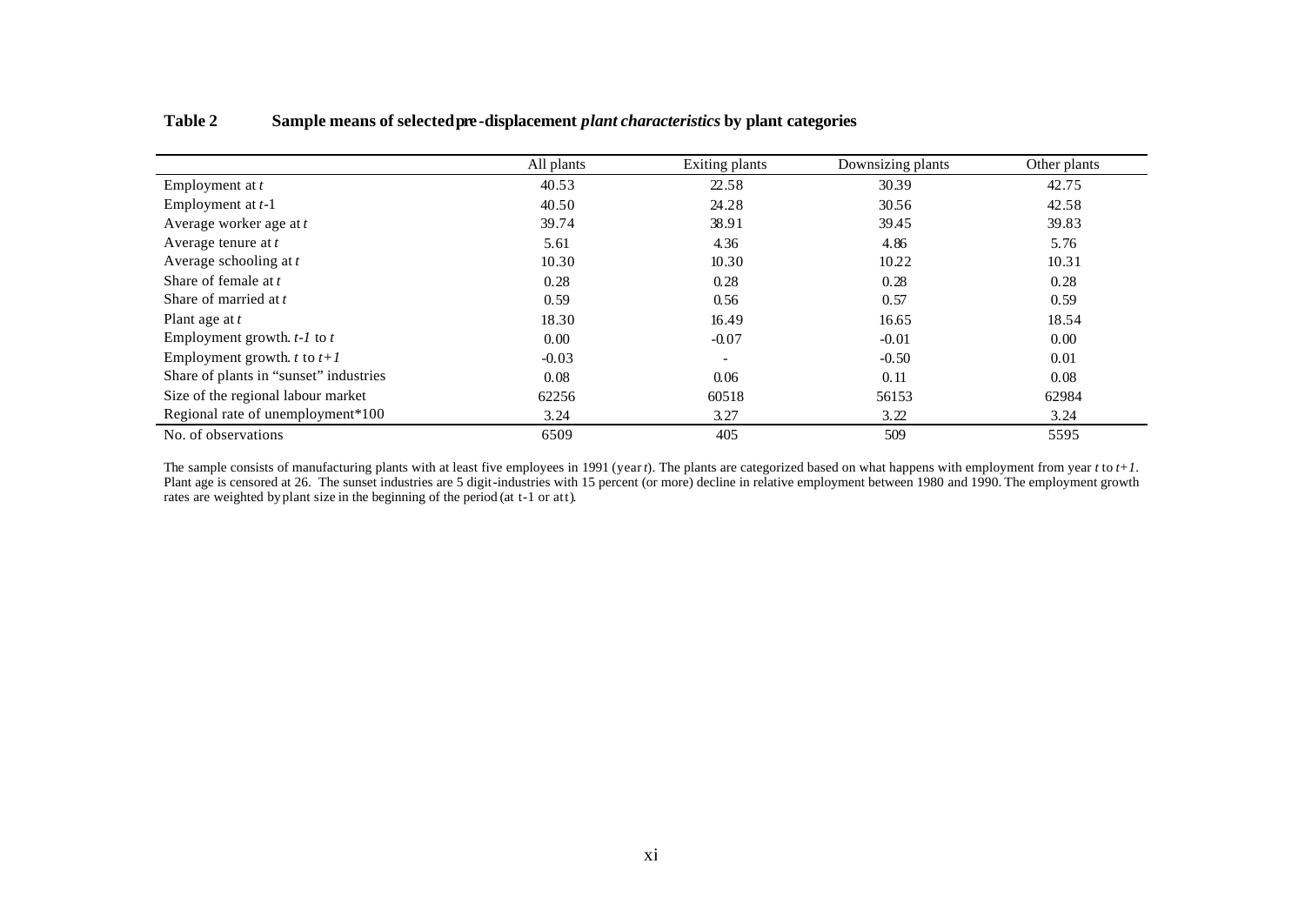**Table 2 Sample means of selected pre-displacement *plant characteristics* by plant categories**

| | All plants | Exiting plants | Downsizing plants | Other plants |
|---|---|---|---|---|
| Employment at *t* | 40.53 | 22.58 | 30.39 | 42.75 |
| Employment at *t*-1 | 40.50 | 24.28 | 30.56 | 42.58 |
| Average worker age at *t* | 39.74 | 38.91 | 39.45 | 39.83 |
| Average tenure at *t* | 5.61 | 4.36 | 4.86 | 5.76 |
| Average schooling at *t* | 10.30 | 10.30 | 10.22 | 10.31 |
| Share of female at *t* | 0.28 | 0.28 | 0.28 | 0.28 |
| Share of married at *t* | 0.59 | 0.56 | 0.57 | 0.59 |
| Plant age at *t* | 18.30 | 16.49 | 16.65 | 18.54 |
| Employment growth. *t-1* to *t* | 0.00 | -0.07 | -0.01 | 0.00 |
| Employment growth. *t* to *t+1* | -0.03 | - | -0.50 | 0.01 |
| Share of plants in "sunset" industries | 0.08 | 0.06 | 0.11 | 0.08 |
| Size of the regional labour market | 62256 | 60518 | 56153 | 62984 |
| Regional rate of unemployment*100 | 3.24 | 3.27 | 3.22 | 3.24 |
| No. of observations | 6509 | 405 | 509 | 5595 |

The sample consists of manufacturing plants with at least five employees in 1991 (year *t*). The plants are categorized based on what happens with employment from year *t* to *t+1*. Plant age is censored at 26. The sunset industries are 5 digit-industries with 15 percent (or more) decline in relative employment between 1980 and 1990. The employment growth rates are weighted by plant size in the beginning of the period (at t-1 or at t).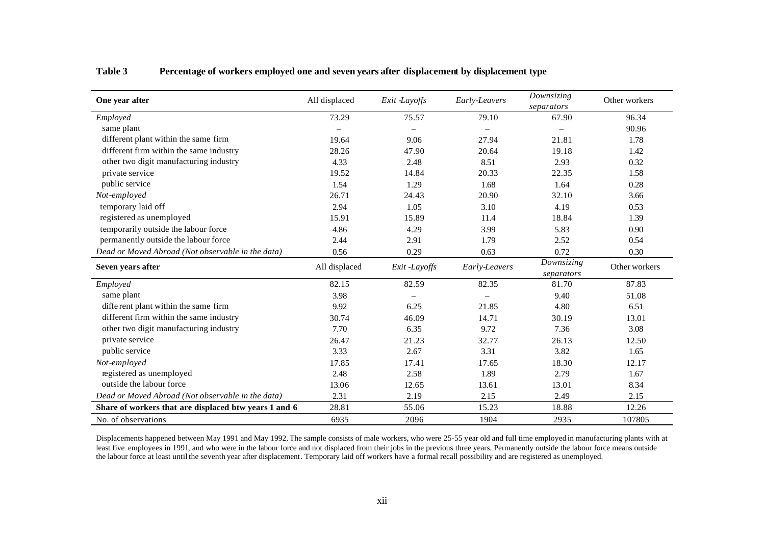**Table 3 Percentage of workers employed one and seven years after displacement by displacement type**

| **One year after** | All displaced | *Exit -Layoffs* | *Early-Leavers* | *Downsizing separators* | Other workers |
|---|---|---|---|---|---|
| *Employed* | 73.29 | 75.57 | 79.10 | 67.90 | 96.34 |
| same plant | – | – | – | – | 90.96 |
| different plant within the same firm | 19.64 | 9.06 | 27.94 | 21.81 | 1.78 |
| different firm within the same industry | 28.26 | 47.90 | 20.64 | 19.18 | 1.42 |
| other two digit manufacturing industry | 4.33 | 2.48 | 8.51 | 2.93 | 0.32 |
| private service | 19.52 | 14.84 | 20.33 | 22.35 | 1.58 |
| public service | 1.54 | 1.29 | 1.68 | 1.64 | 0.28 |
| *Not-employed* | 26.71 | 24.43 | 20.90 | 32.10 | 3.66 |
| temporary laid off | 2.94 | 1.05 | 3.10 | 4.19 | 0.53 |
| registered as unemployed | 15.91 | 15.89 | 11.4 | 18.84 | 1.39 |
| temporarily outside the labour force | 4.86 | 4.29 | 3.99 | 5.83 | 0.90 |
| permanently outside the labour force | 2.44 | 2.91 | 1.79 | 2.52 | 0.54 |
| *Dead or Moved Abroad (Not observable in the data)* | 0.56 | 0.29 | 0.63 | 0.72 | 0.30 |
| **Seven years after** | All displaced | *Exit -Layoffs* | *Early-Leavers* | *Downsizing separators* | Other workers |
| *Employed* | 82.15 | 82.59 | 82.35 | 81.70 | 87.83 |
| same plant | 3.98 | – | – | 9.40 | 51.08 |
| different plant within the same firm | 9.92 | 6.25 | 21.85 | 4.80 | 6.51 |
| different firm within the same industry | 30.74 | 46.09 | 14.71 | 30.19 | 13.01 |
| other two digit manufacturing industry | 7.70 | 6.35 | 9.72 | 7.36 | 3.08 |
| private service | 26.47 | 21.23 | 32.77 | 26.13 | 12.50 |
| public service | 3.33 | 2.67 | 3.31 | 3.82 | 1.65 |
| *Not-employed* | 17.85 | 17.41 | 17.65 | 18.30 | 12.17 |
| registered as unemployed | 2.48 | 2.58 | 1.89 | 2.79 | 1.67 |
| outside the labour force | 13.06 | 12.65 | 13.61 | 13.01 | 8.34 |
| *Dead or Moved Abroad (Not observable in the data)* | 2.31 | 2.19 | 2.15 | 2.49 | 2.15 |
| **Share of workers that are displaced btw years 1 and 6** | 28.81 | 55.06 | 15.23 | 18.88 | 12.26 |
| No. of observations | 6935 | 2096 | 1904 | 2935 | 107805 |

Displacements happened between May 1991 and May 1992. The sample consists of male workers, who were 25-55 year old and full time employed in manufacturing plants with at least five employees in 1991, and who were in the labour force and not displaced from their jobs in the previous three years. Permanently outside the labour force means outside the labour force at least until the seventh year after displacement. Temporary laid off workers have a formal recall possibility and are registered as unemployed.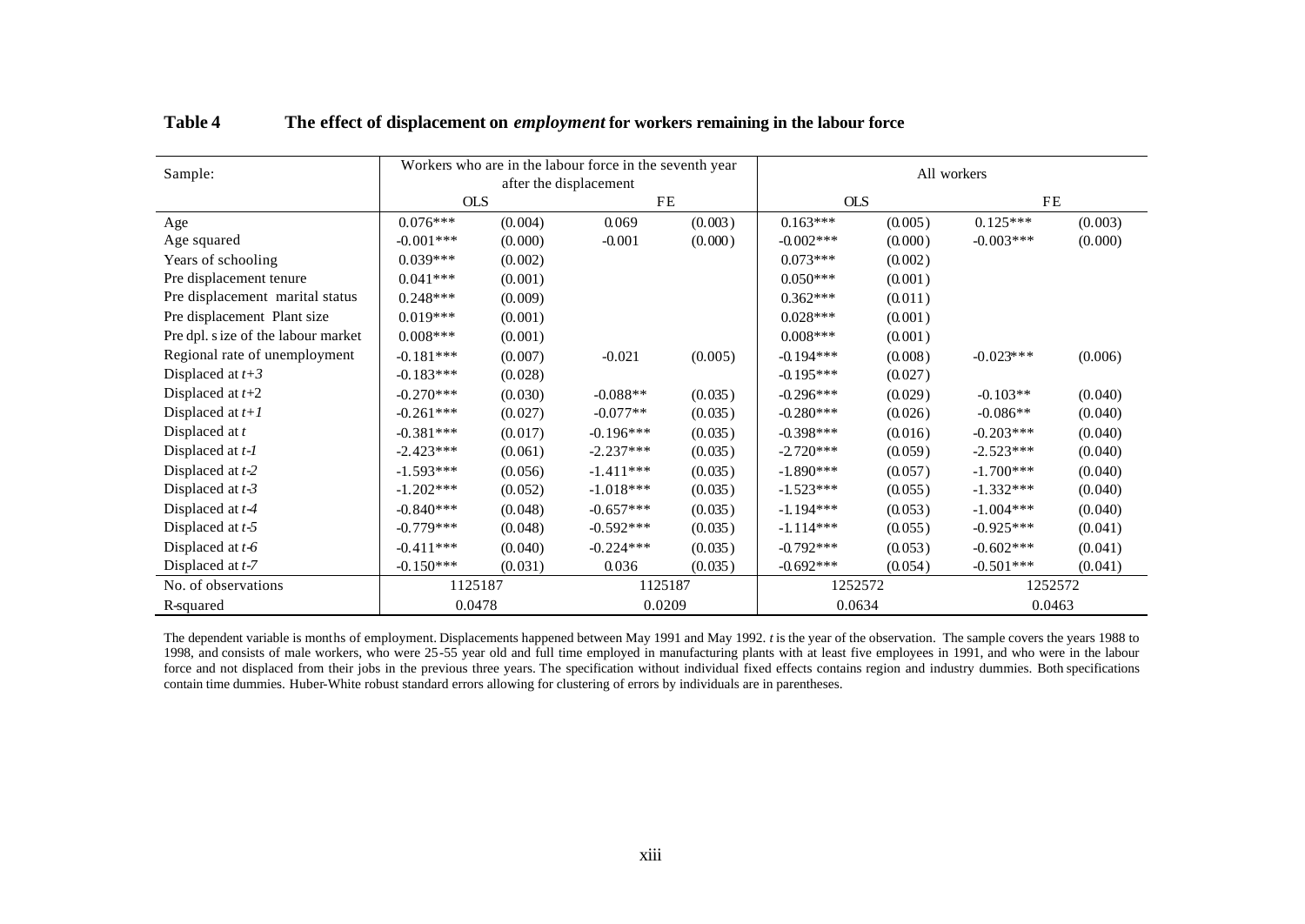**Table 4 The effect of displacement on *employment* for workers remaining in the labour force**

| Sample: | Workers who are in the labour force in the seventh year after the displacement | | | | All workers | | | |
|---|---|---|---|---|---|---|---|---|
| | OLS | | FE | | OLS | | FE | |
| Age | 0.076*** | (0.004) | 0.069 | (0.003) | 0.163*** | (0.005) | 0.125*** | (0.003) |
| Age squared | -0.001*** | (0.000) | -0.001 | (0.000) | -0.002*** | (0.000) | -0.003*** | (0.000) |
| Years of schooling | 0.039*** | (0.002) | | | 0.073*** | (0.002) | | |
| Pre displacement tenure | 0.041*** | (0.001) | | | 0.050*** | (0.001) | | |
| Pre displacement marital status | 0.248*** | (0.009) | | | 0.362*** | (0.011) | | |
| Pre displacement Plant size | 0.019*** | (0.001) | | | 0.028*** | (0.001) | | |
| Pre dpl. size of the labour market | 0.008*** | (0.001) | | | 0.008*** | (0.001) | | |
| Regional rate of unemployment | -0.181*** | (0.007) | -0.021 | (0.005) | -0.194*** | (0.008) | -0.023*** | (0.006) |
| Displaced at *t+3* | -0.183*** | (0.028) | | | -0.195*** | (0.027) | | |
| Displaced at *t*+2 | -0.270*** | (0.030) | -0.088** | (0.035) | -0.296*** | (0.029) | -0.103** | (0.040) |
| Displaced at *t+1* | -0.261*** | (0.027) | -0.077** | (0.035) | -0.280*** | (0.026) | -0.086** | (0.040) |
| Displaced at *t* | -0.381*** | (0.017) | -0.196*** | (0.035) | -0.398*** | (0.016) | -0.203*** | (0.040) |
| Displaced at *t-1* | -2.423*** | (0.061) | -2.237*** | (0.035) | -2.720*** | (0.059) | -2.523*** | (0.040) |
| Displaced at *t-2* | -1.593*** | (0.056) | -1.411*** | (0.035) | -1.890*** | (0.057) | -1.700*** | (0.040) |
| Displaced at *t-3* | -1.202*** | (0.052) | -1.018*** | (0.035) | -1.523*** | (0.055) | -1.332*** | (0.040) |
| Displaced at *t-4* | -0.840*** | (0.048) | -0.657*** | (0.035) | -1.194*** | (0.053) | -1.004*** | (0.040) |
| Displaced at *t-5* | -0.779*** | (0.048) | -0.592*** | (0.035) | -1.114*** | (0.055) | -0.925*** | (0.041) |
| Displaced at *t-6* | -0.411*** | (0.040) | -0.224*** | (0.035) | -0.792*** | (0.053) | -0.602*** | (0.041) |
| Displaced at *t-7* | -0.150*** | (0.031) | 0.036 | (0.035) | -0.692*** | (0.054) | -0.501*** | (0.041) |
| No. of observations | 1125187 | | 1125187 | | 1252572 | | 1252572 | |
| R-squared | 0.0478 | | 0.0209 | | 0.0634 | | 0.0463 | |

The dependent variable is months of employment. Displacements happened between May 1991 and May 1992. *t* is the year of the observation. The sample covers the years 1988 to 1998, and consists of male workers, who were 25-55 year old and full time employed in manufacturing plants with at least five employees in 1991, and who were in the labour force and not displaced from their jobs in the previous three years. The specification without individual fixed effects contains region and industry dummies. Both specifications contain time dummies. Huber-White robust standard errors allowing for clustering of errors by individuals are in parentheses.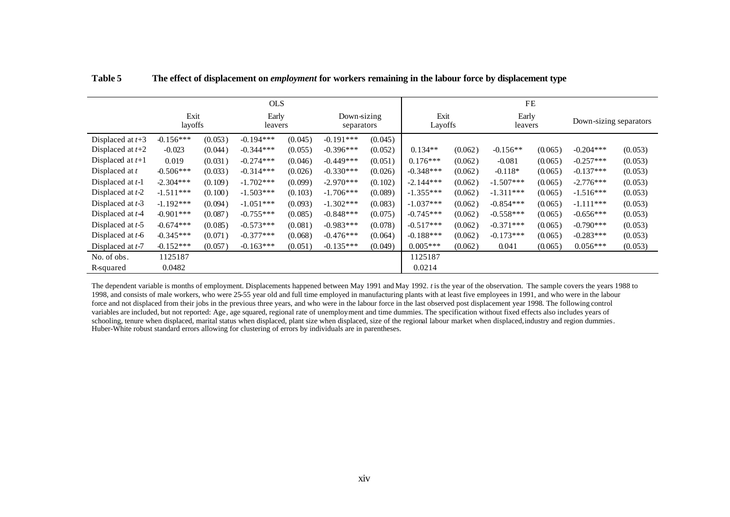**Table 5 The effect of displacement on *employment* for workers remaining in the labour force by displacement type**

| | OLS | | | | | | FE | | | | | |
|---|---|---|---|---|---|---|---|---|---|---|---|---|
| | Exit layoffs | | Early leavers | | Down-sizing separators | | Exit Layoffs | | Early leavers | | Down-sizing separators | |
| Displaced at *t*+3 | -0.156*** | (0.053) | -0.194*** | (0.045) | -0.191*** | (0.045) | | | | | | |
| Displaced at *t*+2 | -0.023 | (0.044) | -0.344*** | (0.055) | -0.396*** | (0.052) | 0.134** | (0.062) | -0.156** | (0.065) | -0.204*** | (0.053) |
| Displaced at *t*+1 | 0.019 | (0.031) | -0.274*** | (0.046) | -0.449*** | (0.051) | 0.176*** | (0.062) | -0.081 | (0.065) | -0.257*** | (0.053) |
| Displaced at *t* | -0.506*** | (0.033) | -0.314*** | (0.026) | -0.330*** | (0.026) | -0.348*** | (0.062) | -0.118* | (0.065) | -0.137*** | (0.053) |
| Displaced at *t*-1 | -2.304*** | (0.109) | -1.702*** | (0.099) | -2.970*** | (0.102) | -2.144*** | (0.062) | -1.507*** | (0.065) | -2.776*** | (0.053) |
| Displaced at *t*-2 | -1.511*** | (0.100) | -1.503*** | (0.103) | -1.706*** | (0.089) | -1.355*** | (0.062) | -1.311*** | (0.065) | -1.516*** | (0.053) |
| Displaced at *t*-3 | -1.192*** | (0.094) | -1.051*** | (0.093) | -1.302*** | (0.083) | -1.037*** | (0.062) | -0.854*** | (0.065) | -1.111*** | (0.053) |
| Displaced at *t*-4 | -0.901*** | (0.087) | -0.755*** | (0.085) | -0.848*** | (0.075) | -0.745*** | (0.062) | -0.558*** | (0.065) | -0.656*** | (0.053) |
| Displaced at *t*-5 | -0.674*** | (0.085) | -0.573*** | (0.081) | -0.983*** | (0.078) | -0.517*** | (0.062) | -0.371*** | (0.065) | -0.790*** | (0.053) |
| Displaced at *t*-6 | -0.345*** | (0.071) | -0.377*** | (0.068) | -0.476*** | (0.064) | -0.188*** | (0.062) | -0.173*** | (0.065) | -0.283*** | (0.053) |
| Displaced at *t*-7 | -0.152*** | (0.057) | -0.163*** | (0.051) | -0.135*** | (0.049) | 0.005*** | (0.062) | 0.041 | (0.065) | 0.056*** | (0.053) |
| No. of obs. | 1125187 | | | | | | 1125187 | | | | | |
| R-squared | 0.0482 | | | | | | 0.0214 | | | | | |

The dependent variable is months of employment. Displacements happened between May 1991 and May 1992. *t* is the year of the observation. The sample covers the years 1988 to 1998, and consists of male workers, who were 25-55 year old and full time employed in manufacturing plants with at least five employees in 1991, and who were in the labour force and not displaced from their jobs in the previous three years, and who were in the labour force in the last observed post displacement year 1998. The following control variables are included, but not reported: Age, age squared, regional rate of unemployment and time dummies. The specification without fixed effects also includes years of schooling, tenure when displaced, marital status when displaced, plant size when displaced, size of the regional labour market when displaced, industry and region dummies. Huber-White robust standard errors allowing for clustering of errors by individuals are in parentheses.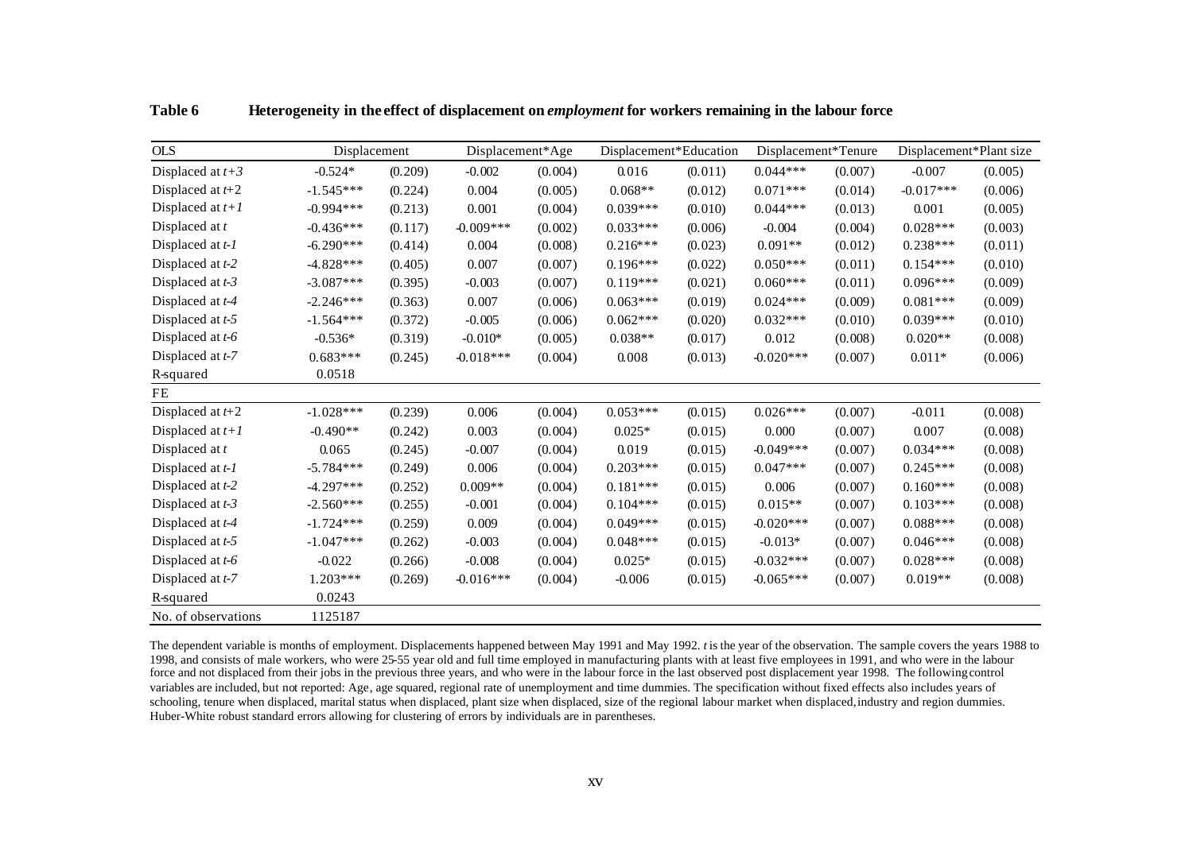**Table 6 Heterogeneity in the effect of displacement on *employment* for workers remaining in the labour force**

| OLS | Displacement | | Displacement*Age | | Displacement*Education | | Displacement*Tenure | | Displacement*Plant size | |
|---|---|---|---|---|---|---|---|---|---|---|
| Displaced at *t+3* | -0.524* | (0.209) | -0.002 | (0.004) | 0.016 | (0.011) | 0.044*** | (0.007) | -0.007 | (0.005) |
| Displaced at *t+2* | -1.545*** | (0.224) | 0.004 | (0.005) | 0.068** | (0.012) | 0.071*** | (0.014) | -0.017*** | (0.006) |
| Displaced at *t+1* | -0.994*** | (0.213) | 0.001 | (0.004) | 0.039*** | (0.010) | 0.044*** | (0.013) | 0.001 | (0.005) |
| Displaced at *t* | -0.436*** | (0.117) | -0.009*** | (0.002) | 0.033*** | (0.006) | -0.004 | (0.004) | 0.028*** | (0.003) |
| Displaced at *t-1* | -6.290*** | (0.414) | 0.004 | (0.008) | 0.216*** | (0.023) | 0.091** | (0.012) | 0.238*** | (0.011) |
| Displaced at *t-2* | -4.828*** | (0.405) | 0.007 | (0.007) | 0.196*** | (0.022) | 0.050*** | (0.011) | 0.154*** | (0.010) |
| Displaced at *t-3* | -3.087*** | (0.395) | -0.003 | (0.007) | 0.119*** | (0.021) | 0.060*** | (0.011) | 0.096*** | (0.009) |
| Displaced at *t-4* | -2.246*** | (0.363) | 0.007 | (0.006) | 0.063*** | (0.019) | 0.024*** | (0.009) | 0.081*** | (0.009) |
| Displaced at *t-5* | -1.564*** | (0.372) | -0.005 | (0.006) | 0.062*** | (0.020) | 0.032*** | (0.010) | 0.039*** | (0.010) |
| Displaced at *t-6* | -0.536* | (0.319) | -0.010* | (0.005) | 0.038** | (0.017) | 0.012 | (0.008) | 0.020** | (0.008) |
| Displaced at *t-7* | 0.683*** | (0.245) | -0.018*** | (0.004) | 0.008 | (0.013) | -0.020*** | (0.007) | 0.011* | (0.006) |
| R-squared | 0.0518 | | | | | | | | | |
| FE | | | | | | | | | | |
| Displaced at *t+2* | -1.028*** | (0.239) | 0.006 | (0.004) | 0.053*** | (0.015) | 0.026*** | (0.007) | -0.011 | (0.008) |
| Displaced at *t+1* | -0.490** | (0.242) | 0.003 | (0.004) | 0.025* | (0.015) | 0.000 | (0.007) | 0.007 | (0.008) |
| Displaced at *t* | 0.065 | (0.245) | -0.007 | (0.004) | 0.019 | (0.015) | -0.049*** | (0.007) | 0.034*** | (0.008) |
| Displaced at *t-1* | -5.784*** | (0.249) | 0.006 | (0.004) | 0.203*** | (0.015) | 0.047*** | (0.007) | 0.245*** | (0.008) |
| Displaced at *t-2* | -4.297*** | (0.252) | 0.009** | (0.004) | 0.181*** | (0.015) | 0.006 | (0.007) | 0.160*** | (0.008) |
| Displaced at *t-3* | -2.560*** | (0.255) | -0.001 | (0.004) | 0.104*** | (0.015) | 0.015** | (0.007) | 0.103*** | (0.008) |
| Displaced at *t-4* | -1.724*** | (0.259) | 0.009 | (0.004) | 0.049*** | (0.015) | -0.020*** | (0.007) | 0.088*** | (0.008) |
| Displaced at *t-5* | -1.047*** | (0.262) | -0.003 | (0.004) | 0.048*** | (0.015) | -0.013* | (0.007) | 0.046*** | (0.008) |
| Displaced at *t-6* | -0.022 | (0.266) | -0.008 | (0.004) | 0.025* | (0.015) | -0.032*** | (0.007) | 0.028*** | (0.008) |
| Displaced at *t-7* | 1.203*** | (0.269) | -0.016*** | (0.004) | -0.006 | (0.015) | -0.065*** | (0.007) | 0.019** | (0.008) |
| R-squared | 0.0243 | | | | | | | | | |
| No. of observations | 1125187 | | | | | | | | | |

The dependent variable is months of employment. Displacements happened between May 1991 and May 1992. *t* is the year of the observation. The sample covers the years 1988 to 1998, and consists of male workers, who were 25-55 year old and full time employed in manufacturing plants with at least five employees in 1991, and who were in the labour force and not displaced from their jobs in the previous three years, and who were in the labour force in the last observed post displacement year 1998. The following control variables are included, but not reported: Age, age squared, regional rate of unemployment and time dummies. The specification without fixed effects also includes years of schooling, tenure when displaced, marital status when displaced, plant size when displaced, size of the regional labour market when displaced, industry and region dummies. Huber-White robust standard errors allowing for clustering of errors by individuals are in parentheses.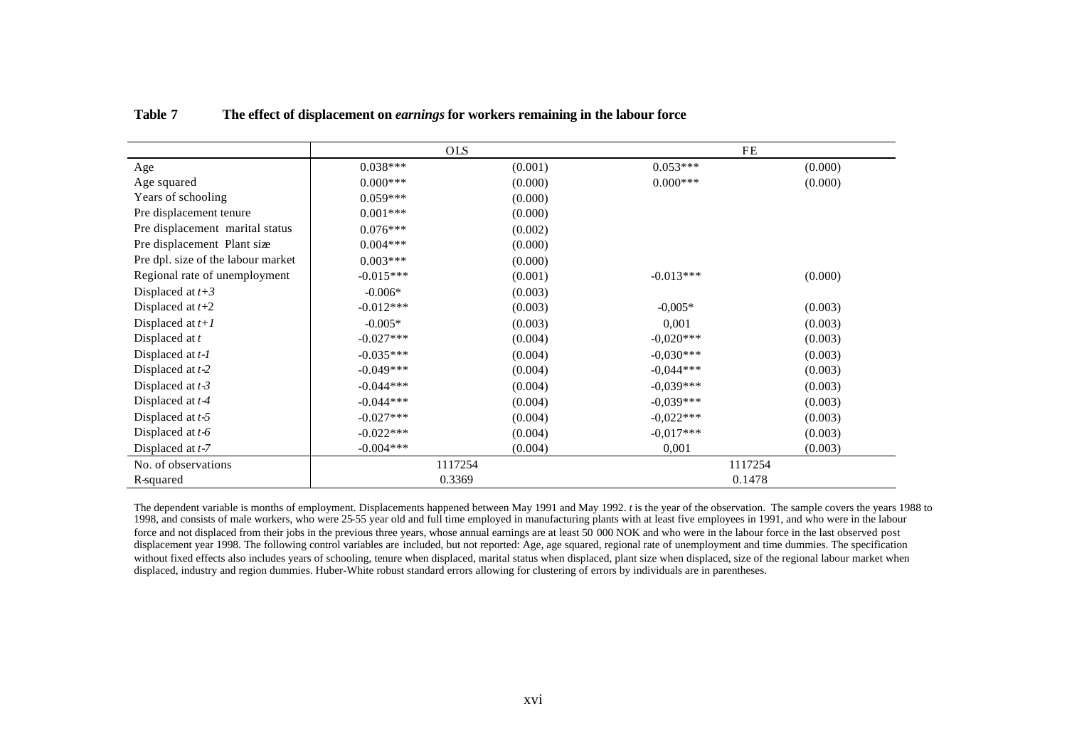**Table 7 The effect of displacement on *earnings* for workers remaining in the labour force**

| | OLS | | FE | |
|---|---|---|---|---|
| Age | 0.038*** | (0.001) | 0.053*** | (0.000) |
| Age squared | 0.000*** | (0.000) | 0.000*** | (0.000) |
| Years of schooling | 0.059*** | (0.000) | | |
| Pre displacement tenure | 0.001*** | (0.000) | | |
| Pre displacement marital status | 0.076*** | (0.002) | | |
| Pre displacement Plant size | 0.004*** | (0.000) | | |
| Pre dpl. size of the labour market | 0.003*** | (0.000) | | |
| Regional rate of unemployment | -0.015*** | (0.001) | -0.013*** | (0.000) |
| Displaced at *t+3* | -0.006* | (0.003) | | |
| Displaced at *t+*2 | -0.012*** | (0.003) | -0,005* | (0.003) |
| Displaced at *t+1* | -0.005* | (0.003) | 0,001 | (0.003) |
| Displaced at *t* | -0.027*** | (0.004) | -0,020*** | (0.003) |
| Displaced at *t-1* | -0.035*** | (0.004) | -0,030*** | (0.003) |
| Displaced at *t-2* | -0.049*** | (0.004) | -0,044*** | (0.003) |
| Displaced at *t-3* | -0.044*** | (0.004) | -0,039*** | (0.003) |
| Displaced at *t-4* | -0.044*** | (0.004) | -0,039*** | (0.003) |
| Displaced at *t-5* | -0.027*** | (0.004) | -0,022*** | (0.003) |
| Displaced at *t-6* | -0.022*** | (0.004) | -0,017*** | (0.003) |
| Displaced at *t-7* | -0.004*** | (0.004) | 0,001 | (0.003) |
| No. of observations | 1117254 | | 1117254 | |
| R-squared | 0.3369 | | 0.1478 | |

The dependent variable is months of employment. Displacements happened between May 1991 and May 1992. *t* is the year of the observation. The sample covers the years 1988 to 1998, and consists of male workers, who were 25-55 year old and full time employed in manufacturing plants with at least five employees in 1991, and who were in the labour force and not displaced from their jobs in the previous three years, whose annual earnings are at least 50 000 NOK and who were in the labour force in the last observed post displacement year 1998. The following control variables are included, but not reported: Age, age squared, regional rate of unemployment and time dummies. The specification without fixed effects also includes years of schooling, tenure when displaced, marital status when displaced, plant size when displaced, size of the regional labour market when displaced, industry and region dummies. Huber-White robust standard errors allowing for clustering of errors by individuals are in parentheses.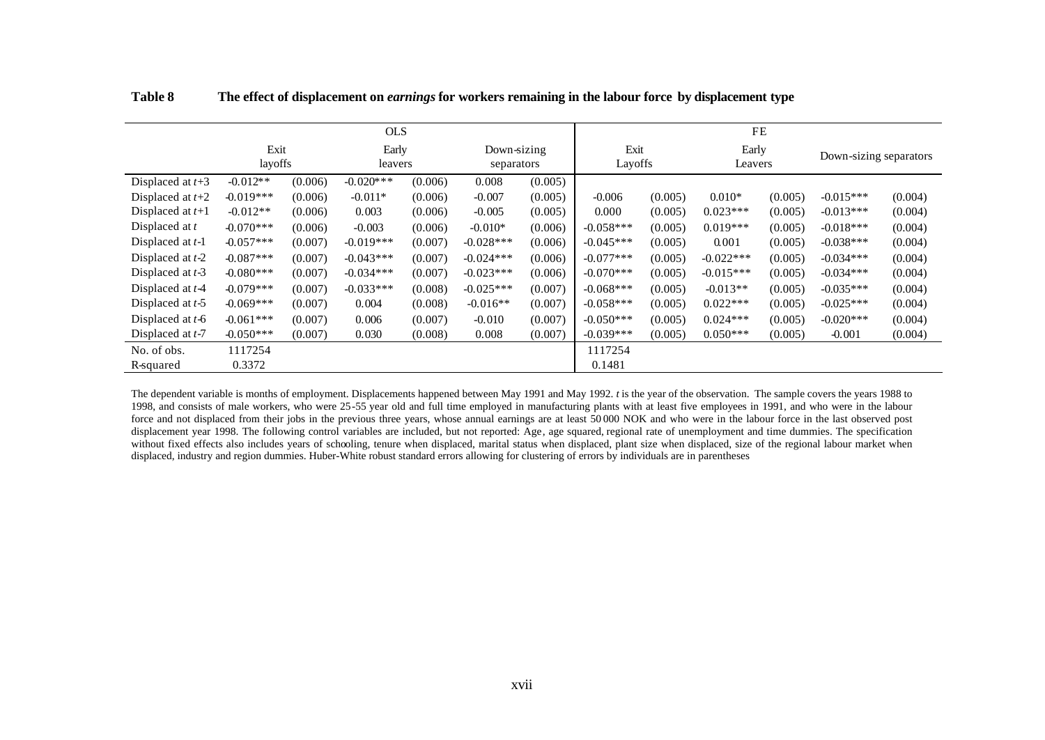**Table 8 The effect of displacement on *earnings* for workers remaining in the labour force by displacement type**

| | OLS | | | | | | FE | | | | | |
|---|---|---|---|---|---|---|---|---|---|---|---|---|
| | Exit layoffs | | Early leavers | | Down-sizing separators | | Exit Layoffs | | Early Leavers | | Down-sizing separators | |
| Displaced at $t$+3 | -0.012** | (0.006) | -0.020*** | (0.006) | 0.008 | (0.005) | | | | | | |
| Displaced at $t$+2 | -0.019*** | (0.006) | -0.011* | (0.006) | -0.007 | (0.005) | -0.006 | (0.005) | 0.010* | (0.005) | -0.015*** | (0.004) |
| Displaced at $t$+1 | -0.012** | (0.006) | 0.003 | (0.006) | -0.005 | (0.005) | 0.000 | (0.005) | 0.023*** | (0.005) | -0.013*** | (0.004) |
| Displaced at $t$ | -0.070*** | (0.006) | -0.003 | (0.006) | -0.010* | (0.006) | -0.058*** | (0.005) | 0.019*** | (0.005) | -0.018*** | (0.004) |
| Displaced at $t$-1 | -0.057*** | (0.007) | -0.019*** | (0.007) | -0.028*** | (0.006) | -0.045*** | (0.005) | 0.001 | (0.005) | -0.038*** | (0.004) |
| Displaced at $t$-2 | -0.087*** | (0.007) | -0.043*** | (0.007) | -0.024*** | (0.006) | -0.077*** | (0.005) | -0.022*** | (0.005) | -0.034*** | (0.004) |
| Displaced at $t$-3 | -0.080*** | (0.007) | -0.034*** | (0.007) | -0.023*** | (0.006) | -0.070*** | (0.005) | -0.015*** | (0.005) | -0.034*** | (0.004) |
| Displaced at $t$-4 | -0.079*** | (0.007) | -0.033*** | (0.008) | -0.025*** | (0.007) | -0.068*** | (0.005) | -0.013** | (0.005) | -0.035*** | (0.004) |
| Displaced at $t$-5 | -0.069*** | (0.007) | 0.004 | (0.008) | -0.016** | (0.007) | -0.058*** | (0.005) | 0.022*** | (0.005) | -0.025*** | (0.004) |
| Displaced at $t$-6 | -0.061*** | (0.007) | 0.006 | (0.007) | -0.010 | (0.007) | -0.050*** | (0.005) | 0.024*** | (0.005) | -0.020*** | (0.004) |
| Displaced at $t$-7 | -0.050*** | (0.007) | 0.030 | (0.008) | 0.008 | (0.007) | -0.039*** | (0.005) | 0.050*** | (0.005) | -0.001 | (0.004) |
| No. of obs. | 1117254 | | | | | | 1117254 | | | | | |
| R-squared | 0.3372 | | | | | | 0.1481 | | | | | |

The dependent variable is months of employment. Displacements happened between May 1991 and May 1992. *t* is the year of the observation. The sample covers the years 1988 to 1998, and consists of male workers, who were 25-55 year old and full time employed in manufacturing plants with at least five employees in 1991, and who were in the labour force and not displaced from their jobs in the previous three years, whose annual earnings are at least 50 000 NOK and who were in the labour force in the last observed post displacement year 1998. The following control variables are included, but not reported: Age, age squared, regional rate of unemployment and time dummies. The specification without fixed effects also includes years of schooling, tenure when displaced, marital status when displaced, plant size when displaced, size of the regional labour market when displaced, industry and region dummies. Huber-White robust standard errors allowing for clustering of errors by individuals are in parentheses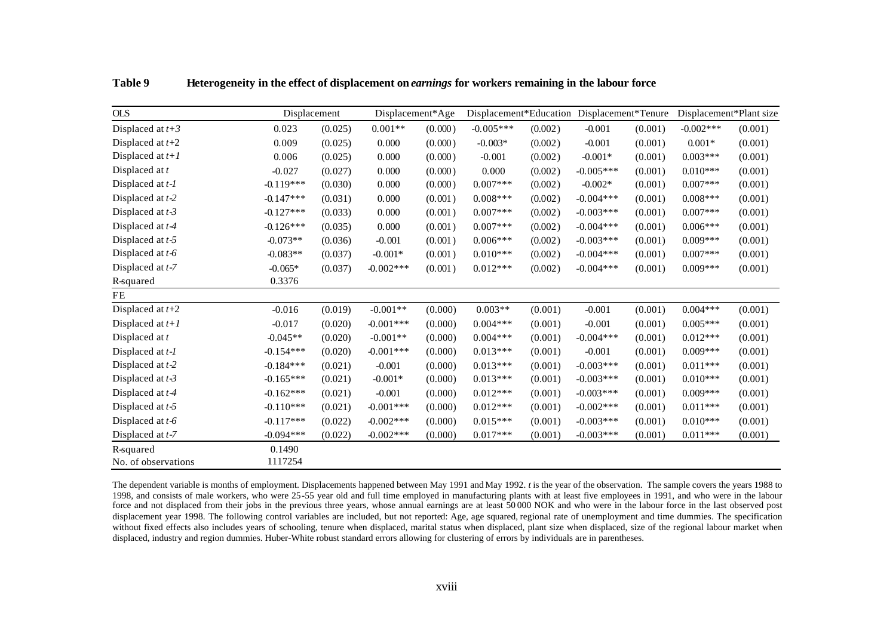**Table 9 Heterogeneity in the effect of displacement on *earnings* for workers remaining in the labour force**

| OLS | Displacement | | Displacement*Age | | Displacement*Education | | Displacement*Tenure | | Displacement*Plant size | |
|---|---|---|---|---|---|---|---|---|---|---|
| Displaced at *t+3* | 0.023 | (0.025) | 0.001** | (0.000) | -0.005*** | (0.002) | -0.001 | (0.001) | -0.002*** | (0.001) |
| Displaced at *t*+2 | 0.009 | (0.025) | 0.000 | (0.000) | -0.003* | (0.002) | -0.001 | (0.001) | 0.001* | (0.001) |
| Displaced at *t+1* | 0.006 | (0.025) | 0.000 | (0.000) | -0.001 | (0.002) | -0.001* | (0.001) | 0.003*** | (0.001) |
| Displaced at *t* | -0.027 | (0.027) | 0.000 | (0.000) | 0.000 | (0.002) | -0.005*** | (0.001) | 0.010*** | (0.001) |
| Displaced at *t-1* | -0.119*** | (0.030) | 0.000 | (0.000) | 0.007*** | (0.002) | -0.002* | (0.001) | 0.007*** | (0.001) |
| Displaced at *t-2* | -0.147*** | (0.031) | 0.000 | (0.001) | 0.008*** | (0.002) | -0.004*** | (0.001) | 0.008*** | (0.001) |
| Displaced at *t-3* | -0.127*** | (0.033) | 0.000 | (0.001) | 0.007*** | (0.002) | -0.003*** | (0.001) | 0.007*** | (0.001) |
| Displaced at *t-4* | -0.126*** | (0.035) | 0.000 | (0.001) | 0.007*** | (0.002) | -0.004*** | (0.001) | 0.006*** | (0.001) |
| Displaced at *t-5* | -0.073** | (0.036) | -0.001 | (0.001) | 0.006*** | (0.002) | -0.003*** | (0.001) | 0.009*** | (0.001) |
| Displaced at *t-6* | -0.083** | (0.037) | -0.001* | (0.001) | 0.010*** | (0.002) | -0.004*** | (0.001) | 0.007*** | (0.001) |
| Displaced at *t-7* | -0.065* | (0.037) | -0.002*** | (0.001) | 0.012*** | (0.002) | -0.004*** | (0.001) | 0.009*** | (0.001) |
| R-squared | 0.3376 | | | | | | | | | |
| FE | | | | | | | | | | |
| Displaced at *t*+2 | -0.016 | (0.019) | -0.001** | (0.000) | 0.003** | (0.001) | -0.001 | (0.001) | 0.004*** | (0.001) |
| Displaced at *t+1* | -0.017 | (0.020) | -0.001*** | (0.000) | 0.004*** | (0.001) | -0.001 | (0.001) | 0.005*** | (0.001) |
| Displaced at *t* | -0.045** | (0.020) | -0.001** | (0.000) | 0.004*** | (0.001) | -0.004*** | (0.001) | 0.012*** | (0.001) |
| Displaced at *t-1* | -0.154*** | (0.020) | -0.001*** | (0.000) | 0.013*** | (0.001) | -0.001 | (0.001) | 0.009*** | (0.001) |
| Displaced at *t-2* | -0.184*** | (0.021) | -0.001 | (0.000) | 0.013*** | (0.001) | -0.003*** | (0.001) | 0.011*** | (0.001) |
| Displaced at *t-3* | -0.165*** | (0.021) | -0.001* | (0.000) | 0.013*** | (0.001) | -0.003*** | (0.001) | 0.010*** | (0.001) |
| Displaced at *t-4* | -0.162*** | (0.021) | -0.001 | (0.000) | 0.012*** | (0.001) | -0.003*** | (0.001) | 0.009*** | (0.001) |
| Displaced at *t-5* | -0.110*** | (0.021) | -0.001*** | (0.000) | 0.012*** | (0.001) | -0.002*** | (0.001) | 0.011*** | (0.001) |
| Displaced at *t-6* | -0.117*** | (0.022) | -0.002*** | (0.000) | 0.015*** | (0.001) | -0.003*** | (0.001) | 0.010*** | (0.001) |
| Displaced at *t-7* | -0.094*** | (0.022) | -0.002*** | (0.000) | 0.017*** | (0.001) | -0.003*** | (0.001) | 0.011*** | (0.001) |
| R-squared | 0.1490 | | | | | | | | | |
| No. of observations | 1117254 | | | | | | | | | |

The dependent variable is months of employment. Displacements happened between May 1991 and May 1992. *t* is the year of the observation. The sample covers the years 1988 to 1998, and consists of male workers, who were 25-55 year old and full time employed in manufacturing plants with at least five employees in 1991, and who were in the labour force and not displaced from their jobs in the previous three years, whose annual earnings are at least 50 000 NOK and who were in the labour force in the last observed post displacement year 1998. The following control variables are included, but not reported: Age, age squared, regional rate of unemployment and time dummies. The specification without fixed effects also includes years of schooling, tenure when displaced, marital status when displaced, plant size when displaced, size of the regional labour market when displaced, industry and region dummies. Huber-White robust standard errors allowing for clustering of errors by individuals are in parentheses.